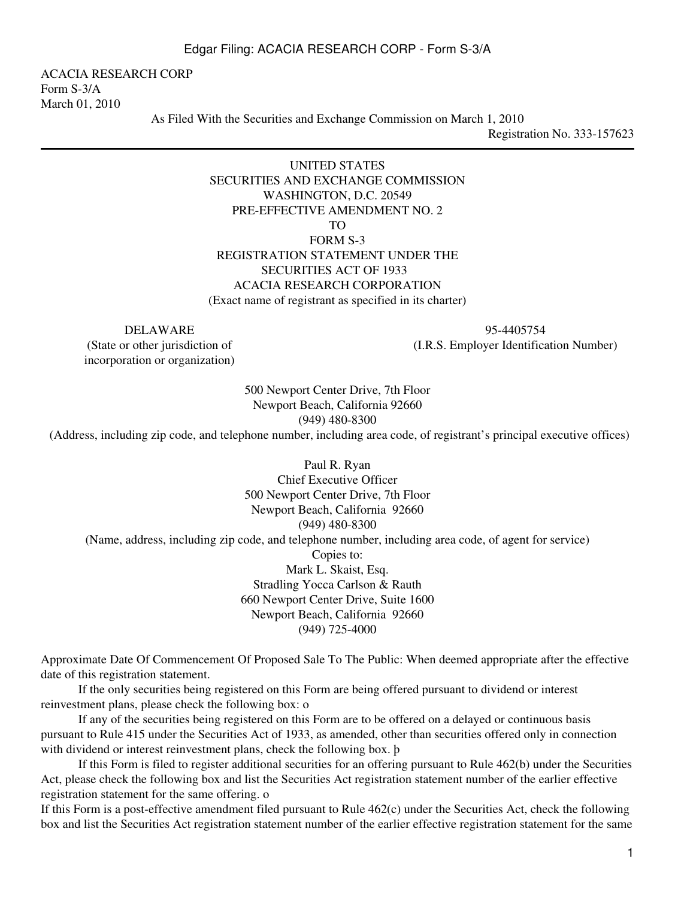ACACIA RESEARCH CORP
Form S-3/A
March 01, 2010

As Filed With the Securities and Exchange Commission on March 1, 2010

Registration No. 333-157623

---

UNITED STATES
SECURITIES AND EXCHANGE COMMISSION
WASHINGTON, D.C. 20549
PRE-EFFECTIVE AMENDMENT NO. 2
TO
FORM S-3
REGISTRATION STATEMENT UNDER THE
SECURITIES ACT OF 1933
ACACIA RESEARCH CORPORATION
(Exact name of registrant as specified in its charter)

| DELAWARE | 95-4405754 |
|---|---|
| (State or other jurisdiction of incorporation or organization) | (I.R.S. Employer Identification Number) |

500 Newport Center Drive, 7th Floor
Newport Beach, California 92660
(949) 480-8300
(Address, including zip code, and telephone number, including area code, of registrant's principal executive offices)

Paul R. Ryan
Chief Executive Officer
500 Newport Center Drive, 7th Floor
Newport Beach, California 92660
(949) 480-8300
(Name, address, including zip code, and telephone number, including area code, of agent for service)

Copies to:
Mark L. Skaist, Esq.
Stradling Yocca Carlson & Rauth
660 Newport Center Drive, Suite 1600
Newport Beach, California 92660
(949) 725-4000

Approximate Date Of Commencement Of Proposed Sale To The Public: When deemed appropriate after the effective date of this registration statement.

If the only securities being registered on this Form are being offered pursuant to dividend or interest reinvestment plans, please check the following box: o

If any of the securities being registered on this Form are to be offered on a delayed or continuous basis pursuant to Rule 415 under the Securities Act of 1933, as amended, other than securities offered only in connection with dividend or interest reinvestment plans, check the following box. þ

If this Form is filed to register additional securities for an offering pursuant to Rule 462(b) under the Securities Act, please check the following box and list the Securities Act registration statement number of the earlier effective registration statement for the same offering. o

If this Form is a post-effective amendment filed pursuant to Rule 462(c) under the Securities Act, check the following box and list the Securities Act registration statement number of the earlier effective registration statement for the same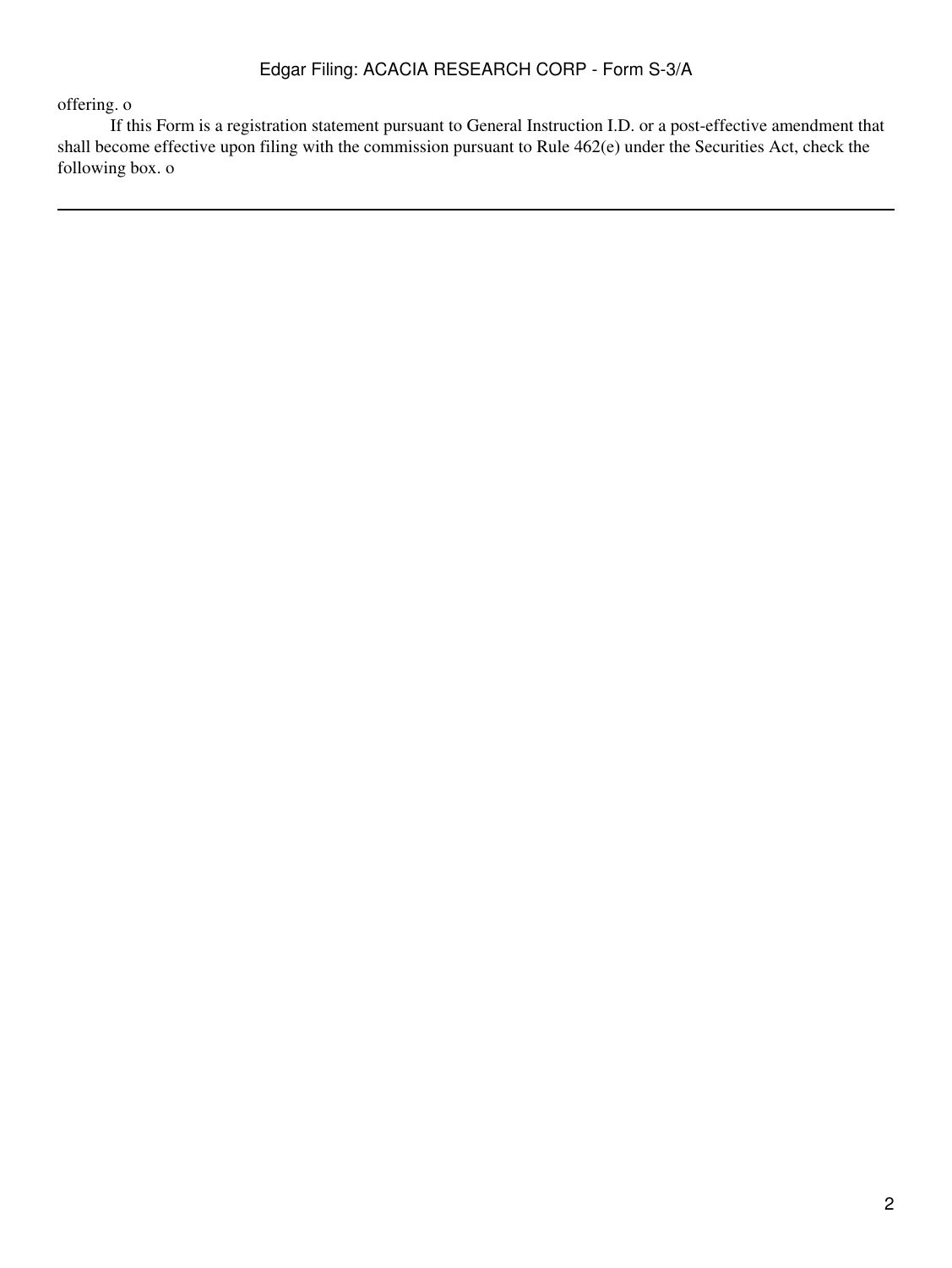offering. o

If this Form is a registration statement pursuant to General Instruction I.D. or a post-effective amendment that shall become effective upon filing with the commission pursuant to Rule 462(e) under the Securities Act, check the following box. o

---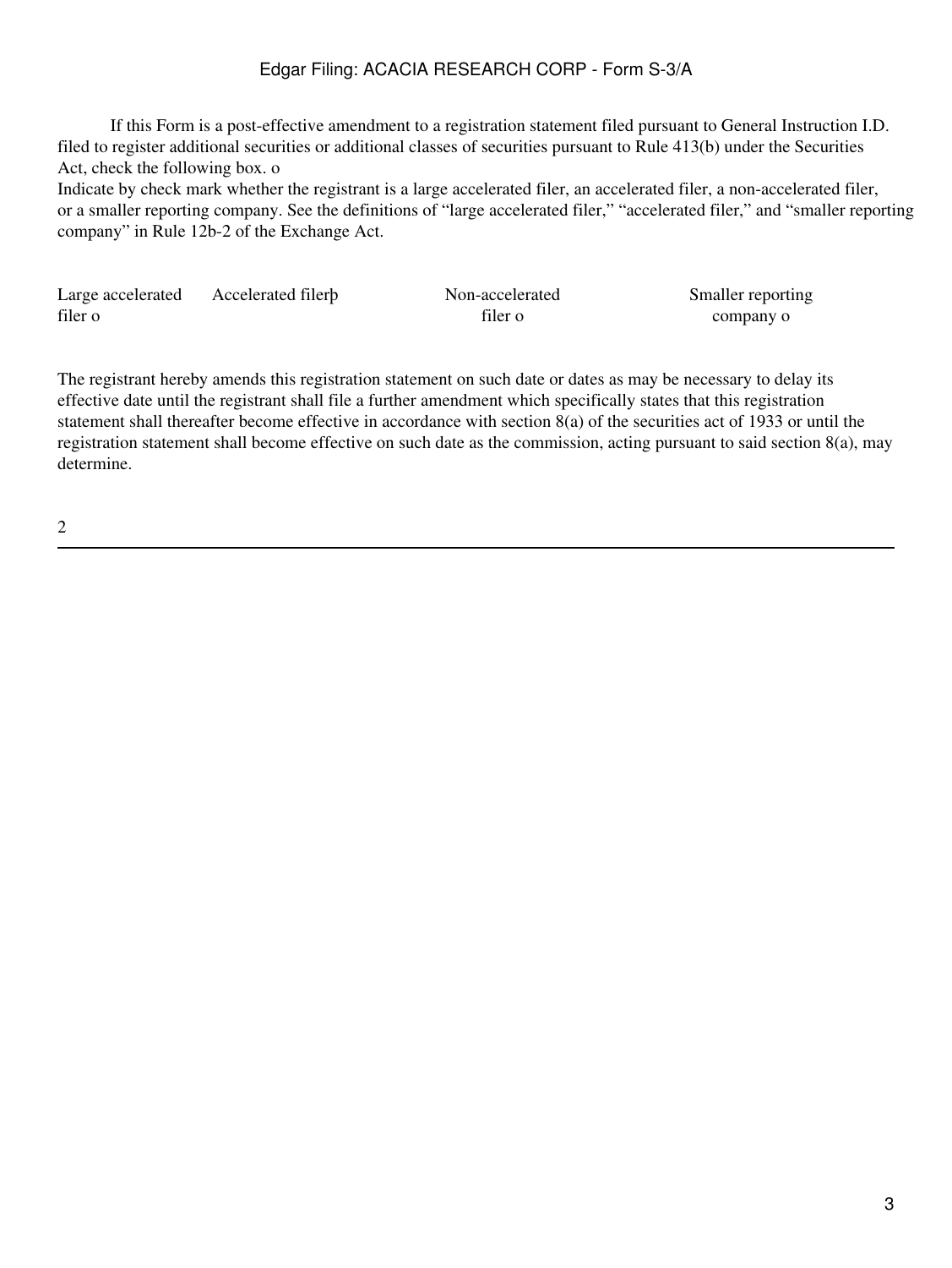If this Form is a post-effective amendment to a registration statement filed pursuant to General Instruction I.D. filed to register additional securities or additional classes of securities pursuant to Rule 413(b) under the Securities Act, check the following box. o

Indicate by check mark whether the registrant is a large accelerated filer, an accelerated filer, a non-accelerated filer, or a smaller reporting company. See the definitions of “large accelerated filer,” “accelerated filer,” and “smaller reporting company” in Rule 12b-2 of the Exchange Act.

| Large accelerated filer o | Accelerated filerþ | Non-accelerated filer o | Smaller reporting company o |
|---|---|---|---|

The registrant hereby amends this registration statement on such date or dates as may be necessary to delay its effective date until the registrant shall file a further amendment which specifically states that this registration statement shall thereafter become effective in accordance with section 8(a) of the securities act of 1933 or until the registration statement shall become effective on such date as the commission, acting pursuant to said section 8(a), may determine.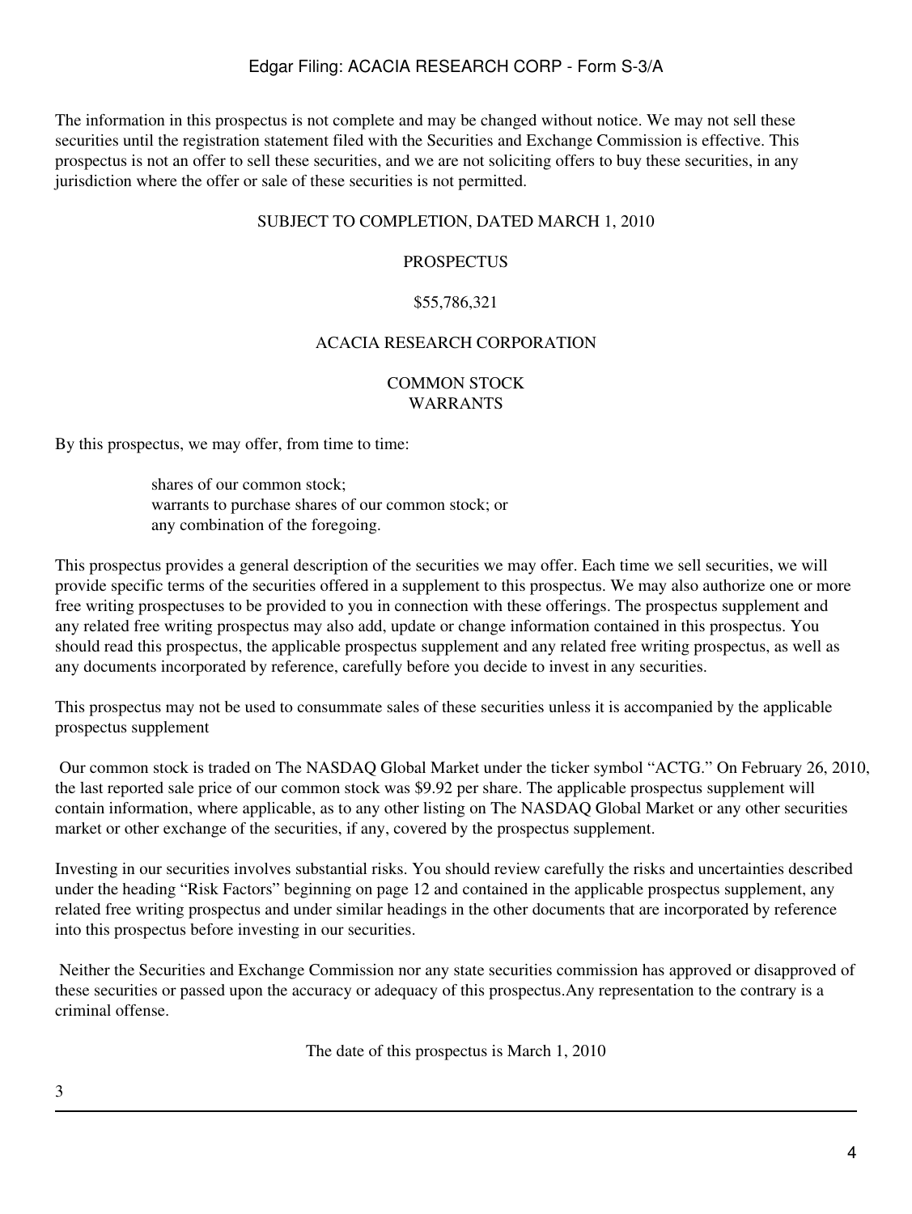The information in this prospectus is not complete and may be changed without notice. We may not sell these securities until the registration statement filed with the Securities and Exchange Commission is effective. This prospectus is not an offer to sell these securities, and we are not soliciting offers to buy these securities, in any jurisdiction where the offer or sale of these securities is not permitted.

SUBJECT TO COMPLETION, DATED MARCH 1, 2010

PROSPECTUS

$55,786,321

ACACIA RESEARCH CORPORATION

COMMON STOCK
WARRANTS

By this prospectus, we may offer, from time to time:

- shares of our common stock;
- warrants to purchase shares of our common stock; or
- any combination of the foregoing.

This prospectus provides a general description of the securities we may offer. Each time we sell securities, we will provide specific terms of the securities offered in a supplement to this prospectus. We may also authorize one or more free writing prospectuses to be provided to you in connection with these offerings. The prospectus supplement and any related free writing prospectus may also add, update or change information contained in this prospectus. You should read this prospectus, the applicable prospectus supplement and any related free writing prospectus, as well as any documents incorporated by reference, carefully before you decide to invest in any securities.

This prospectus may not be used to consummate sales of these securities unless it is accompanied by the applicable prospectus supplement

Our common stock is traded on The NASDAQ Global Market under the ticker symbol "ACTG." On February 26, 2010, the last reported sale price of our common stock was $9.92 per share. The applicable prospectus supplement will contain information, where applicable, as to any other listing on The NASDAQ Global Market or any other securities market or other exchange of the securities, if any, covered by the prospectus supplement.

Investing in our securities involves substantial risks. You should review carefully the risks and uncertainties described under the heading "Risk Factors" beginning on page 12 and contained in the applicable prospectus supplement, any related free writing prospectus and under similar headings in the other documents that are incorporated by reference into this prospectus before investing in our securities.

Neither the Securities and Exchange Commission nor any state securities commission has approved or disapproved of these securities or passed upon the accuracy or adequacy of this prospectus.Any representation to the contrary is a criminal offense.

The date of this prospectus is March 1, 2010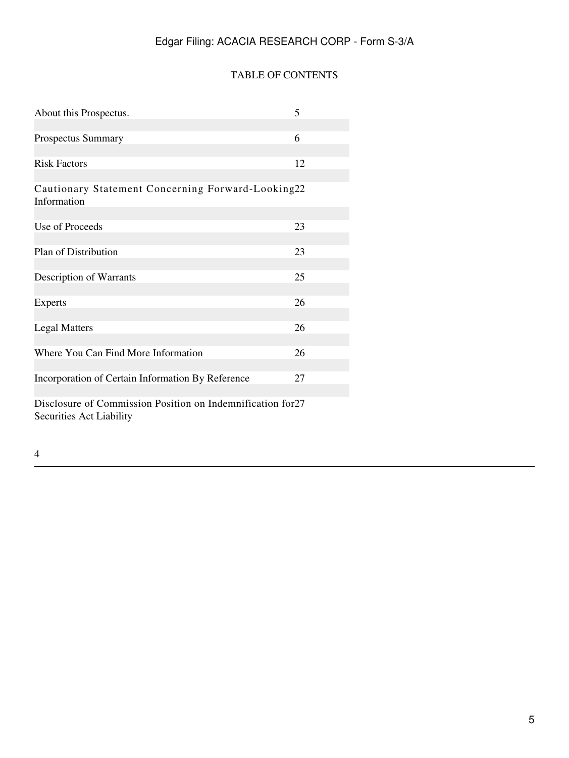## TABLE OF CONTENTS

| | |
|---|---|
| About this Prospectus. | 5 |
| Prospectus Summary | 6 |
| Risk Factors | 12 |
| Cautionary Statement Concerning Forward-Looking Information | 22 |
| Use of Proceeds | 23 |
| Plan of Distribution | 23 |
| Description of Warrants | 25 |
| Experts | 26 |
| Legal Matters | 26 |
| Where You Can Find More Information | 26 |
| Incorporation of Certain Information By Reference | 27 |
| Disclosure of Commission Position on Indemnification for Securities Act Liability | 27 |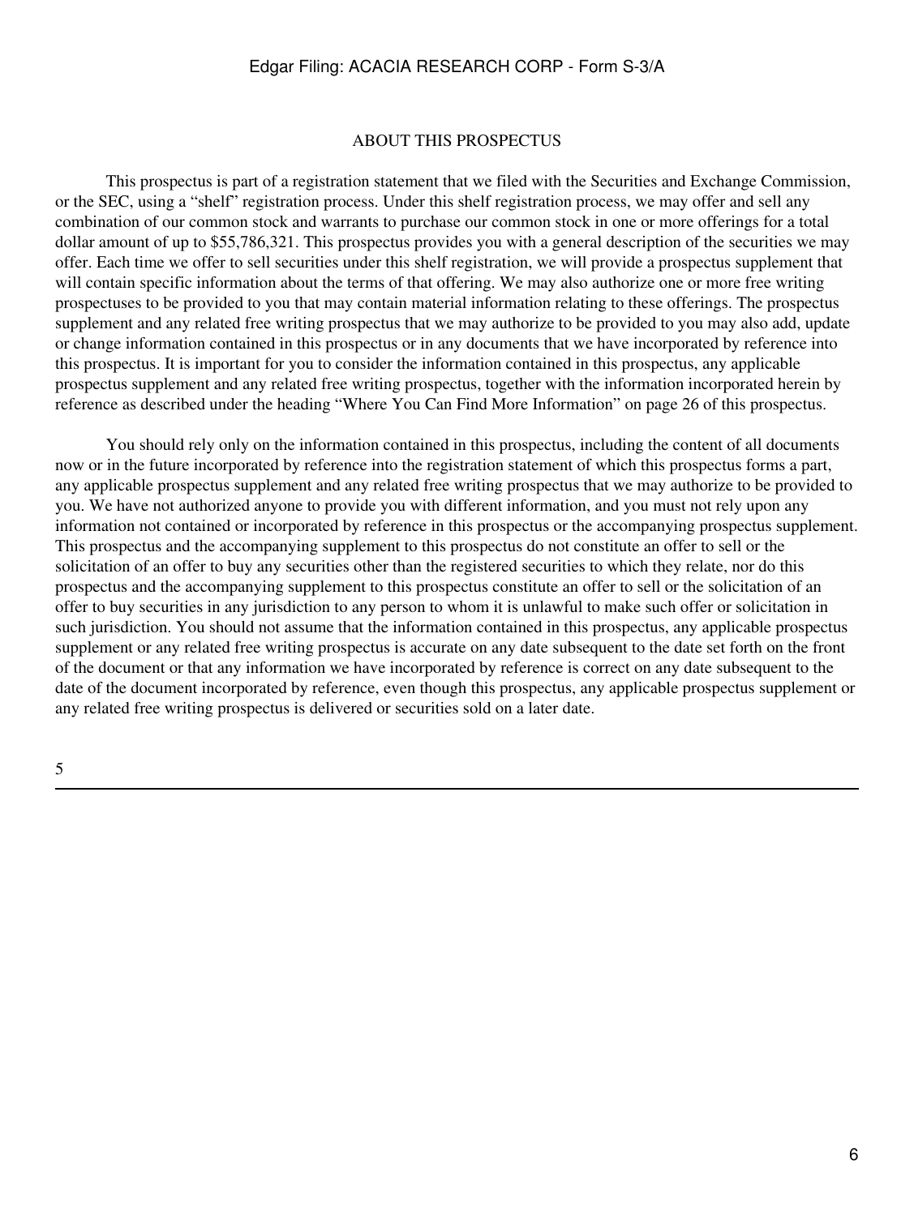## ABOUT THIS PROSPECTUS

This prospectus is part of a registration statement that we filed with the Securities and Exchange Commission, or the SEC, using a "shelf" registration process. Under this shelf registration process, we may offer and sell any combination of our common stock and warrants to purchase our common stock in one or more offerings for a total dollar amount of up to $55,786,321. This prospectus provides you with a general description of the securities we may offer. Each time we offer to sell securities under this shelf registration, we will provide a prospectus supplement that will contain specific information about the terms of that offering. We may also authorize one or more free writing prospectuses to be provided to you that may contain material information relating to these offerings. The prospectus supplement and any related free writing prospectus that we may authorize to be provided to you may also add, update or change information contained in this prospectus or in any documents that we have incorporated by reference into this prospectus. It is important for you to consider the information contained in this prospectus, any applicable prospectus supplement and any related free writing prospectus, together with the information incorporated herein by reference as described under the heading "Where You Can Find More Information" on page 26 of this prospectus.

You should rely only on the information contained in this prospectus, including the content of all documents now or in the future incorporated by reference into the registration statement of which this prospectus forms a part, any applicable prospectus supplement and any related free writing prospectus that we may authorize to be provided to you. We have not authorized anyone to provide you with different information, and you must not rely upon any information not contained or incorporated by reference in this prospectus or the accompanying prospectus supplement. This prospectus and the accompanying supplement to this prospectus do not constitute an offer to sell or the solicitation of an offer to buy any securities other than the registered securities to which they relate, nor do this prospectus and the accompanying supplement to this prospectus constitute an offer to sell or the solicitation of an offer to buy securities in any jurisdiction to any person to whom it is unlawful to make such offer or solicitation in such jurisdiction. You should not assume that the information contained in this prospectus, any applicable prospectus supplement or any related free writing prospectus is accurate on any date subsequent to the date set forth on the front of the document or that any information we have incorporated by reference is correct on any date subsequent to the date of the document incorporated by reference, even though this prospectus, any applicable prospectus supplement or any related free writing prospectus is delivered or securities sold on a later date.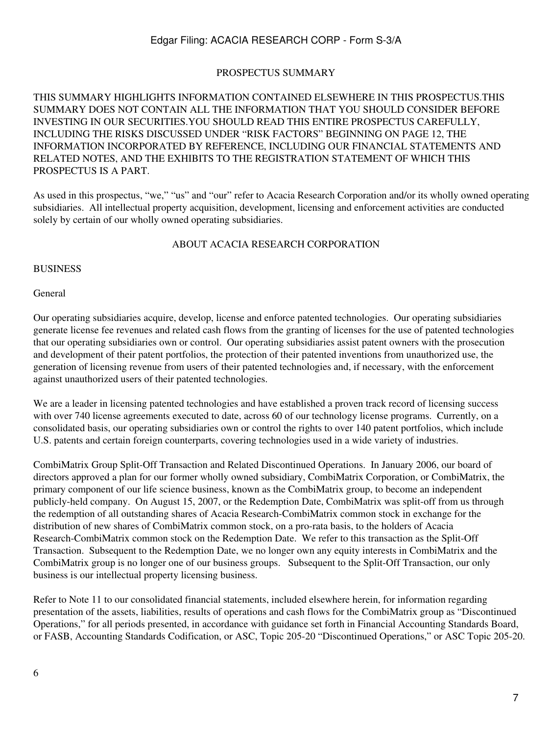## PROSPECTUS SUMMARY

THIS SUMMARY HIGHLIGHTS INFORMATION CONTAINED ELSEWHERE IN THIS PROSPECTUS.THIS SUMMARY DOES NOT CONTAIN ALL THE INFORMATION THAT YOU SHOULD CONSIDER BEFORE INVESTING IN OUR SECURITIES.YOU SHOULD READ THIS ENTIRE PROSPECTUS CAREFULLY, INCLUDING THE RISKS DISCUSSED UNDER "RISK FACTORS" BEGINNING ON PAGE 12, THE INFORMATION INCORPORATED BY REFERENCE, INCLUDING OUR FINANCIAL STATEMENTS AND RELATED NOTES, AND THE EXHIBITS TO THE REGISTRATION STATEMENT OF WHICH THIS PROSPECTUS IS A PART.

As used in this prospectus, "we," "us" and "our" refer to Acacia Research Corporation and/or its wholly owned operating subsidiaries. All intellectual property acquisition, development, licensing and enforcement activities are conducted solely by certain of our wholly owned operating subsidiaries.

## ABOUT ACACIA RESEARCH CORPORATION

### BUSINESS

#### General

Our operating subsidiaries acquire, develop, license and enforce patented technologies. Our operating subsidiaries generate license fee revenues and related cash flows from the granting of licenses for the use of patented technologies that our operating subsidiaries own or control. Our operating subsidiaries assist patent owners with the prosecution and development of their patent portfolios, the protection of their patented inventions from unauthorized use, the generation of licensing revenue from users of their patented technologies and, if necessary, with the enforcement against unauthorized users of their patented technologies.

We are a leader in licensing patented technologies and have established a proven track record of licensing success with over 740 license agreements executed to date, across 60 of our technology license programs. Currently, on a consolidated basis, our operating subsidiaries own or control the rights to over 140 patent portfolios, which include U.S. patents and certain foreign counterparts, covering technologies used in a wide variety of industries.

CombiMatrix Group Split-Off Transaction and Related Discontinued Operations. In January 2006, our board of directors approved a plan for our former wholly owned subsidiary, CombiMatrix Corporation, or CombiMatrix, the primary component of our life science business, known as the CombiMatrix group, to become an independent publicly-held company. On August 15, 2007, or the Redemption Date, CombiMatrix was split-off from us through the redemption of all outstanding shares of Acacia Research-CombiMatrix common stock in exchange for the distribution of new shares of CombiMatrix common stock, on a pro-rata basis, to the holders of Acacia Research-CombiMatrix common stock on the Redemption Date. We refer to this transaction as the Split-Off Transaction. Subsequent to the Redemption Date, we no longer own any equity interests in CombiMatrix and the CombiMatrix group is no longer one of our business groups. Subsequent to the Split-Off Transaction, our only business is our intellectual property licensing business.

Refer to Note 11 to our consolidated financial statements, included elsewhere herein, for information regarding presentation of the assets, liabilities, results of operations and cash flows for the CombiMatrix group as "Discontinued Operations," for all periods presented, in accordance with guidance set forth in Financial Accounting Standards Board, or FASB, Accounting Standards Codification, or ASC, Topic 205-20 "Discontinued Operations," or ASC Topic 205-20.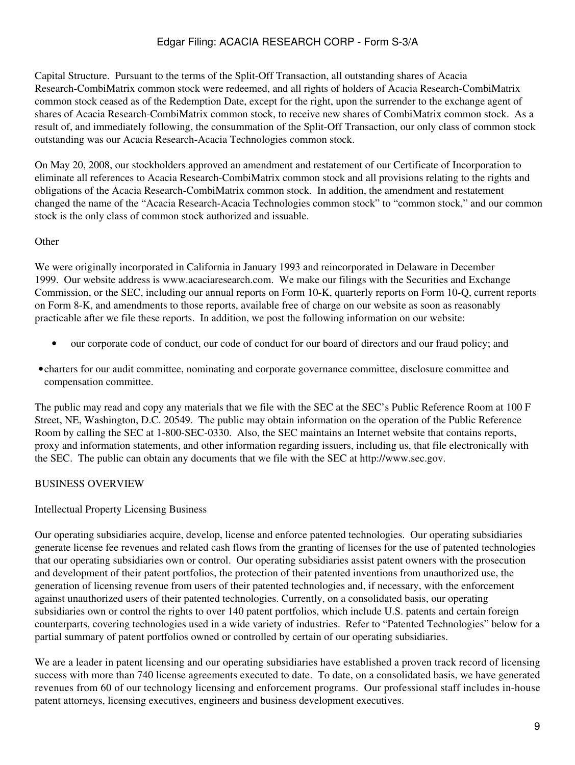Capital Structure. Pursuant to the terms of the Split-Off Transaction, all outstanding shares of Acacia Research-CombiMatrix common stock were redeemed, and all rights of holders of Acacia Research-CombiMatrix common stock ceased as of the Redemption Date, except for the right, upon the surrender to the exchange agent of shares of Acacia Research-CombiMatrix common stock, to receive new shares of CombiMatrix common stock. As a result of, and immediately following, the consummation of the Split-Off Transaction, our only class of common stock outstanding was our Acacia Research-Acacia Technologies common stock.

On May 20, 2008, our stockholders approved an amendment and restatement of our Certificate of Incorporation to eliminate all references to Acacia Research-CombiMatrix common stock and all provisions relating to the rights and obligations of the Acacia Research-CombiMatrix common stock. In addition, the amendment and restatement changed the name of the "Acacia Research-Acacia Technologies common stock" to "common stock," and our common stock is the only class of common stock authorized and issuable.

Other

We were originally incorporated in California in January 1993 and reincorporated in Delaware in December 1999. Our website address is www.acaciaresearch.com. We make our filings with the Securities and Exchange Commission, or the SEC, including our annual reports on Form 10-K, quarterly reports on Form 10-Q, current reports on Form 8-K, and amendments to those reports, available free of charge on our website as soon as reasonably practicable after we file these reports. In addition, we post the following information on our website:

- our corporate code of conduct, our code of conduct for our board of directors and our fraud policy; and
- charters for our audit committee, nominating and corporate governance committee, disclosure committee and compensation committee.

The public may read and copy any materials that we file with the SEC at the SEC's Public Reference Room at 100 F Street, NE, Washington, D.C. 20549. The public may obtain information on the operation of the Public Reference Room by calling the SEC at 1-800-SEC-0330. Also, the SEC maintains an Internet website that contains reports, proxy and information statements, and other information regarding issuers, including us, that file electronically with the SEC. The public can obtain any documents that we file with the SEC at http://www.sec.gov.

## BUSINESS OVERVIEW

### Intellectual Property Licensing Business

Our operating subsidiaries acquire, develop, license and enforce patented technologies. Our operating subsidiaries generate license fee revenues and related cash flows from the granting of licenses for the use of patented technologies that our operating subsidiaries own or control. Our operating subsidiaries assist patent owners with the prosecution and development of their patent portfolios, the protection of their patented inventions from unauthorized use, the generation of licensing revenue from users of their patented technologies and, if necessary, with the enforcement against unauthorized users of their patented technologies. Currently, on a consolidated basis, our operating subsidiaries own or control the rights to over 140 patent portfolios, which include U.S. patents and certain foreign counterparts, covering technologies used in a wide variety of industries. Refer to "Patented Technologies" below for a partial summary of patent portfolios owned or controlled by certain of our operating subsidiaries.

We are a leader in patent licensing and our operating subsidiaries have established a proven track record of licensing success with more than 740 license agreements executed to date. To date, on a consolidated basis, we have generated revenues from 60 of our technology licensing and enforcement programs. Our professional staff includes in-house patent attorneys, licensing executives, engineers and business development executives.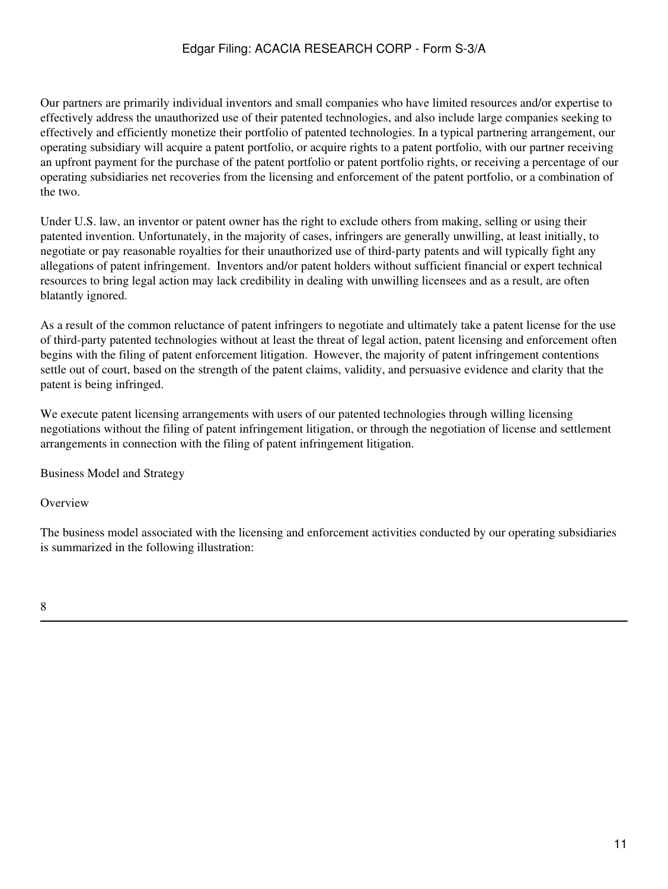Our partners are primarily individual inventors and small companies who have limited resources and/or expertise to effectively address the unauthorized use of their patented technologies, and also include large companies seeking to effectively and efficiently monetize their portfolio of patented technologies. In a typical partnering arrangement, our operating subsidiary will acquire a patent portfolio, or acquire rights to a patent portfolio, with our partner receiving an upfront payment for the purchase of the patent portfolio or patent portfolio rights, or receiving a percentage of our operating subsidiaries net recoveries from the licensing and enforcement of the patent portfolio, or a combination of the two.

Under U.S. law, an inventor or patent owner has the right to exclude others from making, selling or using their patented invention. Unfortunately, in the majority of cases, infringers are generally unwilling, at least initially, to negotiate or pay reasonable royalties for their unauthorized use of third-party patents and will typically fight any allegations of patent infringement. Inventors and/or patent holders without sufficient financial or expert technical resources to bring legal action may lack credibility in dealing with unwilling licensees and as a result, are often blatantly ignored.

As a result of the common reluctance of patent infringers to negotiate and ultimately take a patent license for the use of third-party patented technologies without at least the threat of legal action, patent licensing and enforcement often begins with the filing of patent enforcement litigation. However, the majority of patent infringement contentions settle out of court, based on the strength of the patent claims, validity, and persuasive evidence and clarity that the patent is being infringed.

We execute patent licensing arrangements with users of our patented technologies through willing licensing negotiations without the filing of patent infringement litigation, or through the negotiation of license and settlement arrangements in connection with the filing of patent infringement litigation.

## Business Model and Strategy

### Overview

The business model associated with the licensing and enforcement activities conducted by our operating subsidiaries is summarized in the following illustration: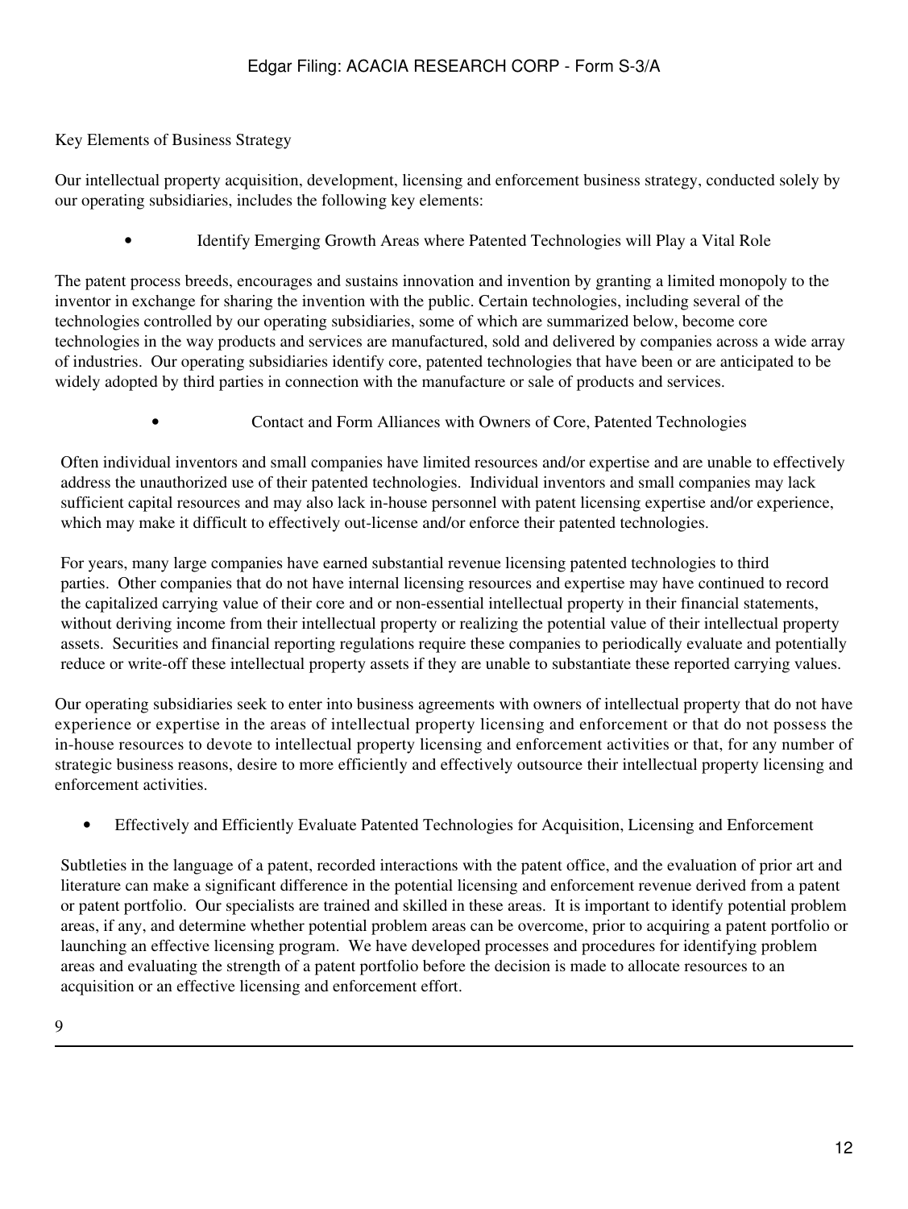Key Elements of Business Strategy

Our intellectual property acquisition, development, licensing and enforcement business strategy, conducted solely by our operating subsidiaries, includes the following key elements:

- Identify Emerging Growth Areas where Patented Technologies will Play a Vital Role

The patent process breeds, encourages and sustains innovation and invention by granting a limited monopoly to the inventor in exchange for sharing the invention with the public. Certain technologies, including several of the technologies controlled by our operating subsidiaries, some of which are summarized below, become core technologies in the way products and services are manufactured, sold and delivered by companies across a wide array of industries. Our operating subsidiaries identify core, patented technologies that have been or are anticipated to be widely adopted by third parties in connection with the manufacture or sale of products and services.

- Contact and Form Alliances with Owners of Core, Patented Technologies

Often individual inventors and small companies have limited resources and/or expertise and are unable to effectively address the unauthorized use of their patented technologies. Individual inventors and small companies may lack sufficient capital resources and may also lack in-house personnel with patent licensing expertise and/or experience, which may make it difficult to effectively out-license and/or enforce their patented technologies.

For years, many large companies have earned substantial revenue licensing patented technologies to third parties. Other companies that do not have internal licensing resources and expertise may have continued to record the capitalized carrying value of their core and or non-essential intellectual property in their financial statements, without deriving income from their intellectual property or realizing the potential value of their intellectual property assets. Securities and financial reporting regulations require these companies to periodically evaluate and potentially reduce or write-off these intellectual property assets if they are unable to substantiate these reported carrying values.

Our operating subsidiaries seek to enter into business agreements with owners of intellectual property that do not have experience or expertise in the areas of intellectual property licensing and enforcement or that do not possess the in-house resources to devote to intellectual property licensing and enforcement activities or that, for any number of strategic business reasons, desire to more efficiently and effectively outsource their intellectual property licensing and enforcement activities.

- Effectively and Efficiently Evaluate Patented Technologies for Acquisition, Licensing and Enforcement

Subtleties in the language of a patent, recorded interactions with the patent office, and the evaluation of prior art and literature can make a significant difference in the potential licensing and enforcement revenue derived from a patent or patent portfolio. Our specialists are trained and skilled in these areas. It is important to identify potential problem areas, if any, and determine whether potential problem areas can be overcome, prior to acquiring a patent portfolio or launching an effective licensing program. We have developed processes and procedures for identifying problem areas and evaluating the strength of a patent portfolio before the decision is made to allocate resources to an acquisition or an effective licensing and enforcement effort.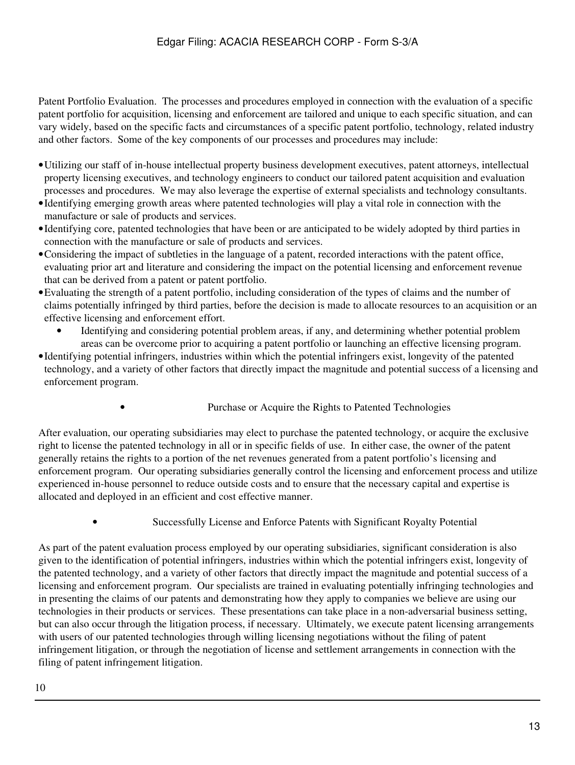Patent Portfolio Evaluation. The processes and procedures employed in connection with the evaluation of a specific patent portfolio for acquisition, licensing and enforcement are tailored and unique to each specific situation, and can vary widely, based on the specific facts and circumstances of a specific patent portfolio, technology, related industry and other factors. Some of the key components of our processes and procedures may include:

- Utilizing our staff of in-house intellectual property business development executives, patent attorneys, intellectual property licensing executives, and technology engineers to conduct our tailored patent acquisition and evaluation processes and procedures. We may also leverage the expertise of external specialists and technology consultants.
- Identifying emerging growth areas where patented technologies will play a vital role in connection with the manufacture or sale of products and services.
- Identifying core, patented technologies that have been or are anticipated to be widely adopted by third parties in connection with the manufacture or sale of products and services.
- Considering the impact of subtleties in the language of a patent, recorded interactions with the patent office, evaluating prior art and literature and considering the impact on the potential licensing and enforcement revenue that can be derived from a patent or patent portfolio.
- Evaluating the strength of a patent portfolio, including consideration of the types of claims and the number of claims potentially infringed by third parties, before the decision is made to allocate resources to an acquisition or an effective licensing and enforcement effort.
    - Identifying and considering potential problem areas, if any, and determining whether potential problem areas can be overcome prior to acquiring a patent portfolio or launching an effective licensing program.
- Identifying potential infringers, industries within which the potential infringers exist, longevity of the patented technology, and a variety of other factors that directly impact the magnitude and potential success of a licensing and enforcement program.

- Purchase or Acquire the Rights to Patented Technologies

After evaluation, our operating subsidiaries may elect to purchase the patented technology, or acquire the exclusive right to license the patented technology in all or in specific fields of use. In either case, the owner of the patent generally retains the rights to a portion of the net revenues generated from a patent portfolio's licensing and enforcement program. Our operating subsidiaries generally control the licensing and enforcement process and utilize experienced in-house personnel to reduce outside costs and to ensure that the necessary capital and expertise is allocated and deployed in an efficient and cost effective manner.

- Successfully License and Enforce Patents with Significant Royalty Potential

As part of the patent evaluation process employed by our operating subsidiaries, significant consideration is also given to the identification of potential infringers, industries within which the potential infringers exist, longevity of the patented technology, and a variety of other factors that directly impact the magnitude and potential success of a licensing and enforcement program. Our specialists are trained in evaluating potentially infringing technologies and in presenting the claims of our patents and demonstrating how they apply to companies we believe are using our technologies in their products or services. These presentations can take place in a non-adversarial business setting, but can also occur through the litigation process, if necessary. Ultimately, we execute patent licensing arrangements with users of our patented technologies through willing licensing negotiations without the filing of patent infringement litigation, or through the negotiation of license and settlement arrangements in connection with the filing of patent infringement litigation.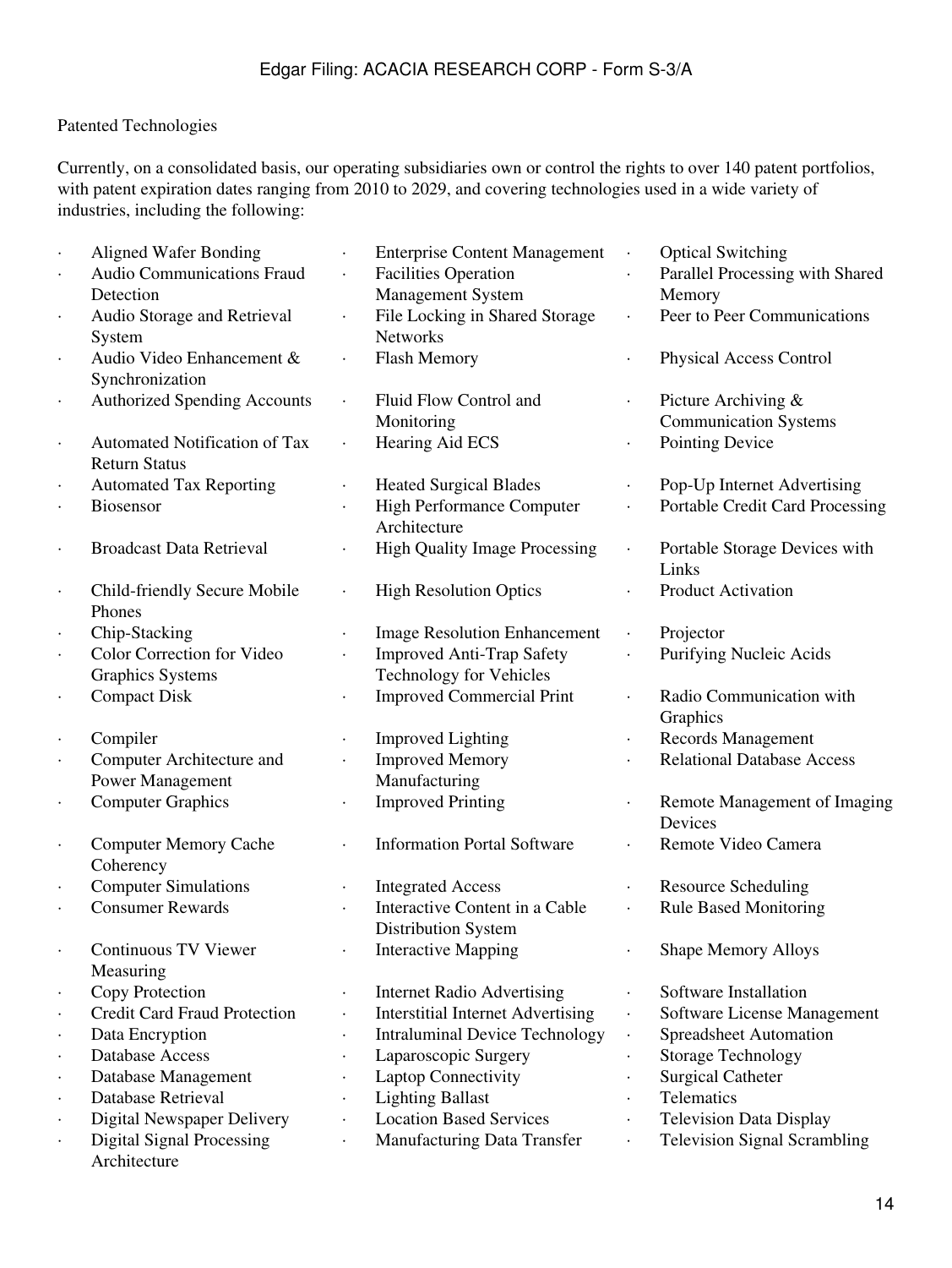Patented Technologies

Currently, on a consolidated basis, our operating subsidiaries own or control the rights to over 140 patent portfolios, with patent expiration dates ranging from 2010 to 2029, and covering technologies used in a wide variety of industries, including the following:

- Aligned Wafer Bonding
- Audio Communications Fraud Detection
- Audio Storage and Retrieval System
- Audio Video Enhancement & Synchronization
- Authorized Spending Accounts
- Automated Notification of Tax Return Status
- Automated Tax Reporting
- Biosensor
- Broadcast Data Retrieval
- Child-friendly Secure Mobile Phones
- Chip-Stacking
- Color Correction for Video Graphics Systems
- Compact Disk
- Compiler
- Computer Architecture and Power Management
- Computer Graphics
- Computer Memory Cache Coherency
- Computer Simulations
- Consumer Rewards
- Continuous TV Viewer Measuring
- Copy Protection
- Credit Card Fraud Protection
- Data Encryption
- Database Access
- Database Management
- Database Retrieval
- Digital Newspaper Delivery
- Digital Signal Processing Architecture
- Enterprise Content Management
- Facilities Operation Management System
- File Locking in Shared Storage Networks
- Flash Memory
- Fluid Flow Control and Monitoring
- Hearing Aid ECS
- Heated Surgical Blades
- High Performance Computer Architecture
- High Quality Image Processing
- High Resolution Optics
- Image Resolution Enhancement
- Improved Anti-Trap Safety Technology for Vehicles
- Improved Commercial Print
- Improved Lighting
- Improved Memory Manufacturing
- Improved Printing
- Information Portal Software
- Integrated Access
- Interactive Content in a Cable Distribution System
- Interactive Mapping
- Internet Radio Advertising
- Interstitial Internet Advertising
- Intraluminal Device Technology
- Laparoscopic Surgery
- Laptop Connectivity
- Lighting Ballast
- Location Based Services
- Manufacturing Data Transfer
- Optical Switching
- Parallel Processing with Shared Memory
- Peer to Peer Communications
- Physical Access Control
- Picture Archiving & Communication Systems
- Pointing Device
- Pop-Up Internet Advertising
- Portable Credit Card Processing
- Portable Storage Devices with Links
- Product Activation
- Projector
- Purifying Nucleic Acids
- Radio Communication with Graphics
- Records Management
- Relational Database Access
- Remote Management of Imaging Devices
- Remote Video Camera
- Resource Scheduling
- Rule Based Monitoring
- Shape Memory Alloys
- Software Installation
- Software License Management
- Spreadsheet Automation
- Storage Technology
- Surgical Catheter
- Telematics
- Television Data Display
- Television Signal Scrambling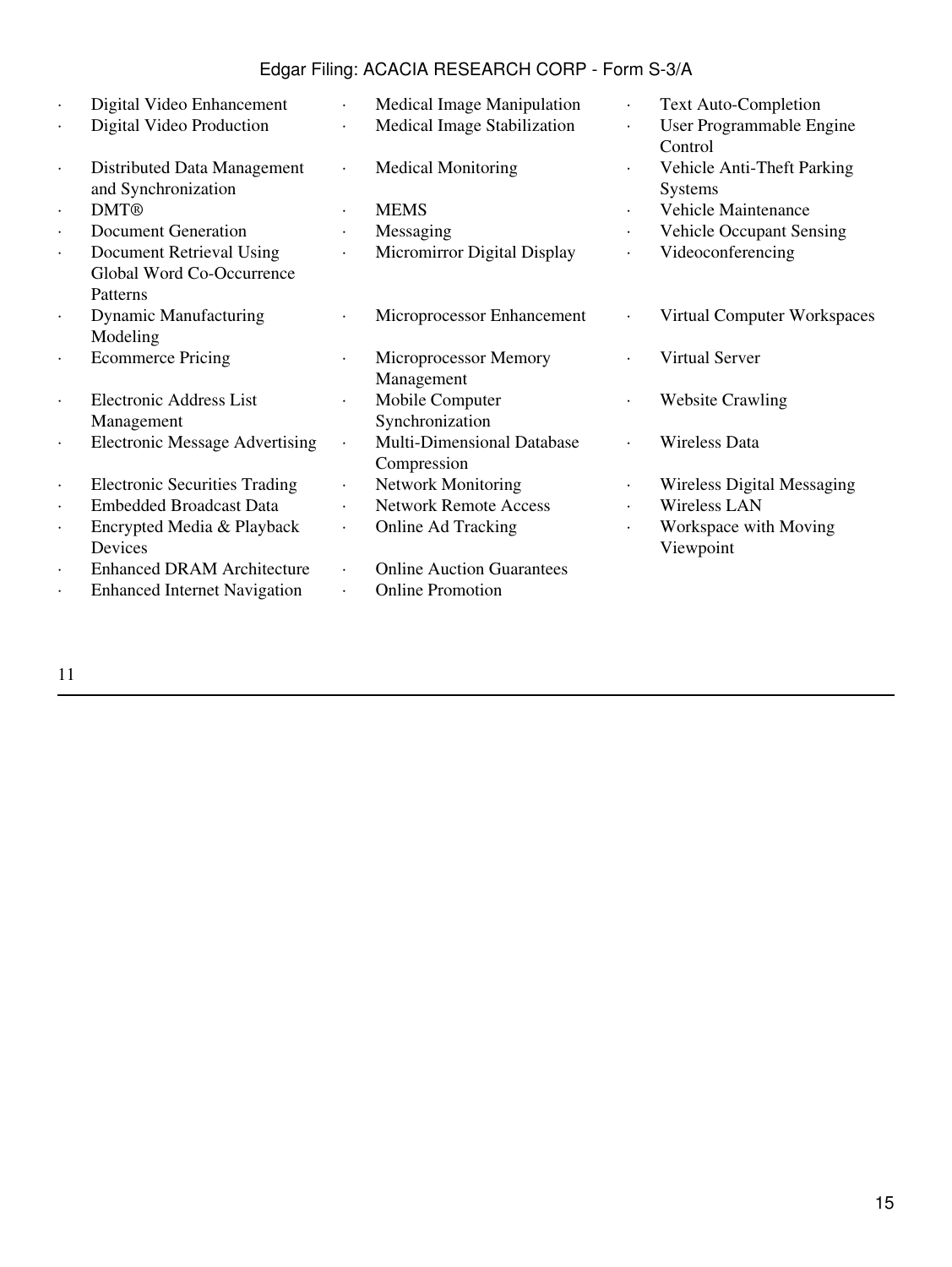- Digital Video Enhancement
- Digital Video Production
- Distributed Data Management and Synchronization
- DMT®
- Document Generation
- Document Retrieval Using Global Word Co-Occurrence Patterns
- Dynamic Manufacturing Modeling
- Ecommerce Pricing
- Electronic Address List Management
- Electronic Message Advertising
- Electronic Securities Trading
- Embedded Broadcast Data
- Encrypted Media & Playback Devices
- Enhanced DRAM Architecture
- Enhanced Internet Navigation
- Medical Image Manipulation
- Medical Image Stabilization
- Medical Monitoring
- MEMS
- Messaging
- Micromirror Digital Display
- Microprocessor Enhancement
- Microprocessor Memory Management
- Mobile Computer Synchronization
- Multi-Dimensional Database Compression
- Network Monitoring
- Network Remote Access
- Online Ad Tracking
- Online Auction Guarantees
- Online Promotion
- Text Auto-Completion
- User Programmable Engine Control
- Vehicle Anti-Theft Parking Systems
- Vehicle Maintenance
- Vehicle Occupant Sensing
- Videoconferencing
- Virtual Computer Workspaces
- Virtual Server
- Website Crawling
- Wireless Data
- Wireless Digital Messaging
- Wireless LAN
- Workspace with Moving Viewpoint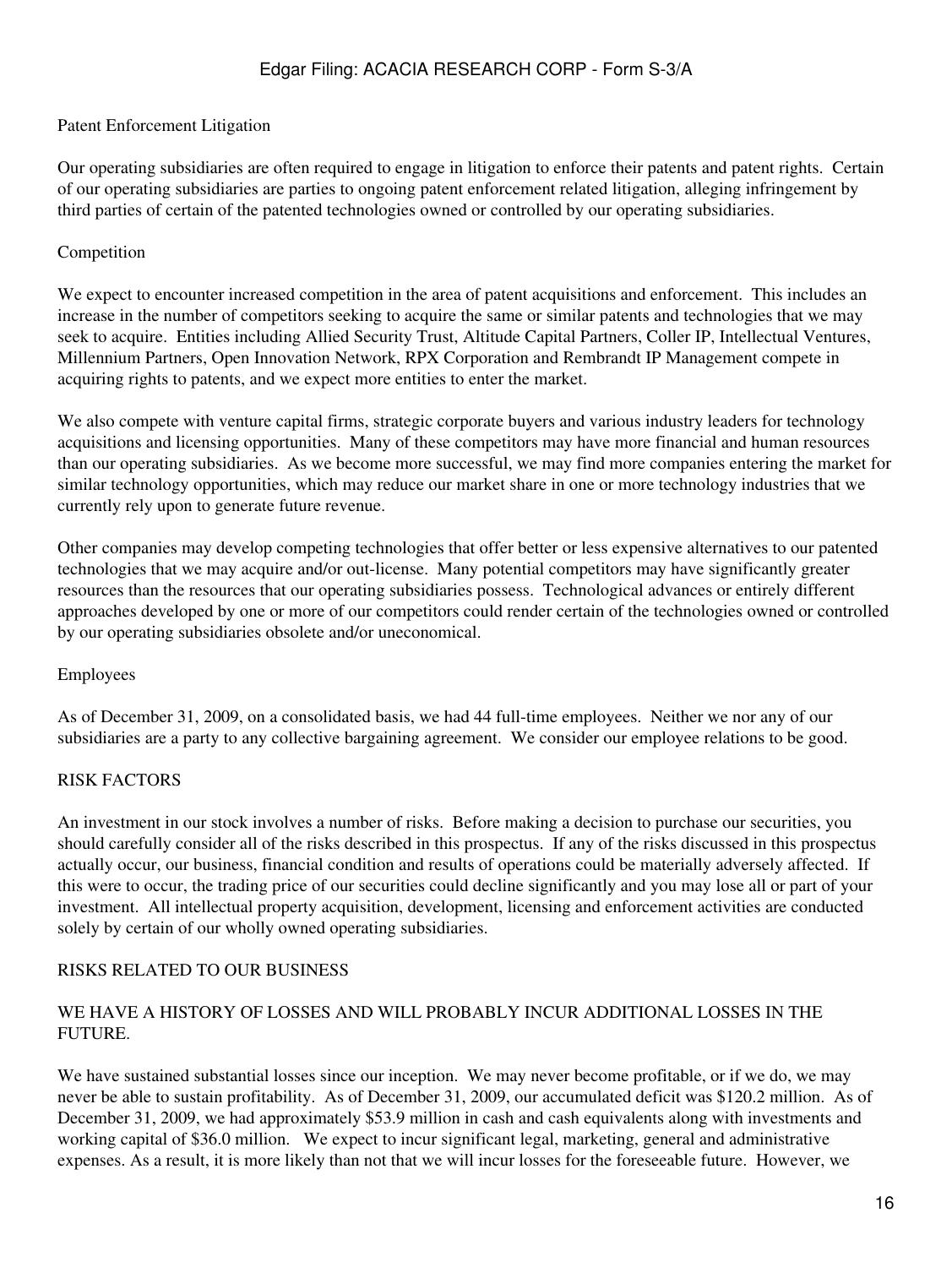## Patent Enforcement Litigation

Our operating subsidiaries are often required to engage in litigation to enforce their patents and patent rights. Certain of our operating subsidiaries are parties to ongoing patent enforcement related litigation, alleging infringement by third parties of certain of the patented technologies owned or controlled by our operating subsidiaries.

## Competition

We expect to encounter increased competition in the area of patent acquisitions and enforcement. This includes an increase in the number of competitors seeking to acquire the same or similar patents and technologies that we may seek to acquire. Entities including Allied Security Trust, Altitude Capital Partners, Coller IP, Intellectual Ventures, Millennium Partners, Open Innovation Network, RPX Corporation and Rembrandt IP Management compete in acquiring rights to patents, and we expect more entities to enter the market.

We also compete with venture capital firms, strategic corporate buyers and various industry leaders for technology acquisitions and licensing opportunities. Many of these competitors may have more financial and human resources than our operating subsidiaries. As we become more successful, we may find more companies entering the market for similar technology opportunities, which may reduce our market share in one or more technology industries that we currently rely upon to generate future revenue.

Other companies may develop competing technologies that offer better or less expensive alternatives to our patented technologies that we may acquire and/or out-license. Many potential competitors may have significantly greater resources than the resources that our operating subsidiaries possess. Technological advances or entirely different approaches developed by one or more of our competitors could render certain of the technologies owned or controlled by our operating subsidiaries obsolete and/or uneconomical.

## Employees

As of December 31, 2009, on a consolidated basis, we had 44 full-time employees. Neither we nor any of our subsidiaries are a party to any collective bargaining agreement. We consider our employee relations to be good.

# RISK FACTORS

An investment in our stock involves a number of risks. Before making a decision to purchase our securities, you should carefully consider all of the risks described in this prospectus. If any of the risks discussed in this prospectus actually occur, our business, financial condition and results of operations could be materially adversely affected. If this were to occur, the trading price of our securities could decline significantly and you may lose all or part of your investment. All intellectual property acquisition, development, licensing and enforcement activities are conducted solely by certain of our wholly owned operating subsidiaries.

## RISKS RELATED TO OUR BUSINESS

### WE HAVE A HISTORY OF LOSSES AND WILL PROBABLY INCUR ADDITIONAL LOSSES IN THE FUTURE.

We have sustained substantial losses since our inception. We may never become profitable, or if we do, we may never be able to sustain profitability. As of December 31, 2009, our accumulated deficit was $120.2 million. As of December 31, 2009, we had approximately $53.9 million in cash and cash equivalents along with investments and working capital of $36.0 million. We expect to incur significant legal, marketing, general and administrative expenses. As a result, it is more likely than not that we will incur losses for the foreseeable future. However, we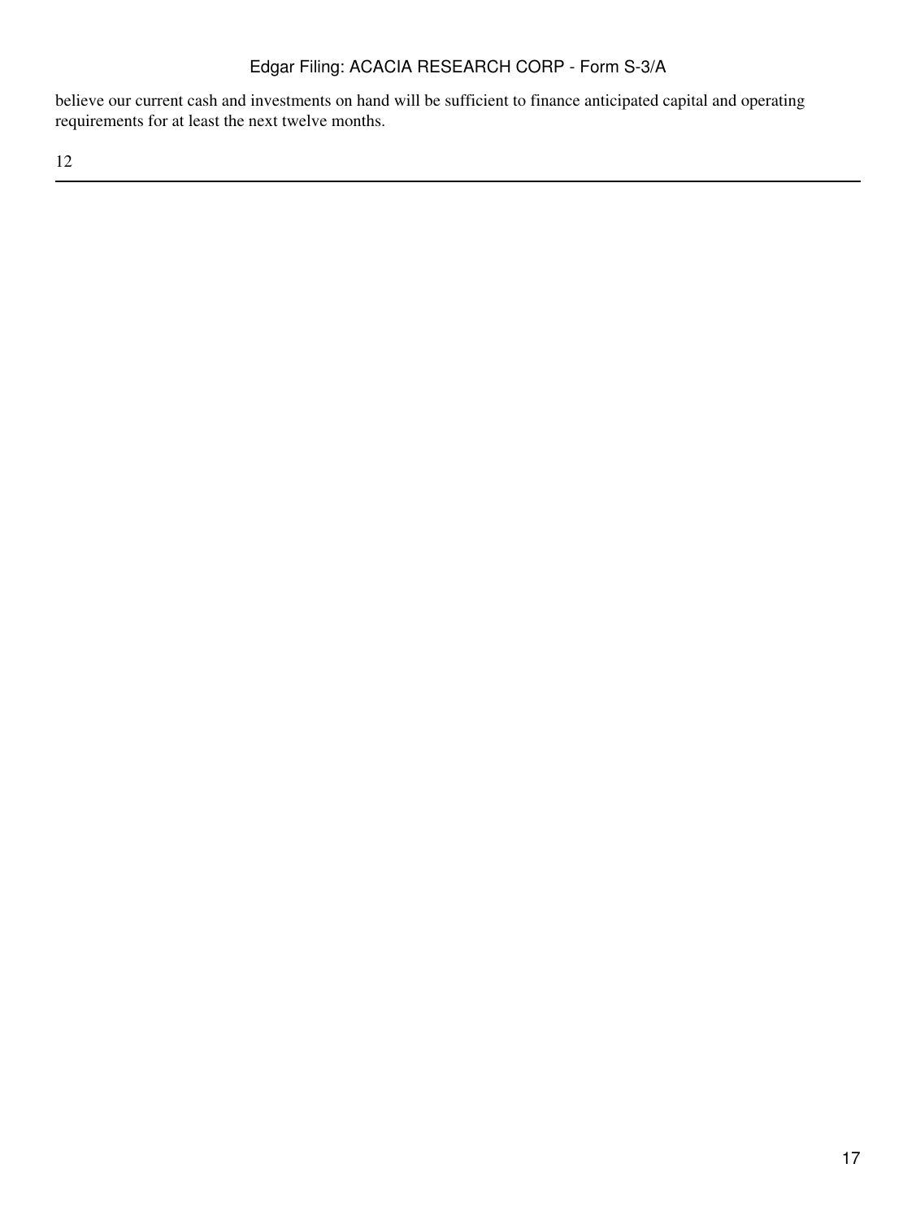believe our current cash and investments on hand will be sufficient to finance anticipated capital and operating requirements for at least the next twelve months.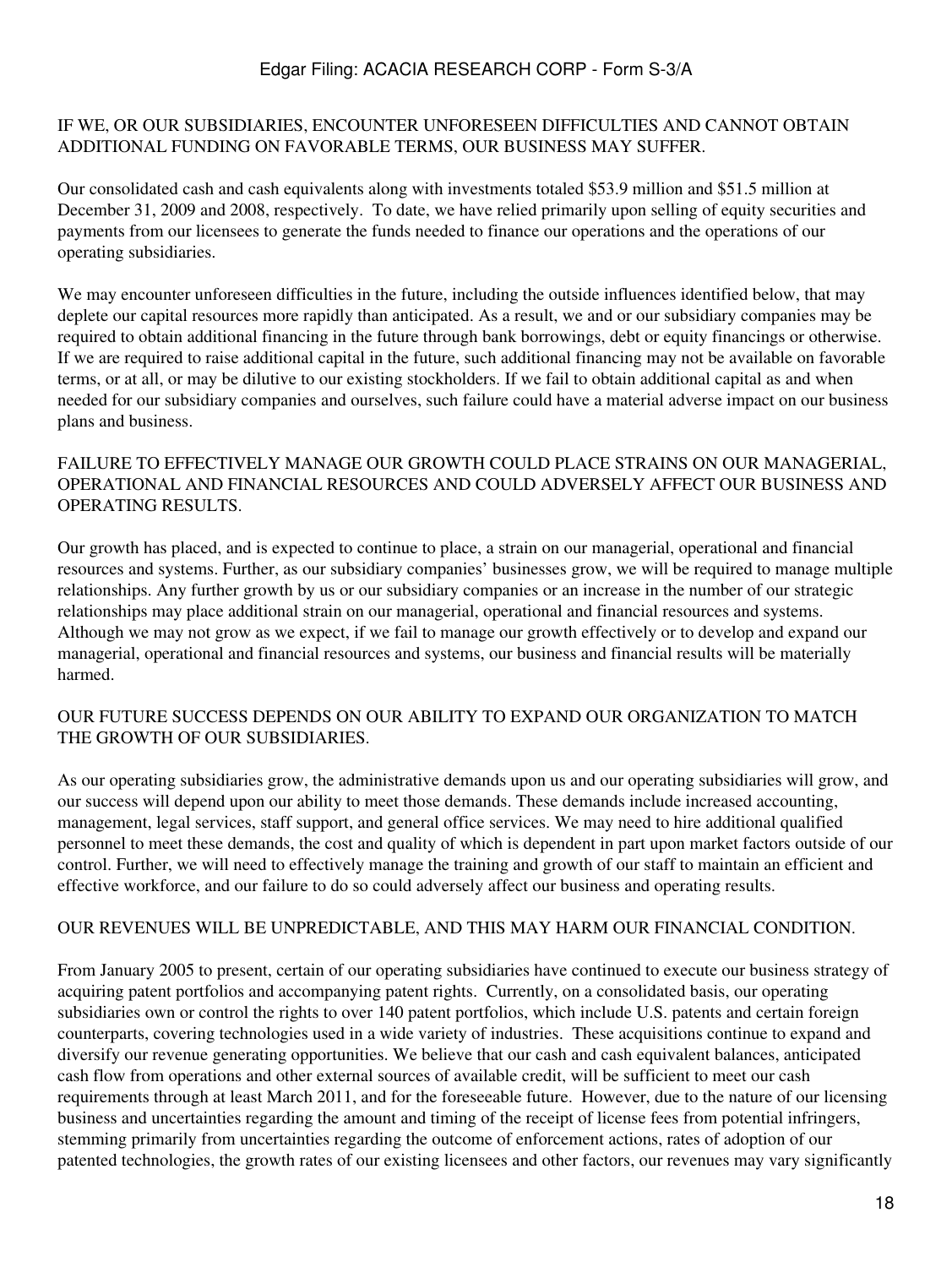### IF WE, OR OUR SUBSIDIARIES, ENCOUNTER UNFORESEEN DIFFICULTIES AND CANNOT OBTAIN ADDITIONAL FUNDING ON FAVORABLE TERMS, OUR BUSINESS MAY SUFFER.

Our consolidated cash and cash equivalents along with investments totaled $53.9 million and $51.5 million at December 31, 2009 and 2008, respectively. To date, we have relied primarily upon selling of equity securities and payments from our licensees to generate the funds needed to finance our operations and the operations of our operating subsidiaries.

We may encounter unforeseen difficulties in the future, including the outside influences identified below, that may deplete our capital resources more rapidly than anticipated. As a result, we and or our subsidiary companies may be required to obtain additional financing in the future through bank borrowings, debt or equity financings or otherwise. If we are required to raise additional capital in the future, such additional financing may not be available on favorable terms, or at all, or may be dilutive to our existing stockholders. If we fail to obtain additional capital as and when needed for our subsidiary companies and ourselves, such failure could have a material adverse impact on our business plans and business.

### FAILURE TO EFFECTIVELY MANAGE OUR GROWTH COULD PLACE STRAINS ON OUR MANAGERIAL, OPERATIONAL AND FINANCIAL RESOURCES AND COULD ADVERSELY AFFECT OUR BUSINESS AND OPERATING RESULTS.

Our growth has placed, and is expected to continue to place, a strain on our managerial, operational and financial resources and systems. Further, as our subsidiary companies' businesses grow, we will be required to manage multiple relationships. Any further growth by us or our subsidiary companies or an increase in the number of our strategic relationships may place additional strain on our managerial, operational and financial resources and systems. Although we may not grow as we expect, if we fail to manage our growth effectively or to develop and expand our managerial, operational and financial resources and systems, our business and financial results will be materially harmed.

### OUR FUTURE SUCCESS DEPENDS ON OUR ABILITY TO EXPAND OUR ORGANIZATION TO MATCH THE GROWTH OF OUR SUBSIDIARIES.

As our operating subsidiaries grow, the administrative demands upon us and our operating subsidiaries will grow, and our success will depend upon our ability to meet those demands. These demands include increased accounting, management, legal services, staff support, and general office services. We may need to hire additional qualified personnel to meet these demands, the cost and quality of which is dependent in part upon market factors outside of our control. Further, we will need to effectively manage the training and growth of our staff to maintain an efficient and effective workforce, and our failure to do so could adversely affect our business and operating results.

### OUR REVENUES WILL BE UNPREDICTABLE, AND THIS MAY HARM OUR FINANCIAL CONDITION.

From January 2005 to present, certain of our operating subsidiaries have continued to execute our business strategy of acquiring patent portfolios and accompanying patent rights. Currently, on a consolidated basis, our operating subsidiaries own or control the rights to over 140 patent portfolios, which include U.S. patents and certain foreign counterparts, covering technologies used in a wide variety of industries. These acquisitions continue to expand and diversify our revenue generating opportunities. We believe that our cash and cash equivalent balances, anticipated cash flow from operations and other external sources of available credit, will be sufficient to meet our cash requirements through at least March 2011, and for the foreseeable future. However, due to the nature of our licensing business and uncertainties regarding the amount and timing of the receipt of license fees from potential infringers, stemming primarily from uncertainties regarding the outcome of enforcement actions, rates of adoption of our patented technologies, the growth rates of our existing licensees and other factors, our revenues may vary significantly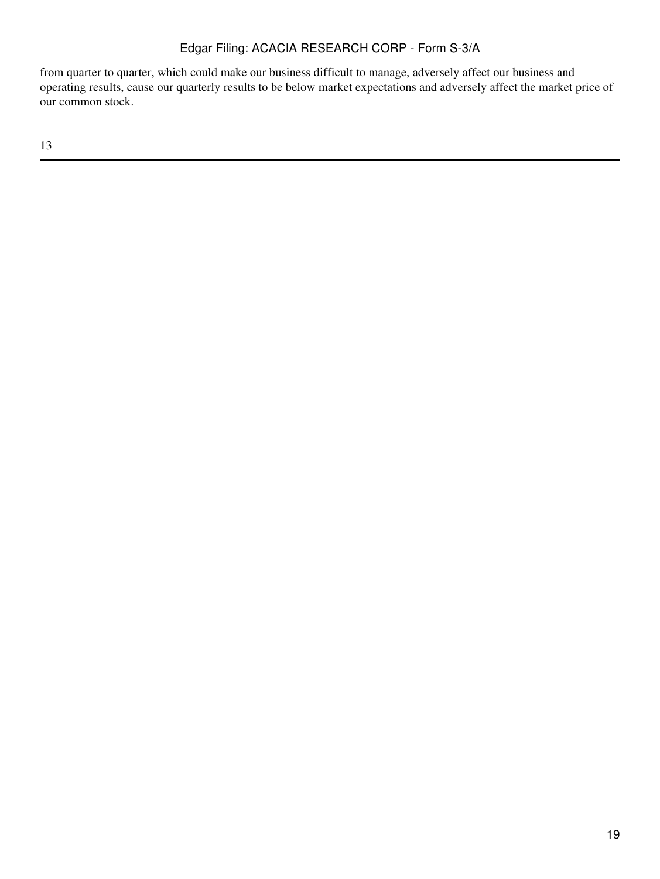from quarter to quarter, which could make our business difficult to manage, adversely affect our business and operating results, cause our quarterly results to be below market expectations and adversely affect the market price of our common stock.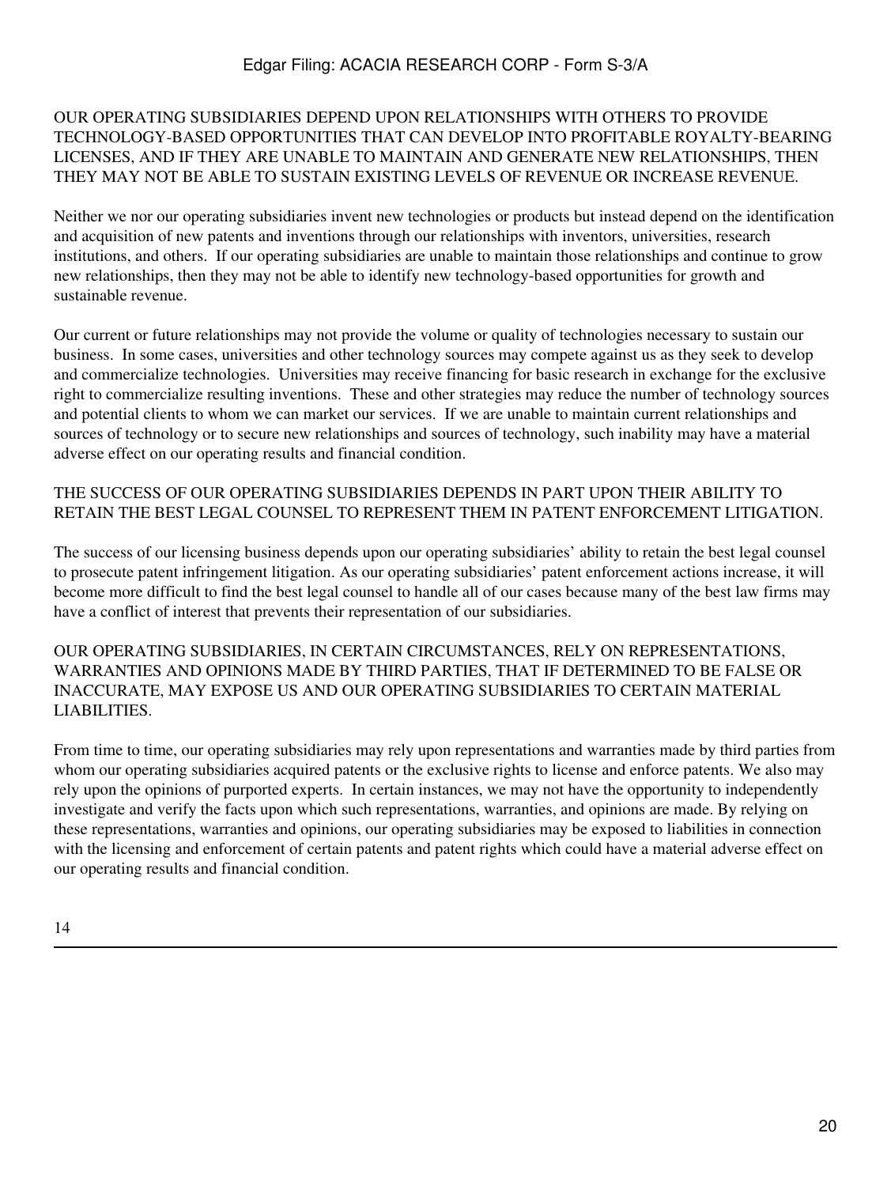OUR OPERATING SUBSIDIARIES DEPEND UPON RELATIONSHIPS WITH OTHERS TO PROVIDE TECHNOLOGY-BASED OPPORTUNITIES THAT CAN DEVELOP INTO PROFITABLE ROYALTY-BEARING LICENSES, AND IF THEY ARE UNABLE TO MAINTAIN AND GENERATE NEW RELATIONSHIPS, THEN THEY MAY NOT BE ABLE TO SUSTAIN EXISTING LEVELS OF REVENUE OR INCREASE REVENUE.

Neither we nor our operating subsidiaries invent new technologies or products but instead depend on the identification and acquisition of new patents and inventions through our relationships with inventors, universities, research institutions, and others. If our operating subsidiaries are unable to maintain those relationships and continue to grow new relationships, then they may not be able to identify new technology-based opportunities for growth and sustainable revenue.

Our current or future relationships may not provide the volume or quality of technologies necessary to sustain our business. In some cases, universities and other technology sources may compete against us as they seek to develop and commercialize technologies. Universities may receive financing for basic research in exchange for the exclusive right to commercialize resulting inventions. These and other strategies may reduce the number of technology sources and potential clients to whom we can market our services. If we are unable to maintain current relationships and sources of technology or to secure new relationships and sources of technology, such inability may have a material adverse effect on our operating results and financial condition.

THE SUCCESS OF OUR OPERATING SUBSIDIARIES DEPENDS IN PART UPON THEIR ABILITY TO RETAIN THE BEST LEGAL COUNSEL TO REPRESENT THEM IN PATENT ENFORCEMENT LITIGATION.

The success of our licensing business depends upon our operating subsidiaries' ability to retain the best legal counsel to prosecute patent infringement litigation. As our operating subsidiaries' patent enforcement actions increase, it will become more difficult to find the best legal counsel to handle all of our cases because many of the best law firms may have a conflict of interest that prevents their representation of our subsidiaries.

OUR OPERATING SUBSIDIARIES, IN CERTAIN CIRCUMSTANCES, RELY ON REPRESENTATIONS, WARRANTIES AND OPINIONS MADE BY THIRD PARTIES, THAT IF DETERMINED TO BE FALSE OR INACCURATE, MAY EXPOSE US AND OUR OPERATING SUBSIDIARIES TO CERTAIN MATERIAL LIABILITIES.

From time to time, our operating subsidiaries may rely upon representations and warranties made by third parties from whom our operating subsidiaries acquired patents or the exclusive rights to license and enforce patents. We also may rely upon the opinions of purported experts. In certain instances, we may not have the opportunity to independently investigate and verify the facts upon which such representations, warranties, and opinions are made. By relying on these representations, warranties and opinions, our operating subsidiaries may be exposed to liabilities in connection with the licensing and enforcement of certain patents and patent rights which could have a material adverse effect on our operating results and financial condition.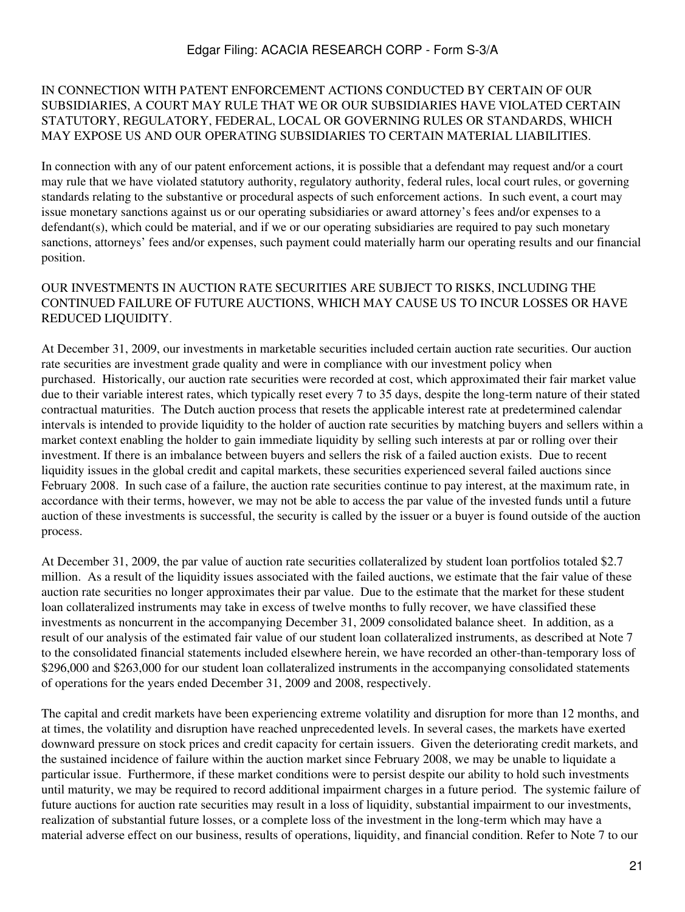IN CONNECTION WITH PATENT ENFORCEMENT ACTIONS CONDUCTED BY CERTAIN OF OUR SUBSIDIARIES, A COURT MAY RULE THAT WE OR OUR SUBSIDIARIES HAVE VIOLATED CERTAIN STATUTORY, REGULATORY, FEDERAL, LOCAL OR GOVERNING RULES OR STANDARDS, WHICH MAY EXPOSE US AND OUR OPERATING SUBSIDIARIES TO CERTAIN MATERIAL LIABILITIES.

In connection with any of our patent enforcement actions, it is possible that a defendant may request and/or a court may rule that we have violated statutory authority, regulatory authority, federal rules, local court rules, or governing standards relating to the substantive or procedural aspects of such enforcement actions. In such event, a court may issue monetary sanctions against us or our operating subsidiaries or award attorney's fees and/or expenses to a defendant(s), which could be material, and if we or our operating subsidiaries are required to pay such monetary sanctions, attorneys' fees and/or expenses, such payment could materially harm our operating results and our financial position.

OUR INVESTMENTS IN AUCTION RATE SECURITIES ARE SUBJECT TO RISKS, INCLUDING THE CONTINUED FAILURE OF FUTURE AUCTIONS, WHICH MAY CAUSE US TO INCUR LOSSES OR HAVE REDUCED LIQUIDITY.

At December 31, 2009, our investments in marketable securities included certain auction rate securities. Our auction rate securities are investment grade quality and were in compliance with our investment policy when purchased. Historically, our auction rate securities were recorded at cost, which approximated their fair market value due to their variable interest rates, which typically reset every 7 to 35 days, despite the long-term nature of their stated contractual maturities. The Dutch auction process that resets the applicable interest rate at predetermined calendar intervals is intended to provide liquidity to the holder of auction rate securities by matching buyers and sellers within a market context enabling the holder to gain immediate liquidity by selling such interests at par or rolling over their investment. If there is an imbalance between buyers and sellers the risk of a failed auction exists. Due to recent liquidity issues in the global credit and capital markets, these securities experienced several failed auctions since February 2008. In such case of a failure, the auction rate securities continue to pay interest, at the maximum rate, in accordance with their terms, however, we may not be able to access the par value of the invested funds until a future auction of these investments is successful, the security is called by the issuer or a buyer is found outside of the auction process.

At December 31, 2009, the par value of auction rate securities collateralized by student loan portfolios totaled $2.7 million. As a result of the liquidity issues associated with the failed auctions, we estimate that the fair value of these auction rate securities no longer approximates their par value. Due to the estimate that the market for these student loan collateralized instruments may take in excess of twelve months to fully recover, we have classified these investments as noncurrent in the accompanying December 31, 2009 consolidated balance sheet. In addition, as a result of our analysis of the estimated fair value of our student loan collateralized instruments, as described at Note 7 to the consolidated financial statements included elsewhere herein, we have recorded an other-than-temporary loss of $296,000 and $263,000 for our student loan collateralized instruments in the accompanying consolidated statements of operations for the years ended December 31, 2009 and 2008, respectively.

The capital and credit markets have been experiencing extreme volatility and disruption for more than 12 months, and at times, the volatility and disruption have reached unprecedented levels. In several cases, the markets have exerted downward pressure on stock prices and credit capacity for certain issuers. Given the deteriorating credit markets, and the sustained incidence of failure within the auction market since February 2008, we may be unable to liquidate a particular issue. Furthermore, if these market conditions were to persist despite our ability to hold such investments until maturity, we may be required to record additional impairment charges in a future period. The systemic failure of future auctions for auction rate securities may result in a loss of liquidity, substantial impairment to our investments, realization of substantial future losses, or a complete loss of the investment in the long-term which may have a material adverse effect on our business, results of operations, liquidity, and financial condition. Refer to Note 7 to our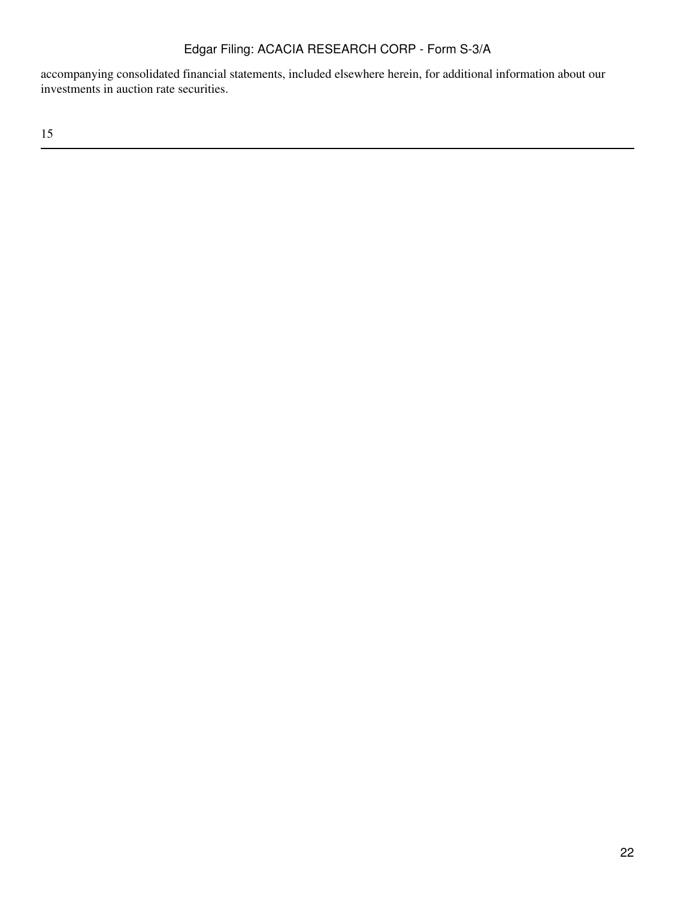accompanying consolidated financial statements, included elsewhere herein, for additional information about our investments in auction rate securities.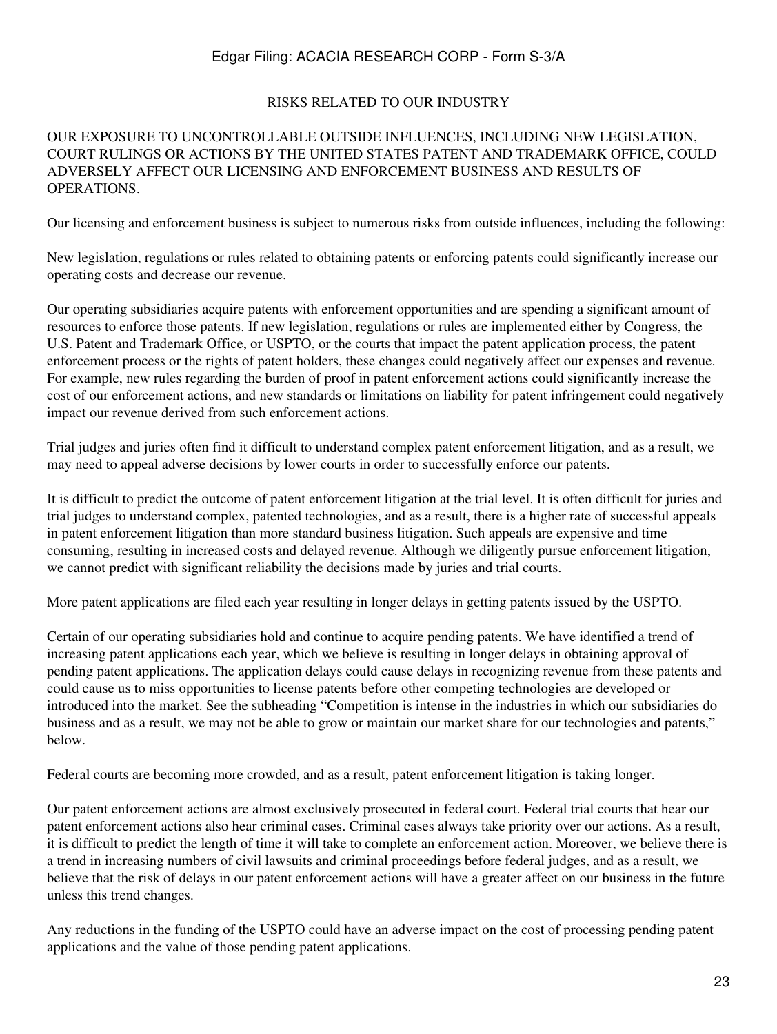## RISKS RELATED TO OUR INDUSTRY

### OUR EXPOSURE TO UNCONTROLLABLE OUTSIDE INFLUENCES, INCLUDING NEW LEGISLATION, COURT RULINGS OR ACTIONS BY THE UNITED STATES PATENT AND TRADEMARK OFFICE, COULD ADVERSELY AFFECT OUR LICENSING AND ENFORCEMENT BUSINESS AND RESULTS OF OPERATIONS.

Our licensing and enforcement business is subject to numerous risks from outside influences, including the following:

New legislation, regulations or rules related to obtaining patents or enforcing patents could significantly increase our operating costs and decrease our revenue.

Our operating subsidiaries acquire patents with enforcement opportunities and are spending a significant amount of resources to enforce those patents. If new legislation, regulations or rules are implemented either by Congress, the U.S. Patent and Trademark Office, or USPTO, or the courts that impact the patent application process, the patent enforcement process or the rights of patent holders, these changes could negatively affect our expenses and revenue. For example, new rules regarding the burden of proof in patent enforcement actions could significantly increase the cost of our enforcement actions, and new standards or limitations on liability for patent infringement could negatively impact our revenue derived from such enforcement actions.

Trial judges and juries often find it difficult to understand complex patent enforcement litigation, and as a result, we may need to appeal adverse decisions by lower courts in order to successfully enforce our patents.

It is difficult to predict the outcome of patent enforcement litigation at the trial level. It is often difficult for juries and trial judges to understand complex, patented technologies, and as a result, there is a higher rate of successful appeals in patent enforcement litigation than more standard business litigation. Such appeals are expensive and time consuming, resulting in increased costs and delayed revenue. Although we diligently pursue enforcement litigation, we cannot predict with significant reliability the decisions made by juries and trial courts.

More patent applications are filed each year resulting in longer delays in getting patents issued by the USPTO.

Certain of our operating subsidiaries hold and continue to acquire pending patents. We have identified a trend of increasing patent applications each year, which we believe is resulting in longer delays in obtaining approval of pending patent applications. The application delays could cause delays in recognizing revenue from these patents and could cause us to miss opportunities to license patents before other competing technologies are developed or introduced into the market. See the subheading "Competition is intense in the industries in which our subsidiaries do business and as a result, we may not be able to grow or maintain our market share for our technologies and patents," below.

Federal courts are becoming more crowded, and as a result, patent enforcement litigation is taking longer.

Our patent enforcement actions are almost exclusively prosecuted in federal court. Federal trial courts that hear our patent enforcement actions also hear criminal cases. Criminal cases always take priority over our actions. As a result, it is difficult to predict the length of time it will take to complete an enforcement action. Moreover, we believe there is a trend in increasing numbers of civil lawsuits and criminal proceedings before federal judges, and as a result, we believe that the risk of delays in our patent enforcement actions will have a greater affect on our business in the future unless this trend changes.

Any reductions in the funding of the USPTO could have an adverse impact on the cost of processing pending patent applications and the value of those pending patent applications.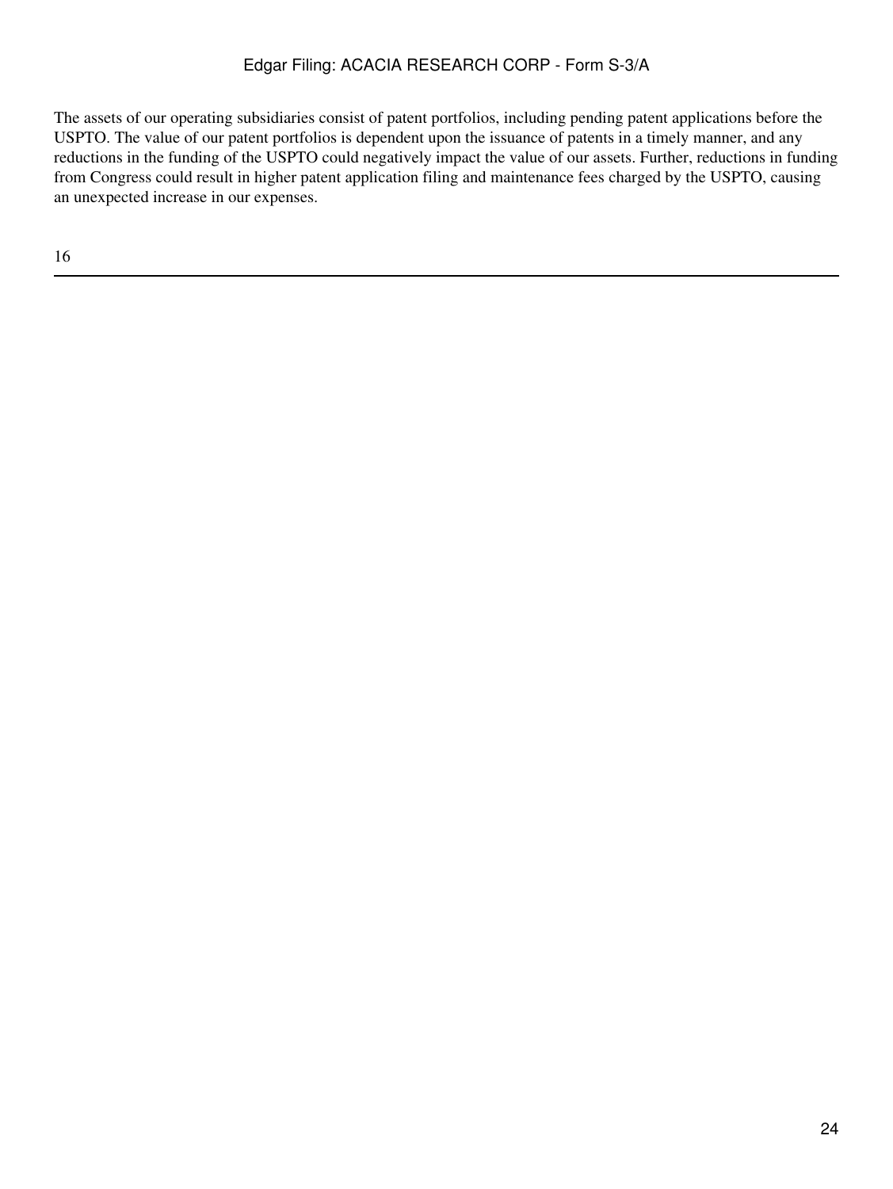The assets of our operating subsidiaries consist of patent portfolios, including pending patent applications before the USPTO. The value of our patent portfolios is dependent upon the issuance of patents in a timely manner, and any reductions in the funding of the USPTO could negatively impact the value of our assets. Further, reductions in funding from Congress could result in higher patent application filing and maintenance fees charged by the USPTO, causing an unexpected increase in our expenses.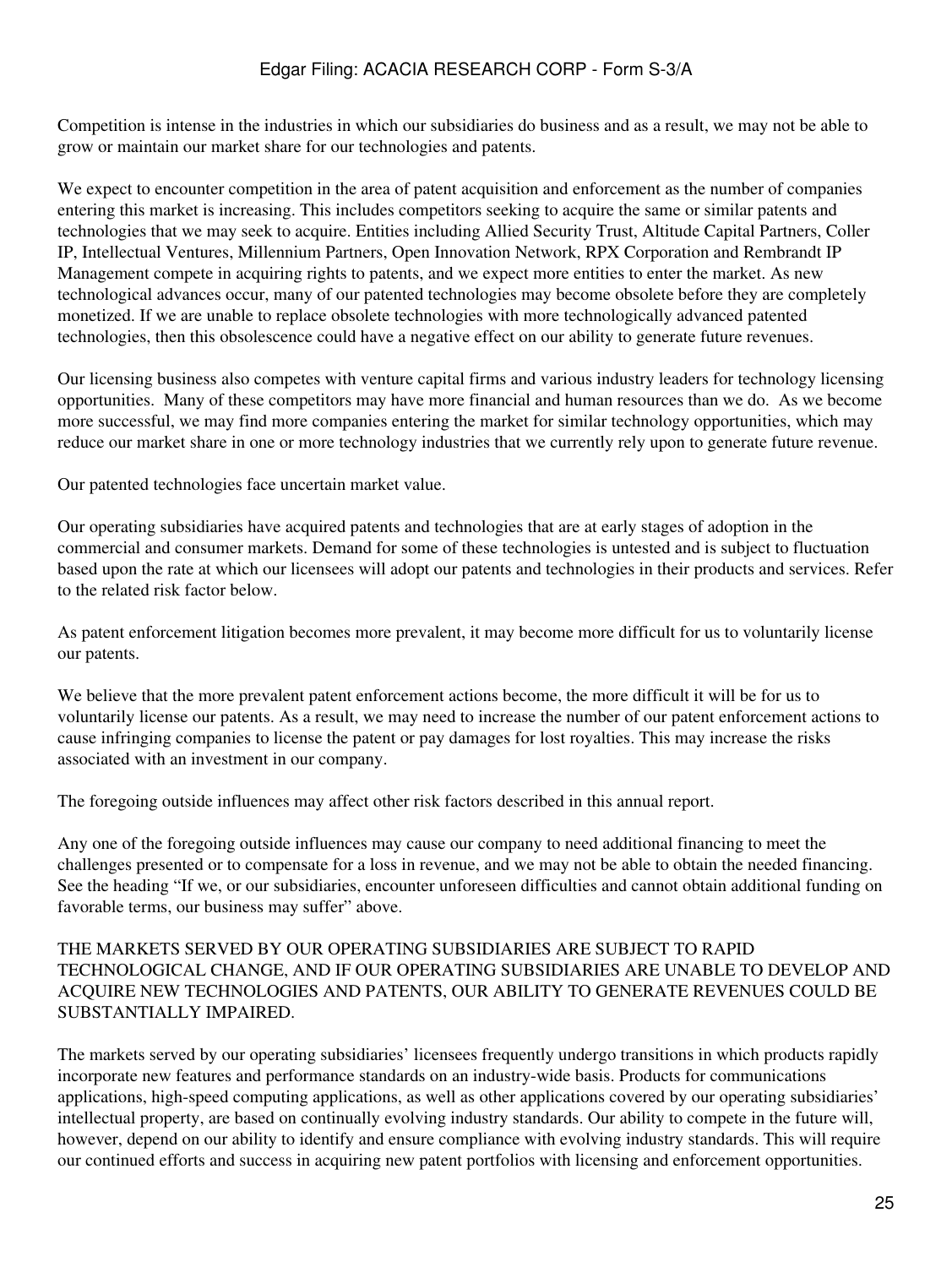Competition is intense in the industries in which our subsidiaries do business and as a result, we may not be able to grow or maintain our market share for our technologies and patents.

We expect to encounter competition in the area of patent acquisition and enforcement as the number of companies entering this market is increasing. This includes competitors seeking to acquire the same or similar patents and technologies that we may seek to acquire. Entities including Allied Security Trust, Altitude Capital Partners, Coller IP, Intellectual Ventures, Millennium Partners, Open Innovation Network, RPX Corporation and Rembrandt IP Management compete in acquiring rights to patents, and we expect more entities to enter the market. As new technological advances occur, many of our patented technologies may become obsolete before they are completely monetized. If we are unable to replace obsolete technologies with more technologically advanced patented technologies, then this obsolescence could have a negative effect on our ability to generate future revenues.

Our licensing business also competes with venture capital firms and various industry leaders for technology licensing opportunities. Many of these competitors may have more financial and human resources than we do. As we become more successful, we may find more companies entering the market for similar technology opportunities, which may reduce our market share in one or more technology industries that we currently rely upon to generate future revenue.

Our patented technologies face uncertain market value.

Our operating subsidiaries have acquired patents and technologies that are at early stages of adoption in the commercial and consumer markets. Demand for some of these technologies is untested and is subject to fluctuation based upon the rate at which our licensees will adopt our patents and technologies in their products and services. Refer to the related risk factor below.

As patent enforcement litigation becomes more prevalent, it may become more difficult for us to voluntarily license our patents.

We believe that the more prevalent patent enforcement actions become, the more difficult it will be for us to voluntarily license our patents. As a result, we may need to increase the number of our patent enforcement actions to cause infringing companies to license the patent or pay damages for lost royalties. This may increase the risks associated with an investment in our company.

The foregoing outside influences may affect other risk factors described in this annual report.

Any one of the foregoing outside influences may cause our company to need additional financing to meet the challenges presented or to compensate for a loss in revenue, and we may not be able to obtain the needed financing. See the heading "If we, or our subsidiaries, encounter unforeseen difficulties and cannot obtain additional funding on favorable terms, our business may suffer" above.

THE MARKETS SERVED BY OUR OPERATING SUBSIDIARIES ARE SUBJECT TO RAPID TECHNOLOGICAL CHANGE, AND IF OUR OPERATING SUBSIDIARIES ARE UNABLE TO DEVELOP AND ACQUIRE NEW TECHNOLOGIES AND PATENTS, OUR ABILITY TO GENERATE REVENUES COULD BE SUBSTANTIALLY IMPAIRED.

The markets served by our operating subsidiaries' licensees frequently undergo transitions in which products rapidly incorporate new features and performance standards on an industry-wide basis. Products for communications applications, high-speed computing applications, as well as other applications covered by our operating subsidiaries' intellectual property, are based on continually evolving industry standards. Our ability to compete in the future will, however, depend on our ability to identify and ensure compliance with evolving industry standards. This will require our continued efforts and success in acquiring new patent portfolios with licensing and enforcement opportunities.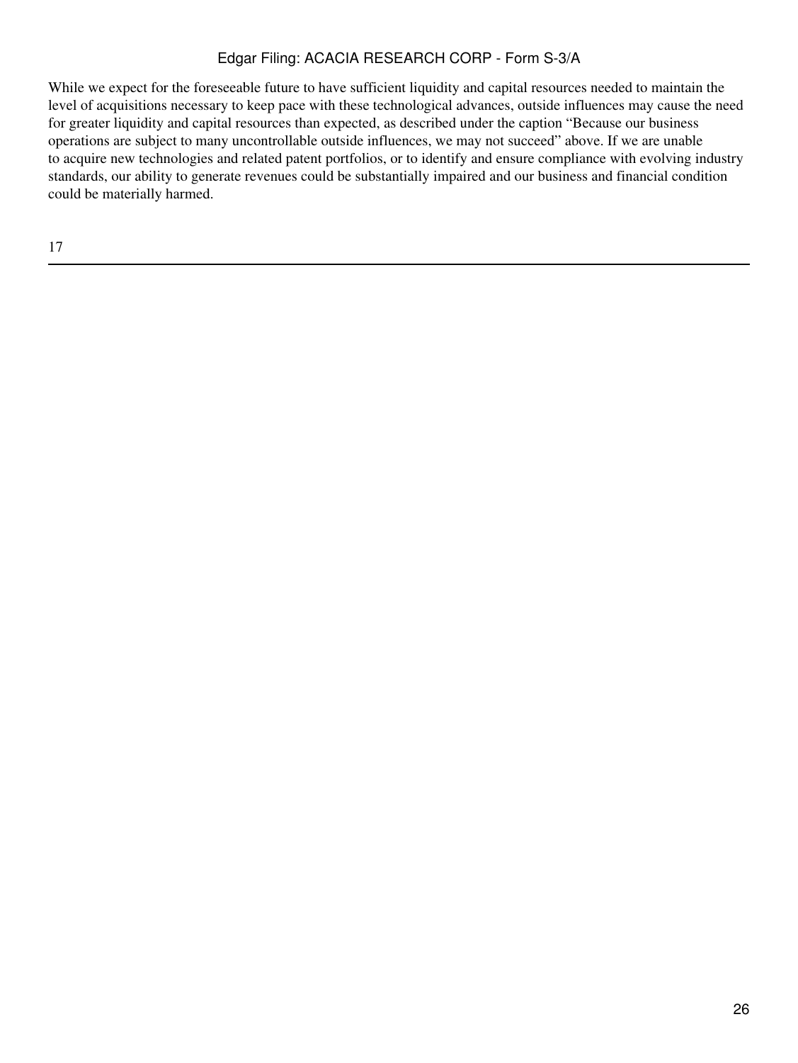While we expect for the foreseeable future to have sufficient liquidity and capital resources needed to maintain the level of acquisitions necessary to keep pace with these technological advances, outside influences may cause the need for greater liquidity and capital resources than expected, as described under the caption "Because our business operations are subject to many uncontrollable outside influences, we may not succeed" above. If we are unable to acquire new technologies and related patent portfolios, or to identify and ensure compliance with evolving industry standards, our ability to generate revenues could be substantially impaired and our business and financial condition could be materially harmed.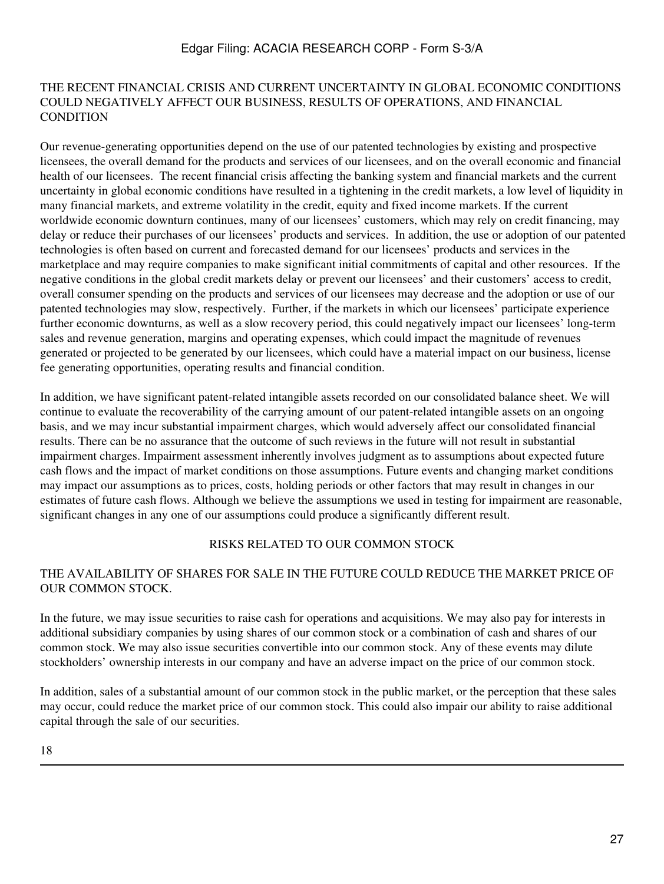### THE RECENT FINANCIAL CRISIS AND CURRENT UNCERTAINTY IN GLOBAL ECONOMIC CONDITIONS COULD NEGATIVELY AFFECT OUR BUSINESS, RESULTS OF OPERATIONS, AND FINANCIAL CONDITION

Our revenue-generating opportunities depend on the use of our patented technologies by existing and prospective licensees, the overall demand for the products and services of our licensees, and on the overall economic and financial health of our licensees. The recent financial crisis affecting the banking system and financial markets and the current uncertainty in global economic conditions have resulted in a tightening in the credit markets, a low level of liquidity in many financial markets, and extreme volatility in the credit, equity and fixed income markets. If the current worldwide economic downturn continues, many of our licensees' customers, which may rely on credit financing, may delay or reduce their purchases of our licensees' products and services. In addition, the use or adoption of our patented technologies is often based on current and forecasted demand for our licensees' products and services in the marketplace and may require companies to make significant initial commitments of capital and other resources. If the negative conditions in the global credit markets delay or prevent our licensees' and their customers' access to credit, overall consumer spending on the products and services of our licensees may decrease and the adoption or use of our patented technologies may slow, respectively. Further, if the markets in which our licensees' participate experience further economic downturns, as well as a slow recovery period, this could negatively impact our licensees' long-term sales and revenue generation, margins and operating expenses, which could impact the magnitude of revenues generated or projected to be generated by our licensees, which could have a material impact on our business, license fee generating opportunities, operating results and financial condition.

In addition, we have significant patent-related intangible assets recorded on our consolidated balance sheet. We will continue to evaluate the recoverability of the carrying amount of our patent-related intangible assets on an ongoing basis, and we may incur substantial impairment charges, which would adversely affect our consolidated financial results. There can be no assurance that the outcome of such reviews in the future will not result in substantial impairment charges. Impairment assessment inherently involves judgment as to assumptions about expected future cash flows and the impact of market conditions on those assumptions. Future events and changing market conditions may impact our assumptions as to prices, costs, holding periods or other factors that may result in changes in our estimates of future cash flows. Although we believe the assumptions we used in testing for impairment are reasonable, significant changes in any one of our assumptions could produce a significantly different result.

## RISKS RELATED TO OUR COMMON STOCK

### THE AVAILABILITY OF SHARES FOR SALE IN THE FUTURE COULD REDUCE THE MARKET PRICE OF OUR COMMON STOCK.

In the future, we may issue securities to raise cash for operations and acquisitions. We may also pay for interests in additional subsidiary companies by using shares of our common stock or a combination of cash and shares of our common stock. We may also issue securities convertible into our common stock. Any of these events may dilute stockholders' ownership interests in our company and have an adverse impact on the price of our common stock.

In addition, sales of a substantial amount of our common stock in the public market, or the perception that these sales may occur, could reduce the market price of our common stock. This could also impair our ability to raise additional capital through the sale of our securities.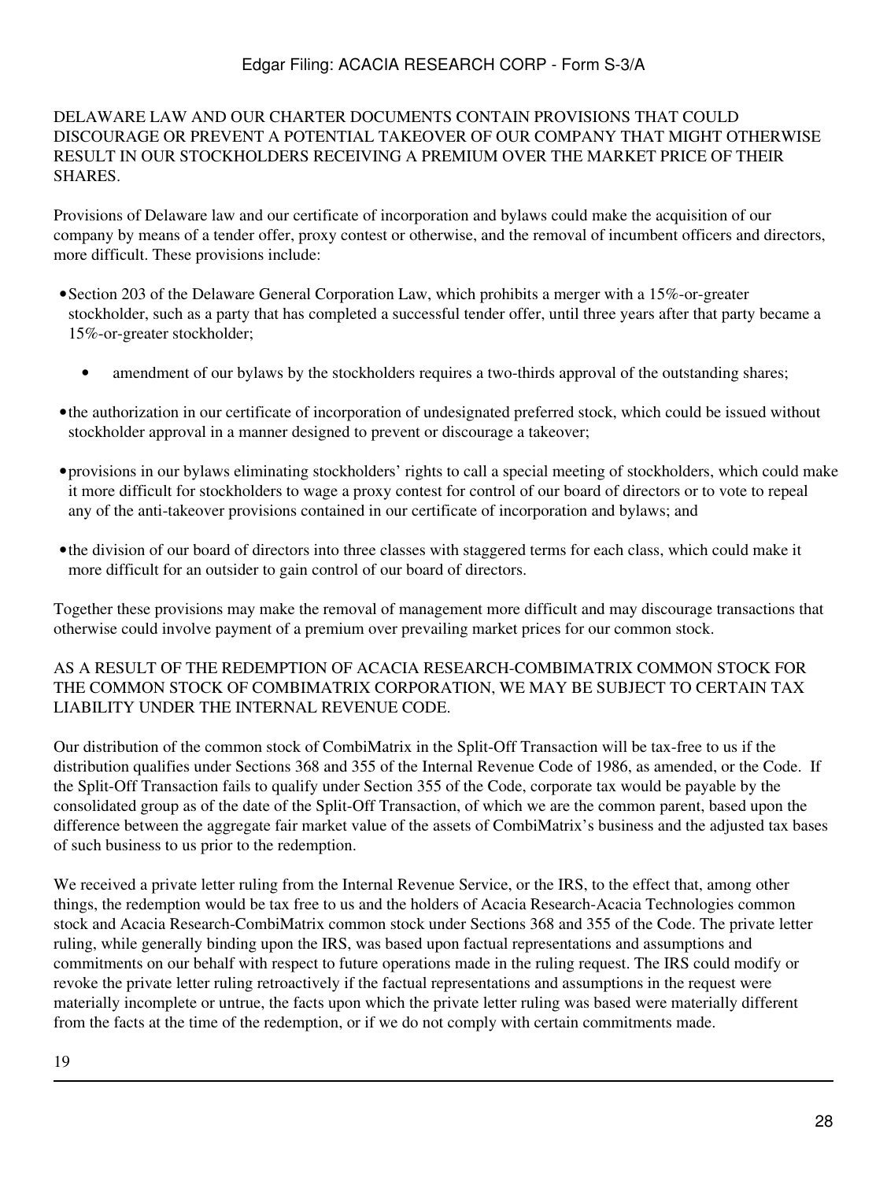DELAWARE LAW AND OUR CHARTER DOCUMENTS CONTAIN PROVISIONS THAT COULD DISCOURAGE OR PREVENT A POTENTIAL TAKEOVER OF OUR COMPANY THAT MIGHT OTHERWISE RESULT IN OUR STOCKHOLDERS RECEIVING A PREMIUM OVER THE MARKET PRICE OF THEIR SHARES.

Provisions of Delaware law and our certificate of incorporation and bylaws could make the acquisition of our company by means of a tender offer, proxy contest or otherwise, and the removal of incumbent officers and directors, more difficult. These provisions include:

- Section 203 of the Delaware General Corporation Law, which prohibits a merger with a 15%-or-greater stockholder, such as a party that has completed a successful tender offer, until three years after that party became a 15%-or-greater stockholder;
- amendment of our bylaws by the stockholders requires a two-thirds approval of the outstanding shares;
- the authorization in our certificate of incorporation of undesignated preferred stock, which could be issued without stockholder approval in a manner designed to prevent or discourage a takeover;
- provisions in our bylaws eliminating stockholders' rights to call a special meeting of stockholders, which could make it more difficult for stockholders to wage a proxy contest for control of our board of directors or to vote to repeal any of the anti-takeover provisions contained in our certificate of incorporation and bylaws; and
- the division of our board of directors into three classes with staggered terms for each class, which could make it more difficult for an outsider to gain control of our board of directors.

Together these provisions may make the removal of management more difficult and may discourage transactions that otherwise could involve payment of a premium over prevailing market prices for our common stock.

AS A RESULT OF THE REDEMPTION OF ACACIA RESEARCH-COMBIMATRIX COMMON STOCK FOR THE COMMON STOCK OF COMBIMATRIX CORPORATION, WE MAY BE SUBJECT TO CERTAIN TAX LIABILITY UNDER THE INTERNAL REVENUE CODE.

Our distribution of the common stock of CombiMatrix in the Split-Off Transaction will be tax-free to us if the distribution qualifies under Sections 368 and 355 of the Internal Revenue Code of 1986, as amended, or the Code. If the Split-Off Transaction fails to qualify under Section 355 of the Code, corporate tax would be payable by the consolidated group as of the date of the Split-Off Transaction, of which we are the common parent, based upon the difference between the aggregate fair market value of the assets of CombiMatrix's business and the adjusted tax bases of such business to us prior to the redemption.

We received a private letter ruling from the Internal Revenue Service, or the IRS, to the effect that, among other things, the redemption would be tax free to us and the holders of Acacia Research-Acacia Technologies common stock and Acacia Research-CombiMatrix common stock under Sections 368 and 355 of the Code. The private letter ruling, while generally binding upon the IRS, was based upon factual representations and assumptions and commitments on our behalf with respect to future operations made in the ruling request. The IRS could modify or revoke the private letter ruling retroactively if the factual representations and assumptions in the request were materially incomplete or untrue, the facts upon which the private letter ruling was based were materially different from the facts at the time of the redemption, or if we do not comply with certain commitments made.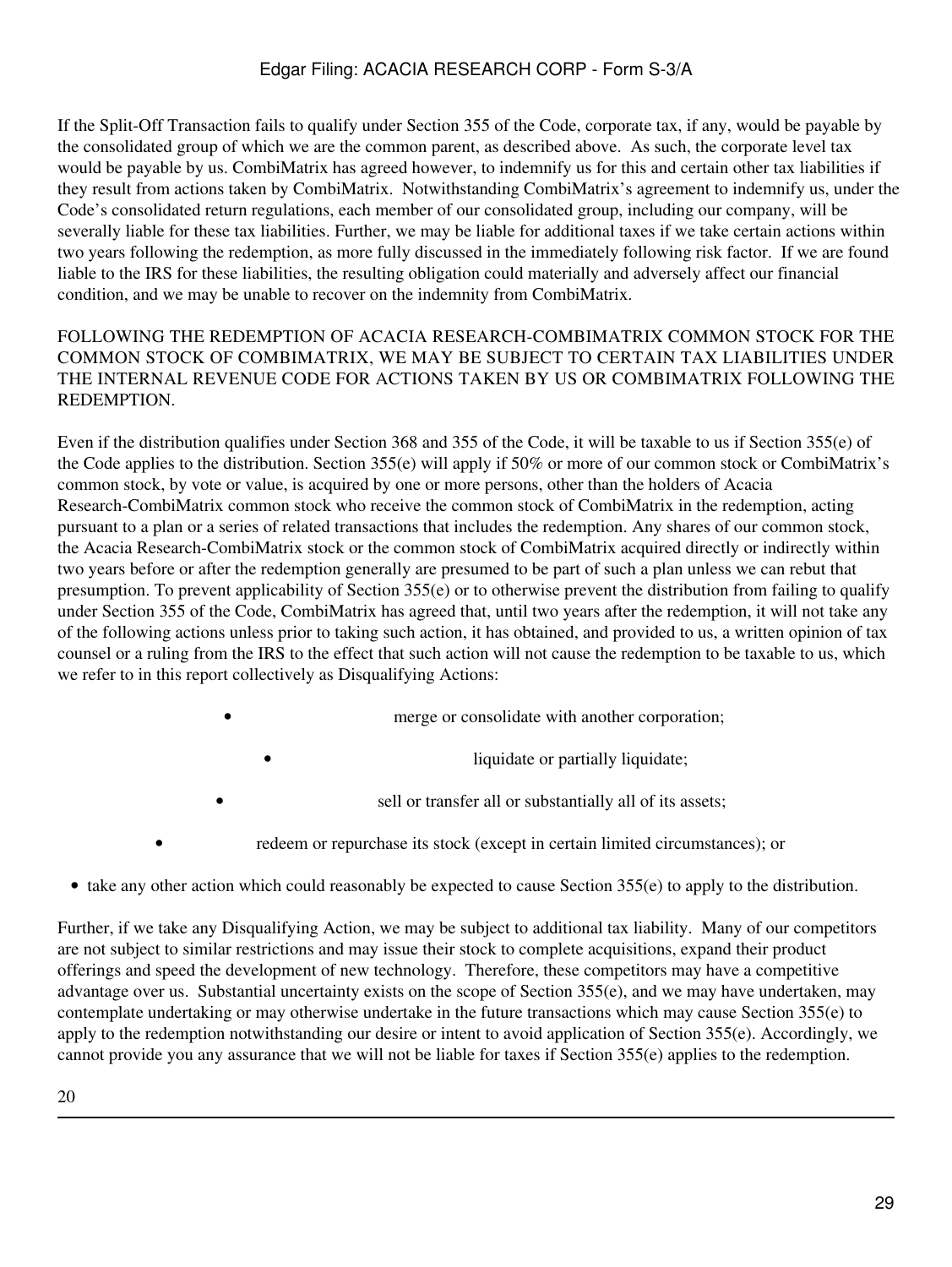If the Split-Off Transaction fails to qualify under Section 355 of the Code, corporate tax, if any, would be payable by the consolidated group of which we are the common parent, as described above. As such, the corporate level tax would be payable by us. CombiMatrix has agreed however, to indemnify us for this and certain other tax liabilities if they result from actions taken by CombiMatrix. Notwithstanding CombiMatrix's agreement to indemnify us, under the Code's consolidated return regulations, each member of our consolidated group, including our company, will be severally liable for these tax liabilities. Further, we may be liable for additional taxes if we take certain actions within two years following the redemption, as more fully discussed in the immediately following risk factor. If we are found liable to the IRS for these liabilities, the resulting obligation could materially and adversely affect our financial condition, and we may be unable to recover on the indemnity from CombiMatrix.

FOLLOWING THE REDEMPTION OF ACACIA RESEARCH-COMBIMATRIX COMMON STOCK FOR THE COMMON STOCK OF COMBIMATRIX, WE MAY BE SUBJECT TO CERTAIN TAX LIABILITIES UNDER THE INTERNAL REVENUE CODE FOR ACTIONS TAKEN BY US OR COMBIMATRIX FOLLOWING THE REDEMPTION.

Even if the distribution qualifies under Section 368 and 355 of the Code, it will be taxable to us if Section 355(e) of the Code applies to the distribution. Section 355(e) will apply if 50% or more of our common stock or CombiMatrix's common stock, by vote or value, is acquired by one or more persons, other than the holders of Acacia Research-CombiMatrix common stock who receive the common stock of CombiMatrix in the redemption, acting pursuant to a plan or a series of related transactions that includes the redemption. Any shares of our common stock, the Acacia Research-CombiMatrix stock or the common stock of CombiMatrix acquired directly or indirectly within two years before or after the redemption generally are presumed to be part of such a plan unless we can rebut that presumption. To prevent applicability of Section 355(e) or to otherwise prevent the distribution from failing to qualify under Section 355 of the Code, CombiMatrix has agreed that, until two years after the redemption, it will not take any of the following actions unless prior to taking such action, it has obtained, and provided to us, a written opinion of tax counsel or a ruling from the IRS to the effect that such action will not cause the redemption to be taxable to us, which we refer to in this report collectively as Disqualifying Actions:

- merge or consolidate with another corporation;
- liquidate or partially liquidate;
- sell or transfer all or substantially all of its assets;
- redeem or repurchase its stock (except in certain limited circumstances); or
- take any other action which could reasonably be expected to cause Section 355(e) to apply to the distribution.

Further, if we take any Disqualifying Action, we may be subject to additional tax liability. Many of our competitors are not subject to similar restrictions and may issue their stock to complete acquisitions, expand their product offerings and speed the development of new technology. Therefore, these competitors may have a competitive advantage over us. Substantial uncertainty exists on the scope of Section 355(e), and we may have undertaken, may contemplate undertaking or may otherwise undertake in the future transactions which may cause Section 355(e) to apply to the redemption notwithstanding our desire or intent to avoid application of Section 355(e). Accordingly, we cannot provide you any assurance that we will not be liable for taxes if Section 355(e) applies to the redemption.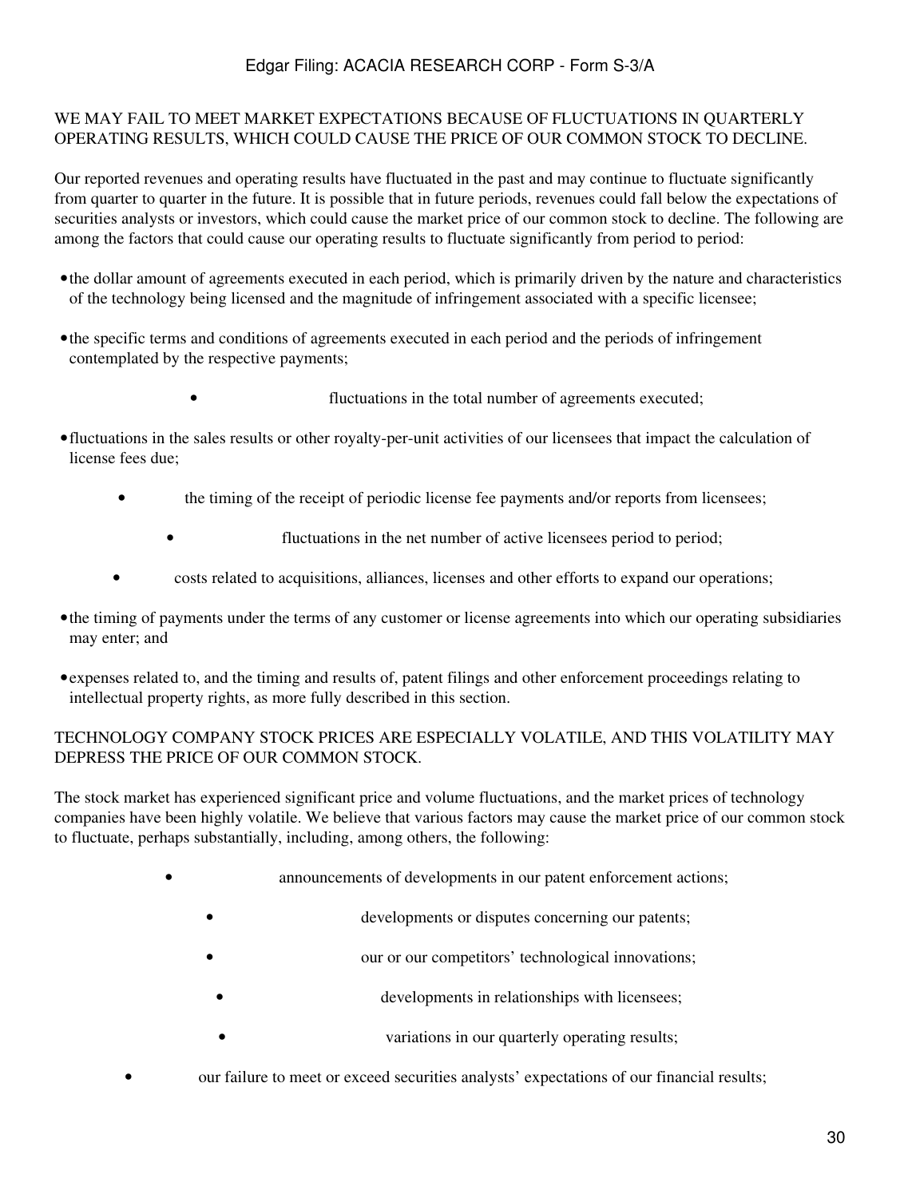WE MAY FAIL TO MEET MARKET EXPECTATIONS BECAUSE OF FLUCTUATIONS IN QUARTERLY OPERATING RESULTS, WHICH COULD CAUSE THE PRICE OF OUR COMMON STOCK TO DECLINE.

Our reported revenues and operating results have fluctuated in the past and may continue to fluctuate significantly from quarter to quarter in the future. It is possible that in future periods, revenues could fall below the expectations of securities analysts or investors, which could cause the market price of our common stock to decline. The following are among the factors that could cause our operating results to fluctuate significantly from period to period:

- the dollar amount of agreements executed in each period, which is primarily driven by the nature and characteristics of the technology being licensed and the magnitude of infringement associated with a specific licensee;
- the specific terms and conditions of agreements executed in each period and the periods of infringement contemplated by the respective payments;
- fluctuations in the total number of agreements executed;
- fluctuations in the sales results or other royalty-per-unit activities of our licensees that impact the calculation of license fees due;
- the timing of the receipt of periodic license fee payments and/or reports from licensees;
- fluctuations in the net number of active licensees period to period;
- costs related to acquisitions, alliances, licenses and other efforts to expand our operations;
- the timing of payments under the terms of any customer or license agreements into which our operating subsidiaries may enter; and
- expenses related to, and the timing and results of, patent filings and other enforcement proceedings relating to intellectual property rights, as more fully described in this section.

TECHNOLOGY COMPANY STOCK PRICES ARE ESPECIALLY VOLATILE, AND THIS VOLATILITY MAY DEPRESS THE PRICE OF OUR COMMON STOCK.

The stock market has experienced significant price and volume fluctuations, and the market prices of technology companies have been highly volatile. We believe that various factors may cause the market price of our common stock to fluctuate, perhaps substantially, including, among others, the following:

- announcements of developments in our patent enforcement actions;
- developments or disputes concerning our patents;
- our or our competitors' technological innovations;
- developments in relationships with licensees;
- variations in our quarterly operating results;
- our failure to meet or exceed securities analysts' expectations of our financial results;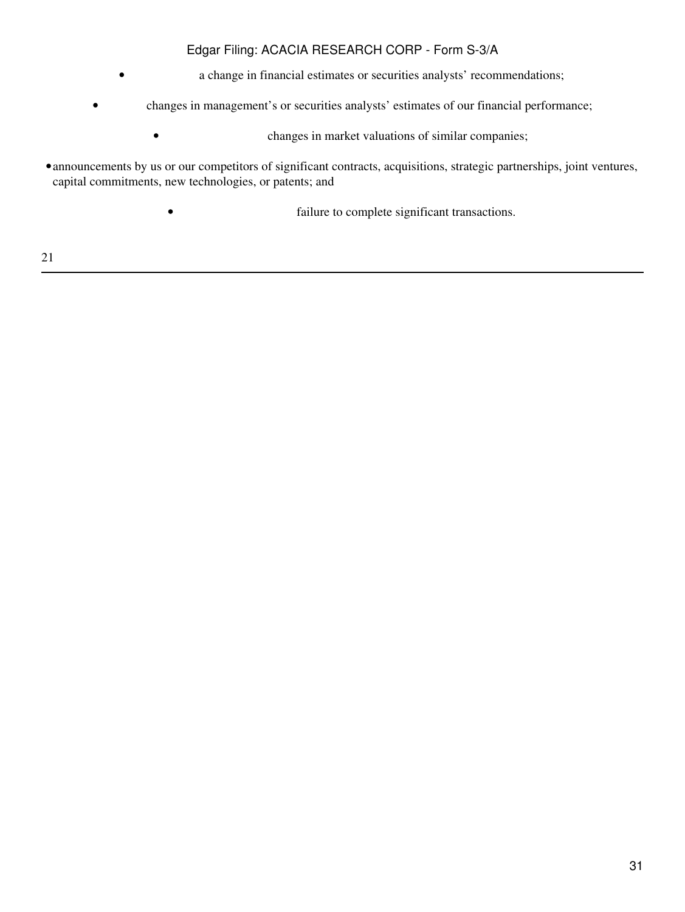- a change in financial estimates or securities analysts' recommendations;
- changes in management's or securities analysts' estimates of our financial performance;
- changes in market valuations of similar companies;
- announcements by us or our competitors of significant contracts, acquisitions, strategic partnerships, joint ventures, capital commitments, new technologies, or patents; and
- failure to complete significant transactions.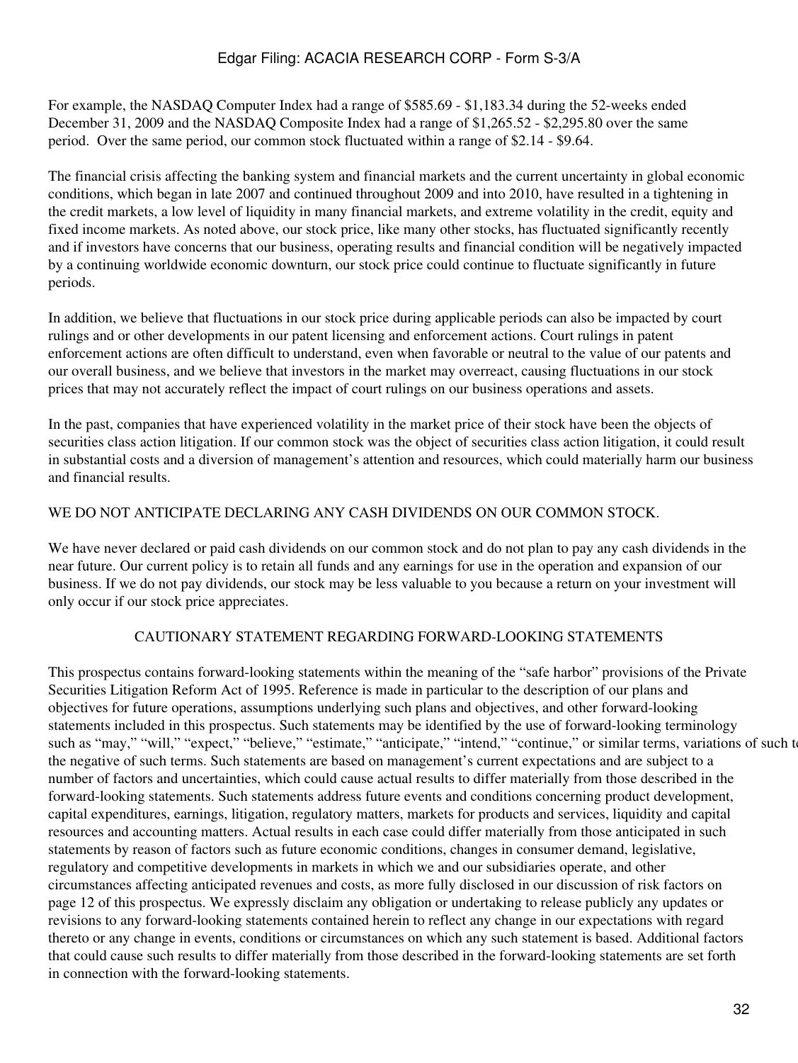For example, the NASDAQ Computer Index had a range of $585.69 - $1,183.34 during the 52-weeks ended December 31, 2009 and the NASDAQ Composite Index had a range of $1,265.52 - $2,295.80 over the same period. Over the same period, our common stock fluctuated within a range of $2.14 - $9.64.

The financial crisis affecting the banking system and financial markets and the current uncertainty in global economic conditions, which began in late 2007 and continued throughout 2009 and into 2010, have resulted in a tightening in the credit markets, a low level of liquidity in many financial markets, and extreme volatility in the credit, equity and fixed income markets. As noted above, our stock price, like many other stocks, has fluctuated significantly recently and if investors have concerns that our business, operating results and financial condition will be negatively impacted by a continuing worldwide economic downturn, our stock price could continue to fluctuate significantly in future periods.

In addition, we believe that fluctuations in our stock price during applicable periods can also be impacted by court rulings and or other developments in our patent licensing and enforcement actions. Court rulings in patent enforcement actions are often difficult to understand, even when favorable or neutral to the value of our patents and our overall business, and we believe that investors in the market may overreact, causing fluctuations in our stock prices that may not accurately reflect the impact of court rulings on our business operations and assets.

In the past, companies that have experienced volatility in the market price of their stock have been the objects of securities class action litigation. If our common stock was the object of securities class action litigation, it could result in substantial costs and a diversion of management's attention and resources, which could materially harm our business and financial results.

WE DO NOT ANTICIPATE DECLARING ANY CASH DIVIDENDS ON OUR COMMON STOCK.

We have never declared or paid cash dividends on our common stock and do not plan to pay any cash dividends in the near future. Our current policy is to retain all funds and any earnings for use in the operation and expansion of our business. If we do not pay dividends, our stock may be less valuable to you because a return on your investment will only occur if our stock price appreciates.

## CAUTIONARY STATEMENT REGARDING FORWARD-LOOKING STATEMENTS

This prospectus contains forward-looking statements within the meaning of the "safe harbor" provisions of the Private Securities Litigation Reform Act of 1995. Reference is made in particular to the description of our plans and objectives for future operations, assumptions underlying such plans and objectives, and other forward-looking statements included in this prospectus. Such statements may be identified by the use of forward-looking terminology such as "may," "will," "expect," "believe," "estimate," "anticipate," "intend," "continue," or similar terms, variations of such t the negative of such terms. Such statements are based on management's current expectations and are subject to a number of factors and uncertainties, which could cause actual results to differ materially from those described in the forward-looking statements. Such statements address future events and conditions concerning product development, capital expenditures, earnings, litigation, regulatory matters, markets for products and services, liquidity and capital resources and accounting matters. Actual results in each case could differ materially from those anticipated in such statements by reason of factors such as future economic conditions, changes in consumer demand, legislative, regulatory and competitive developments in markets in which we and our subsidiaries operate, and other circumstances affecting anticipated revenues and costs, as more fully disclosed in our discussion of risk factors on page 12 of this prospectus. We expressly disclaim any obligation or undertaking to release publicly any updates or revisions to any forward-looking statements contained herein to reflect any change in our expectations with regard thereto or any change in events, conditions or circumstances on which any such statement is based. Additional factors that could cause such results to differ materially from those described in the forward-looking statements are set forth in connection with the forward-looking statements.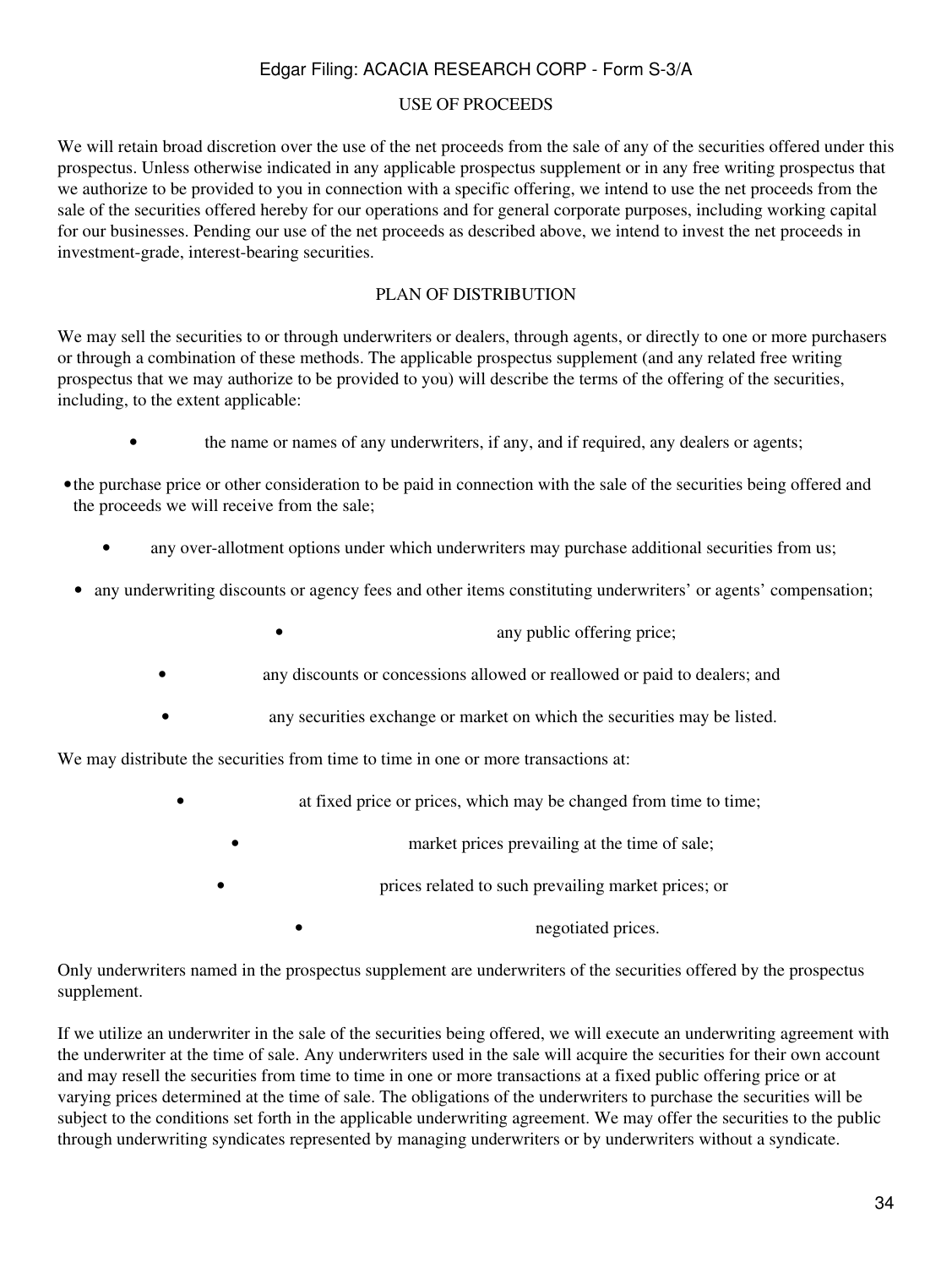## USE OF PROCEEDS

We will retain broad discretion over the use of the net proceeds from the sale of any of the securities offered under this prospectus. Unless otherwise indicated in any applicable prospectus supplement or in any free writing prospectus that we authorize to be provided to you in connection with a specific offering, we intend to use the net proceeds from the sale of the securities offered hereby for our operations and for general corporate purposes, including working capital for our businesses. Pending our use of the net proceeds as described above, we intend to invest the net proceeds in investment-grade, interest-bearing securities.

## PLAN OF DISTRIBUTION

We may sell the securities to or through underwriters or dealers, through agents, or directly to one or more purchasers or through a combination of these methods. The applicable prospectus supplement (and any related free writing prospectus that we may authorize to be provided to you) will describe the terms of the offering of the securities, including, to the extent applicable:

- the name or names of any underwriters, if any, and if required, any dealers or agents;
- the purchase price or other consideration to be paid in connection with the sale of the securities being offered and the proceeds we will receive from the sale;
- any over-allotment options under which underwriters may purchase additional securities from us;
- any underwriting discounts or agency fees and other items constituting underwriters' or agents' compensation;
- any public offering price;
- any discounts or concessions allowed or reallowed or paid to dealers; and
- any securities exchange or market on which the securities may be listed.

We may distribute the securities from time to time in one or more transactions at:

- at fixed price or prices, which may be changed from time to time;
- market prices prevailing at the time of sale;
- prices related to such prevailing market prices; or
- negotiated prices.

Only underwriters named in the prospectus supplement are underwriters of the securities offered by the prospectus supplement.

If we utilize an underwriter in the sale of the securities being offered, we will execute an underwriting agreement with the underwriter at the time of sale. Any underwriters used in the sale will acquire the securities for their own account and may resell the securities from time to time in one or more transactions at a fixed public offering price or at varying prices determined at the time of sale. The obligations of the underwriters to purchase the securities will be subject to the conditions set forth in the applicable underwriting agreement. We may offer the securities to the public through underwriting syndicates represented by managing underwriters or by underwriters without a syndicate.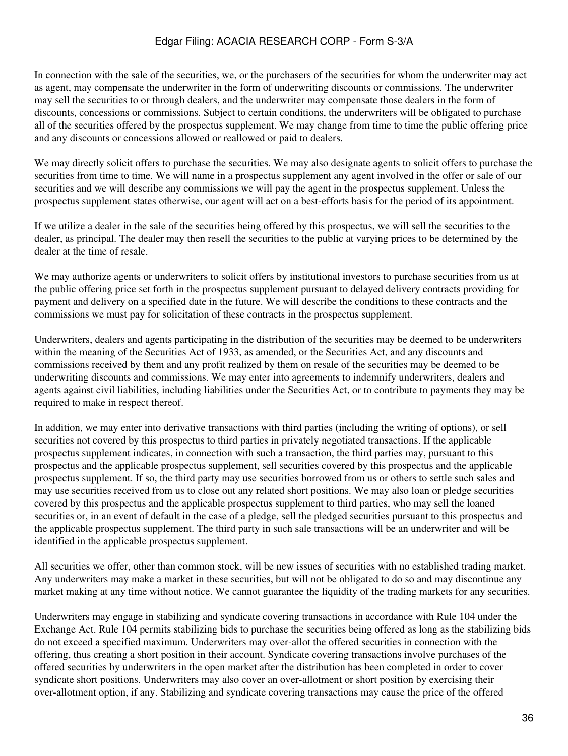In connection with the sale of the securities, we, or the purchasers of the securities for whom the underwriter may act as agent, may compensate the underwriter in the form of underwriting discounts or commissions. The underwriter may sell the securities to or through dealers, and the underwriter may compensate those dealers in the form of discounts, concessions or commissions. Subject to certain conditions, the underwriters will be obligated to purchase all of the securities offered by the prospectus supplement. We may change from time to time the public offering price and any discounts or concessions allowed or reallowed or paid to dealers.

We may directly solicit offers to purchase the securities. We may also designate agents to solicit offers to purchase the securities from time to time. We will name in a prospectus supplement any agent involved in the offer or sale of our securities and we will describe any commissions we will pay the agent in the prospectus supplement. Unless the prospectus supplement states otherwise, our agent will act on a best-efforts basis for the period of its appointment.

If we utilize a dealer in the sale of the securities being offered by this prospectus, we will sell the securities to the dealer, as principal. The dealer may then resell the securities to the public at varying prices to be determined by the dealer at the time of resale.

We may authorize agents or underwriters to solicit offers by institutional investors to purchase securities from us at the public offering price set forth in the prospectus supplement pursuant to delayed delivery contracts providing for payment and delivery on a specified date in the future. We will describe the conditions to these contracts and the commissions we must pay for solicitation of these contracts in the prospectus supplement.

Underwriters, dealers and agents participating in the distribution of the securities may be deemed to be underwriters within the meaning of the Securities Act of 1933, as amended, or the Securities Act, and any discounts and commissions received by them and any profit realized by them on resale of the securities may be deemed to be underwriting discounts and commissions. We may enter into agreements to indemnify underwriters, dealers and agents against civil liabilities, including liabilities under the Securities Act, or to contribute to payments they may be required to make in respect thereof.

In addition, we may enter into derivative transactions with third parties (including the writing of options), or sell securities not covered by this prospectus to third parties in privately negotiated transactions. If the applicable prospectus supplement indicates, in connection with such a transaction, the third parties may, pursuant to this prospectus and the applicable prospectus supplement, sell securities covered by this prospectus and the applicable prospectus supplement. If so, the third party may use securities borrowed from us or others to settle such sales and may use securities received from us to close out any related short positions. We may also loan or pledge securities covered by this prospectus and the applicable prospectus supplement to third parties, who may sell the loaned securities or, in an event of default in the case of a pledge, sell the pledged securities pursuant to this prospectus and the applicable prospectus supplement. The third party in such sale transactions will be an underwriter and will be identified in the applicable prospectus supplement.

All securities we offer, other than common stock, will be new issues of securities with no established trading market. Any underwriters may make a market in these securities, but will not be obligated to do so and may discontinue any market making at any time without notice. We cannot guarantee the liquidity of the trading markets for any securities.

Underwriters may engage in stabilizing and syndicate covering transactions in accordance with Rule 104 under the Exchange Act. Rule 104 permits stabilizing bids to purchase the securities being offered as long as the stabilizing bids do not exceed a specified maximum. Underwriters may over-allot the offered securities in connection with the offering, thus creating a short position in their account. Syndicate covering transactions involve purchases of the offered securities by underwriters in the open market after the distribution has been completed in order to cover syndicate short positions. Underwriters may also cover an over-allotment or short position by exercising their over-allotment option, if any. Stabilizing and syndicate covering transactions may cause the price of the offered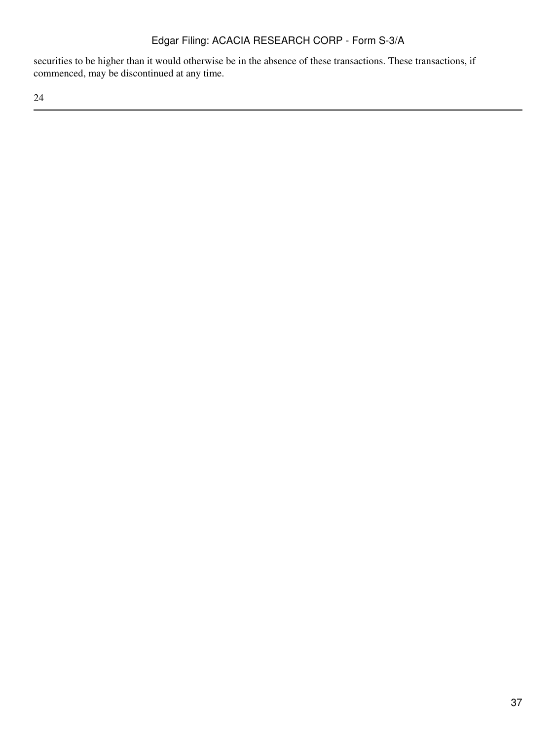securities to be higher than it would otherwise be in the absence of these transactions. These transactions, if commenced, may be discontinued at any time.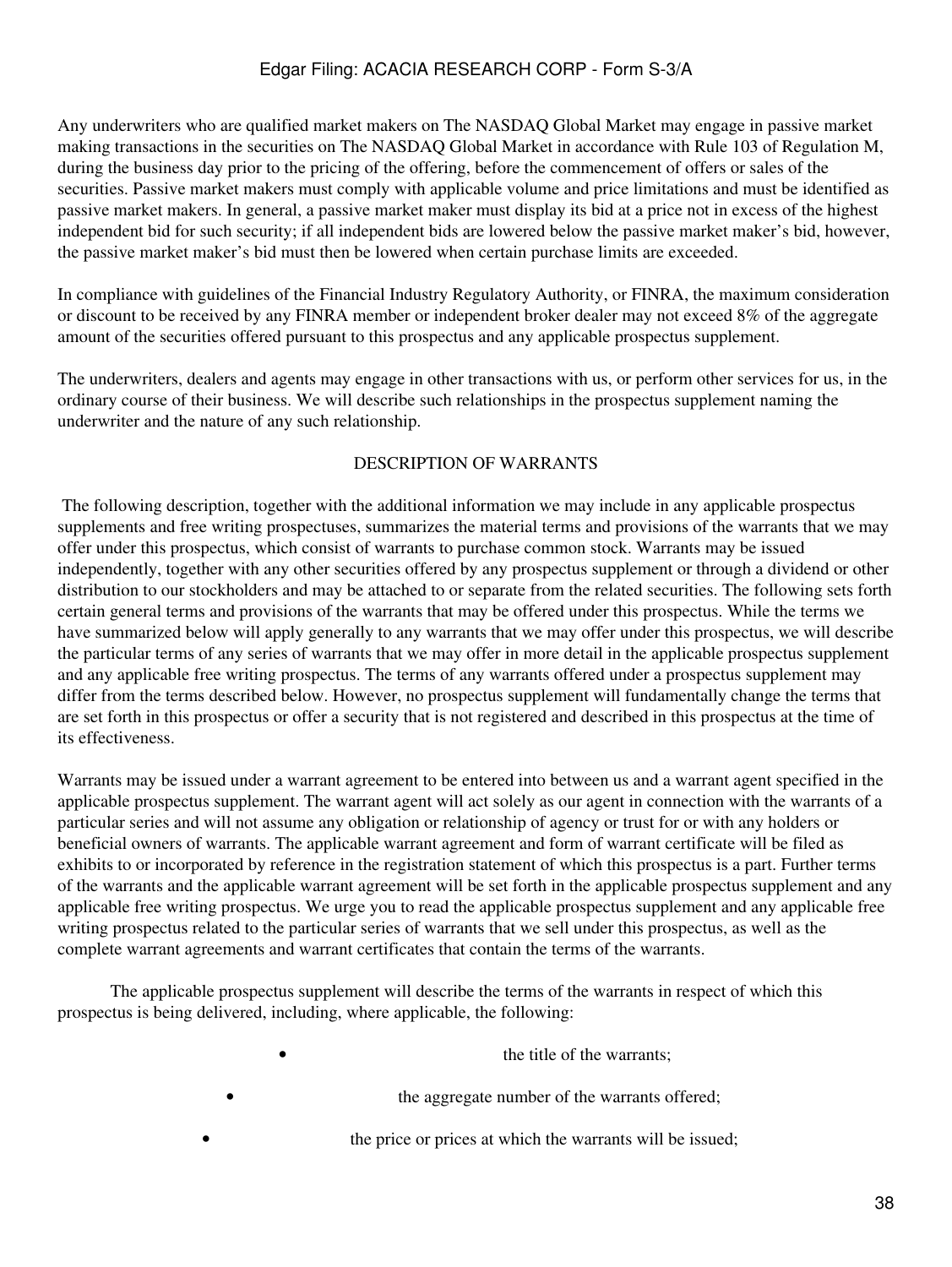Any underwriters who are qualified market makers on The NASDAQ Global Market may engage in passive market making transactions in the securities on The NASDAQ Global Market in accordance with Rule 103 of Regulation M, during the business day prior to the pricing of the offering, before the commencement of offers or sales of the securities. Passive market makers must comply with applicable volume and price limitations and must be identified as passive market makers. In general, a passive market maker must display its bid at a price not in excess of the highest independent bid for such security; if all independent bids are lowered below the passive market maker's bid, however, the passive market maker's bid must then be lowered when certain purchase limits are exceeded.

In compliance with guidelines of the Financial Industry Regulatory Authority, or FINRA, the maximum consideration or discount to be received by any FINRA member or independent broker dealer may not exceed 8% of the aggregate amount of the securities offered pursuant to this prospectus and any applicable prospectus supplement.

The underwriters, dealers and agents may engage in other transactions with us, or perform other services for us, in the ordinary course of their business. We will describe such relationships in the prospectus supplement naming the underwriter and the nature of any such relationship.

## DESCRIPTION OF WARRANTS

The following description, together with the additional information we may include in any applicable prospectus supplements and free writing prospectuses, summarizes the material terms and provisions of the warrants that we may offer under this prospectus, which consist of warrants to purchase common stock. Warrants may be issued independently, together with any other securities offered by any prospectus supplement or through a dividend or other distribution to our stockholders and may be attached to or separate from the related securities. The following sets forth certain general terms and provisions of the warrants that may be offered under this prospectus. While the terms we have summarized below will apply generally to any warrants that we may offer under this prospectus, we will describe the particular terms of any series of warrants that we may offer in more detail in the applicable prospectus supplement and any applicable free writing prospectus. The terms of any warrants offered under a prospectus supplement may differ from the terms described below. However, no prospectus supplement will fundamentally change the terms that are set forth in this prospectus or offer a security that is not registered and described in this prospectus at the time of its effectiveness.

Warrants may be issued under a warrant agreement to be entered into between us and a warrant agent specified in the applicable prospectus supplement. The warrant agent will act solely as our agent in connection with the warrants of a particular series and will not assume any obligation or relationship of agency or trust for or with any holders or beneficial owners of warrants. The applicable warrant agreement and form of warrant certificate will be filed as exhibits to or incorporated by reference in the registration statement of which this prospectus is a part. Further terms of the warrants and the applicable warrant agreement will be set forth in the applicable prospectus supplement and any applicable free writing prospectus. We urge you to read the applicable prospectus supplement and any applicable free writing prospectus related to the particular series of warrants that we sell under this prospectus, as well as the complete warrant agreements and warrant certificates that contain the terms of the warrants.

The applicable prospectus supplement will describe the terms of the warrants in respect of which this prospectus is being delivered, including, where applicable, the following:

- the title of the warrants;
- the aggregate number of the warrants offered;
- the price or prices at which the warrants will be issued;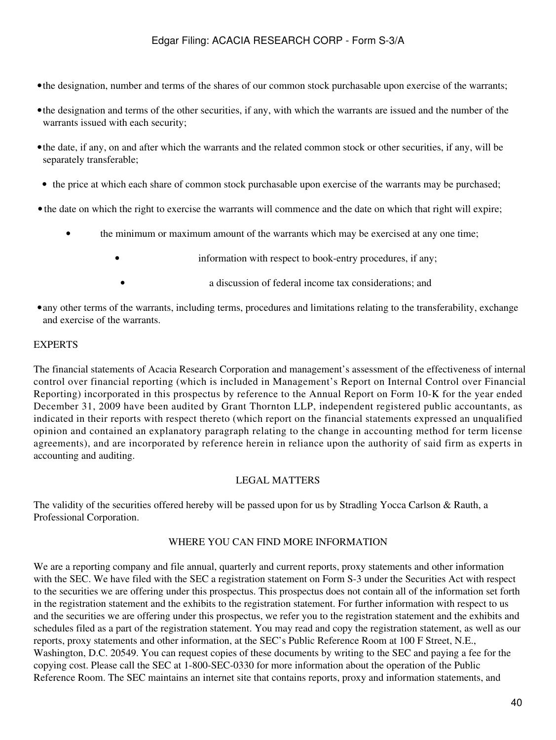- the designation, number and terms of the shares of our common stock purchasable upon exercise of the warrants;
- the designation and terms of the other securities, if any, with which the warrants are issued and the number of the warrants issued with each security;
- the date, if any, on and after which the warrants and the related common stock or other securities, if any, will be separately transferable;
- the price at which each share of common stock purchasable upon exercise of the warrants may be purchased;
- the date on which the right to exercise the warrants will commence and the date on which that right will expire;
- the minimum or maximum amount of the warrants which may be exercised at any one time;
- information with respect to book-entry procedures, if any;
- a discussion of federal income tax considerations; and
- any other terms of the warrants, including terms, procedures and limitations relating to the transferability, exchange and exercise of the warrants.

## EXPERTS

The financial statements of Acacia Research Corporation and management's assessment of the effectiveness of internal control over financial reporting (which is included in Management's Report on Internal Control over Financial Reporting) incorporated in this prospectus by reference to the Annual Report on Form 10-K for the year ended December 31, 2009 have been audited by Grant Thornton LLP, independent registered public accountants, as indicated in their reports with respect thereto (which report on the financial statements expressed an unqualified opinion and contained an explanatory paragraph relating to the change in accounting method for term license agreements), and are incorporated by reference herein in reliance upon the authority of said firm as experts in accounting and auditing.

## LEGAL MATTERS

The validity of the securities offered hereby will be passed upon for us by Stradling Yocca Carlson & Rauth, a Professional Corporation.

## WHERE YOU CAN FIND MORE INFORMATION

We are a reporting company and file annual, quarterly and current reports, proxy statements and other information with the SEC. We have filed with the SEC a registration statement on Form S-3 under the Securities Act with respect to the securities we are offering under this prospectus. This prospectus does not contain all of the information set forth in the registration statement and the exhibits to the registration statement. For further information with respect to us and the securities we are offering under this prospectus, we refer you to the registration statement and the exhibits and schedules filed as a part of the registration statement. You may read and copy the registration statement, as well as our reports, proxy statements and other information, at the SEC's Public Reference Room at 100 F Street, N.E., Washington, D.C. 20549. You can request copies of these documents by writing to the SEC and paying a fee for the copying cost. Please call the SEC at 1-800-SEC-0330 for more information about the operation of the Public Reference Room. The SEC maintains an internet site that contains reports, proxy and information statements, and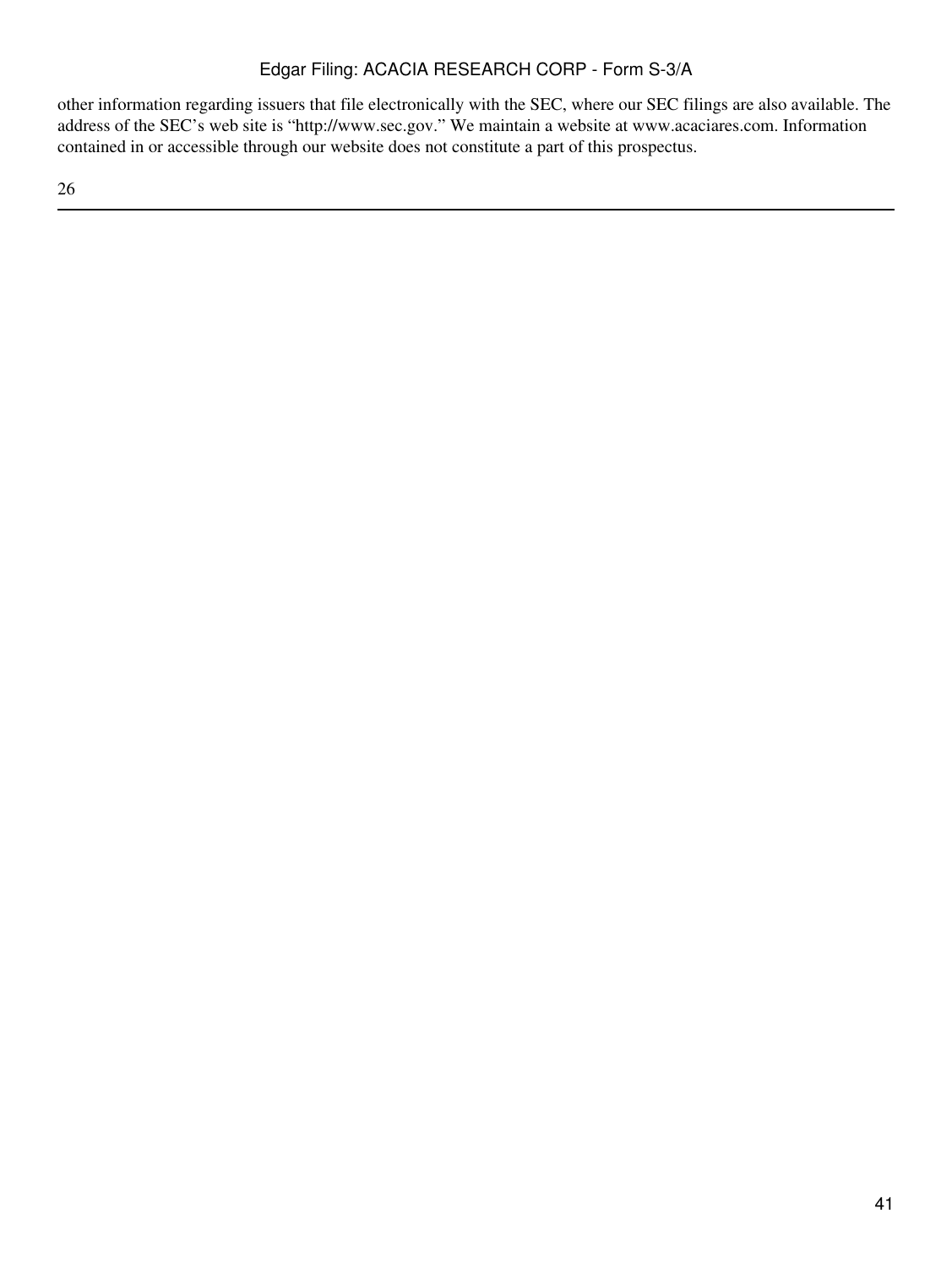other information regarding issuers that file electronically with the SEC, where our SEC filings are also available. The address of the SEC's web site is "http://www.sec.gov." We maintain a website at www.acaciares.com. Information contained in or accessible through our website does not constitute a part of this prospectus.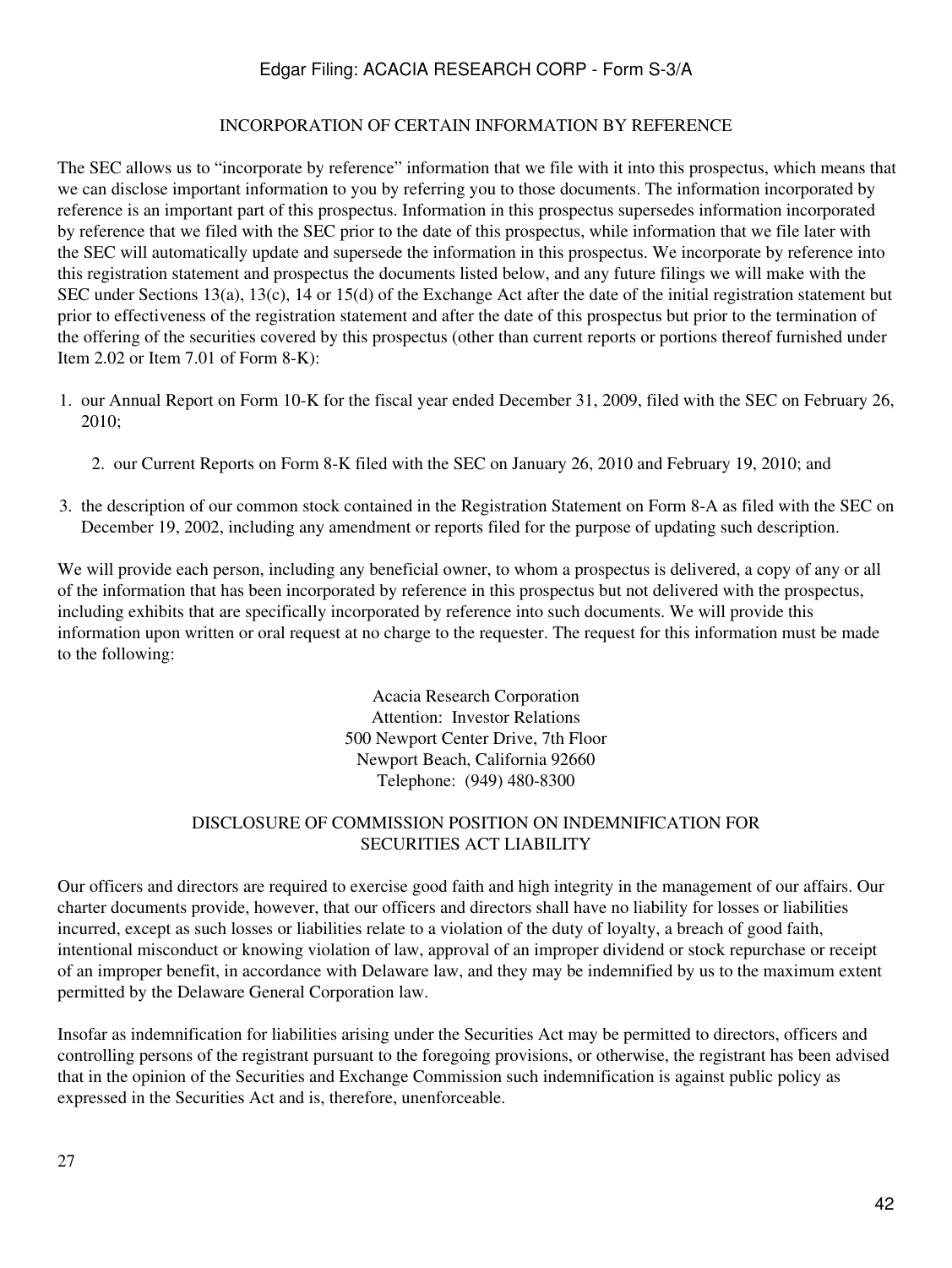## INCORPORATION OF CERTAIN INFORMATION BY REFERENCE

The SEC allows us to "incorporate by reference" information that we file with it into this prospectus, which means that we can disclose important information to you by referring you to those documents. The information incorporated by reference is an important part of this prospectus. Information in this prospectus supersedes information incorporated by reference that we filed with the SEC prior to the date of this prospectus, while information that we file later with the SEC will automatically update and supersede the information in this prospectus. We incorporate by reference into this registration statement and prospectus the documents listed below, and any future filings we will make with the SEC under Sections 13(a), 13(c), 14 or 15(d) of the Exchange Act after the date of the initial registration statement but prior to effectiveness of the registration statement and after the date of this prospectus but prior to the termination of the offering of the securities covered by this prospectus (other than current reports or portions thereof furnished under Item 2.02 or Item 7.01 of Form 8-K):

1. our Annual Report on Form 10-K for the fiscal year ended December 31, 2009, filed with the SEC on February 26, 2010;
2. our Current Reports on Form 8-K filed with the SEC on January 26, 2010 and February 19, 2010; and
3. the description of our common stock contained in the Registration Statement on Form 8-A as filed with the SEC on December 19, 2002, including any amendment or reports filed for the purpose of updating such description.

We will provide each person, including any beneficial owner, to whom a prospectus is delivered, a copy of any or all of the information that has been incorporated by reference in this prospectus but not delivered with the prospectus, including exhibits that are specifically incorporated by reference into such documents. We will provide this information upon written or oral request at no charge to the requester. The request for this information must be made to the following:

Acacia Research Corporation
Attention: Investor Relations
500 Newport Center Drive, 7th Floor
Newport Beach, California 92660
Telephone: (949) 480-8300

## DISCLOSURE OF COMMISSION POSITION ON INDEMNIFICATION FOR SECURITIES ACT LIABILITY

Our officers and directors are required to exercise good faith and high integrity in the management of our affairs. Our charter documents provide, however, that our officers and directors shall have no liability for losses or liabilities incurred, except as such losses or liabilities relate to a violation of the duty of loyalty, a breach of good faith, intentional misconduct or knowing violation of law, approval of an improper dividend or stock repurchase or receipt of an improper benefit, in accordance with Delaware law, and they may be indemnified by us to the maximum extent permitted by the Delaware General Corporation law.

Insofar as indemnification for liabilities arising under the Securities Act may be permitted to directors, officers and controlling persons of the registrant pursuant to the foregoing provisions, or otherwise, the registrant has been advised that in the opinion of the Securities and Exchange Commission such indemnification is against public policy as expressed in the Securities Act and is, therefore, unenforceable.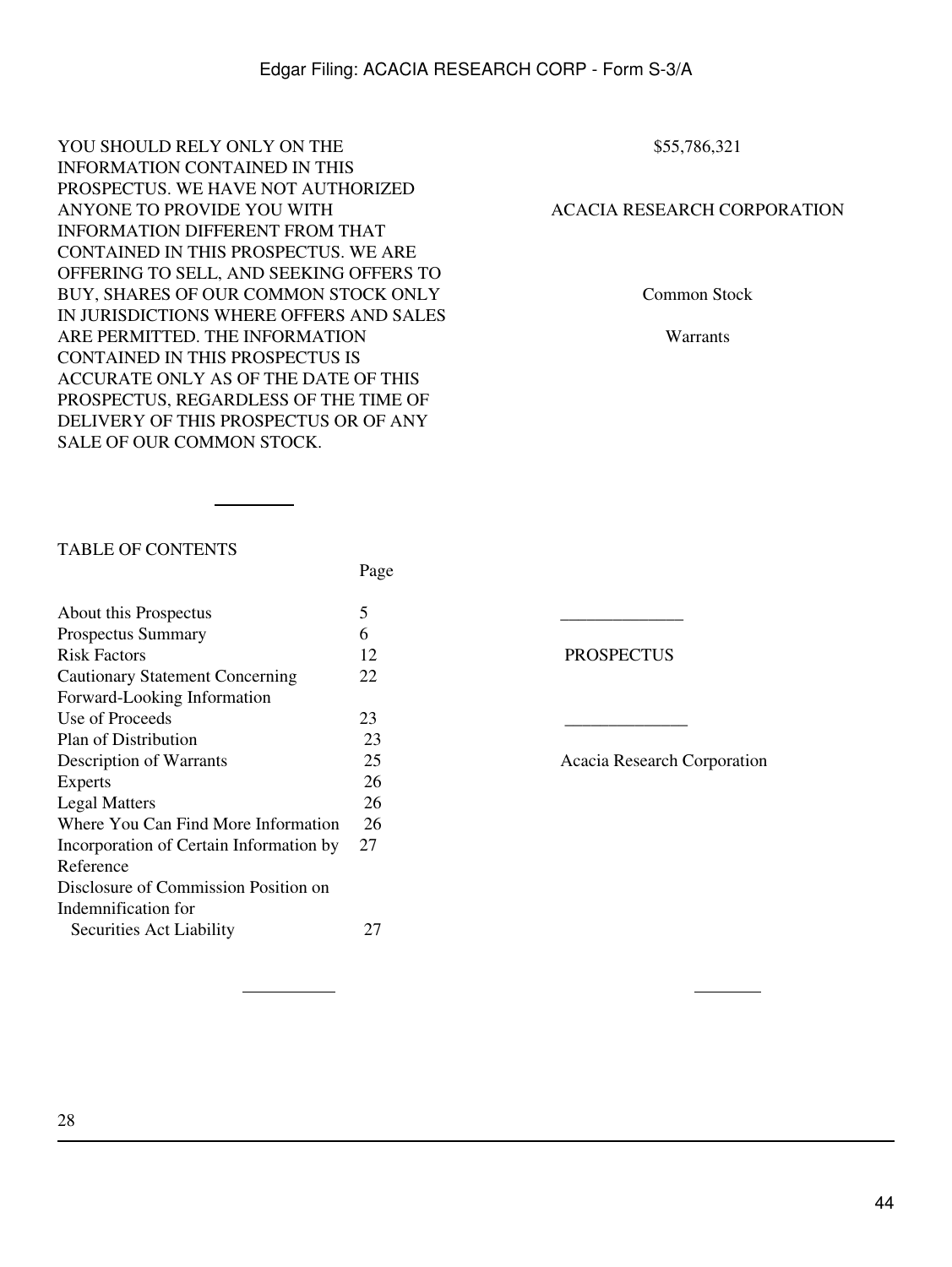YOU SHOULD RELY ONLY ON THE INFORMATION CONTAINED IN THIS PROSPECTUS. WE HAVE NOT AUTHORIZED ANYONE TO PROVIDE YOU WITH INFORMATION DIFFERENT FROM THAT CONTAINED IN THIS PROSPECTUS. WE ARE OFFERING TO SELL, AND SEEKING OFFERS TO BUY, SHARES OF OUR COMMON STOCK ONLY IN JURISDICTIONS WHERE OFFERS AND SALES ARE PERMITTED. THE INFORMATION CONTAINED IN THIS PROSPECTUS IS ACCURATE ONLY AS OF THE DATE OF THIS PROSPECTUS, REGARDLESS OF THE TIME OF DELIVERY OF THIS PROSPECTUS OR OF ANY SALE OF OUR COMMON STOCK.

$55,786,321

ACACIA RESEARCH CORPORATION

Common Stock

Warrants

---

TABLE OF CONTENTS

| | Page |
|---|---|
| About this Prospectus | 5 |
| Prospectus Summary | 6 |
| Risk Factors | 12 |
| Cautionary Statement Concerning Forward-Looking Information | 22 |
| Use of Proceeds | 23 |
| Plan of Distribution | 23 |
| Description of Warrants | 25 |
| Experts | 26 |
| Legal Matters | 26 |
| Where You Can Find More Information | 26 |
| Incorporation of Certain Information by Reference | 27 |
| Disclosure of Commission Position on Indemnification for Securities Act Liability | 27 |

---

PROSPECTUS

---

Acacia Research Corporation

28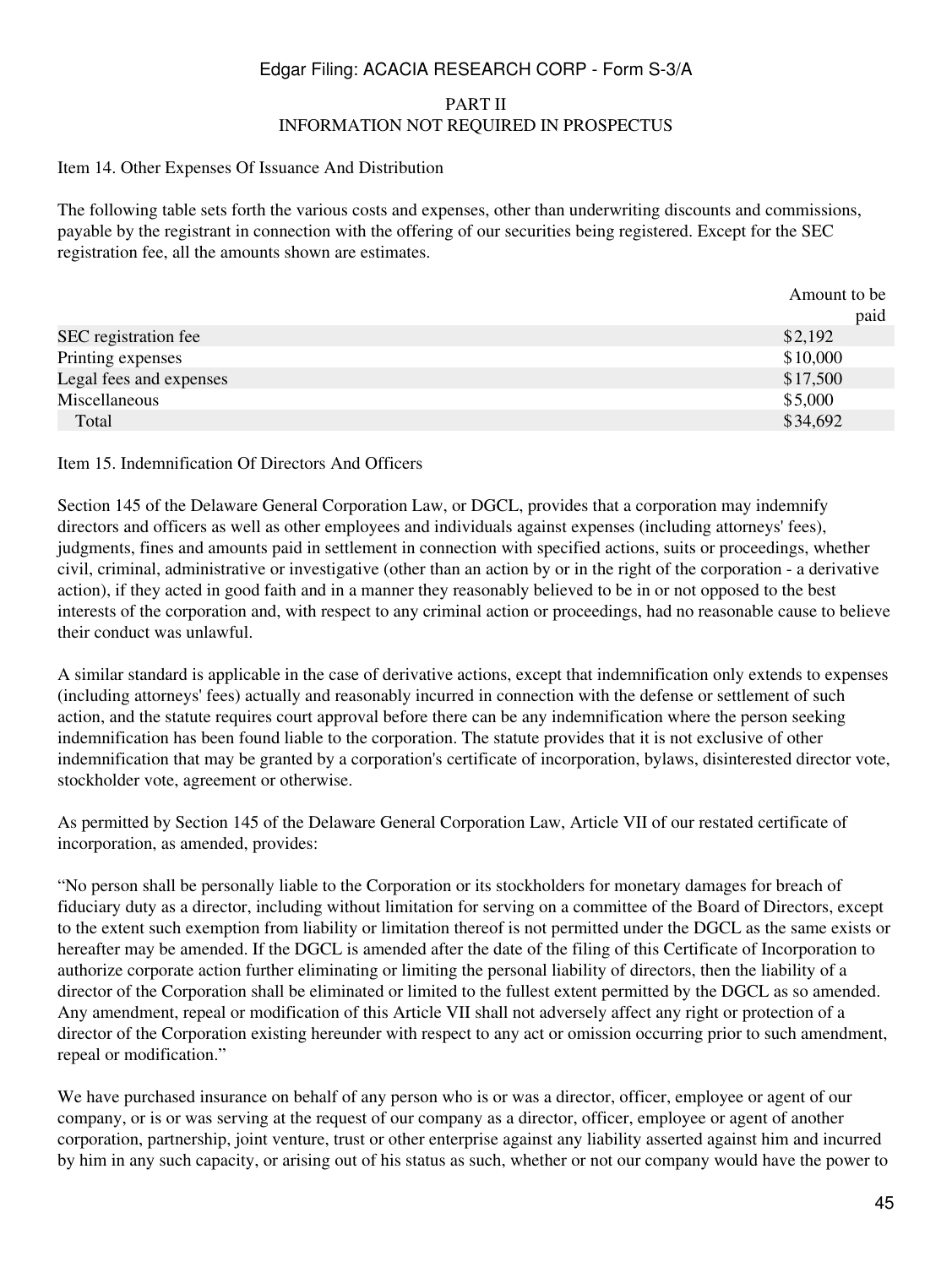## PART II
## INFORMATION NOT REQUIRED IN PROSPECTUS

Item 14. Other Expenses Of Issuance And Distribution

The following table sets forth the various costs and expenses, other than underwriting discounts and commissions, payable by the registrant in connection with the offering of our securities being registered. Except for the SEC registration fee, all the amounts shown are estimates.

| | Amount to be paid |
|---|---|
| SEC registration fee | $2,192 |
| Printing expenses | $10,000 |
| Legal fees and expenses | $17,500 |
| Miscellaneous | $5,000 |
| Total | $34,692 |

Item 15. Indemnification Of Directors And Officers

Section 145 of the Delaware General Corporation Law, or DGCL, provides that a corporation may indemnify directors and officers as well as other employees and individuals against expenses (including attorneys' fees), judgments, fines and amounts paid in settlement in connection with specified actions, suits or proceedings, whether civil, criminal, administrative or investigative (other than an action by or in the right of the corporation - a derivative action), if they acted in good faith and in a manner they reasonably believed to be in or not opposed to the best interests of the corporation and, with respect to any criminal action or proceedings, had no reasonable cause to believe their conduct was unlawful.

A similar standard is applicable in the case of derivative actions, except that indemnification only extends to expenses (including attorneys' fees) actually and reasonably incurred in connection with the defense or settlement of such action, and the statute requires court approval before there can be any indemnification where the person seeking indemnification has been found liable to the corporation. The statute provides that it is not exclusive of other indemnification that may be granted by a corporation's certificate of incorporation, bylaws, disinterested director vote, stockholder vote, agreement or otherwise.

As permitted by Section 145 of the Delaware General Corporation Law, Article VII of our restated certificate of incorporation, as amended, provides:

"No person shall be personally liable to the Corporation or its stockholders for monetary damages for breach of fiduciary duty as a director, including without limitation for serving on a committee of the Board of Directors, except to the extent such exemption from liability or limitation thereof is not permitted under the DGCL as the same exists or hereafter may be amended. If the DGCL is amended after the date of the filing of this Certificate of Incorporation to authorize corporate action further eliminating or limiting the personal liability of directors, then the liability of a director of the Corporation shall be eliminated or limited to the fullest extent permitted by the DGCL as so amended. Any amendment, repeal or modification of this Article VII shall not adversely affect any right or protection of a director of the Corporation existing hereunder with respect to any act or omission occurring prior to such amendment, repeal or modification."

We have purchased insurance on behalf of any person who is or was a director, officer, employee or agent of our company, or is or was serving at the request of our company as a director, officer, employee or agent of another corporation, partnership, joint venture, trust or other enterprise against any liability asserted against him and incurred by him in any such capacity, or arising out of his status as such, whether or not our company would have the power to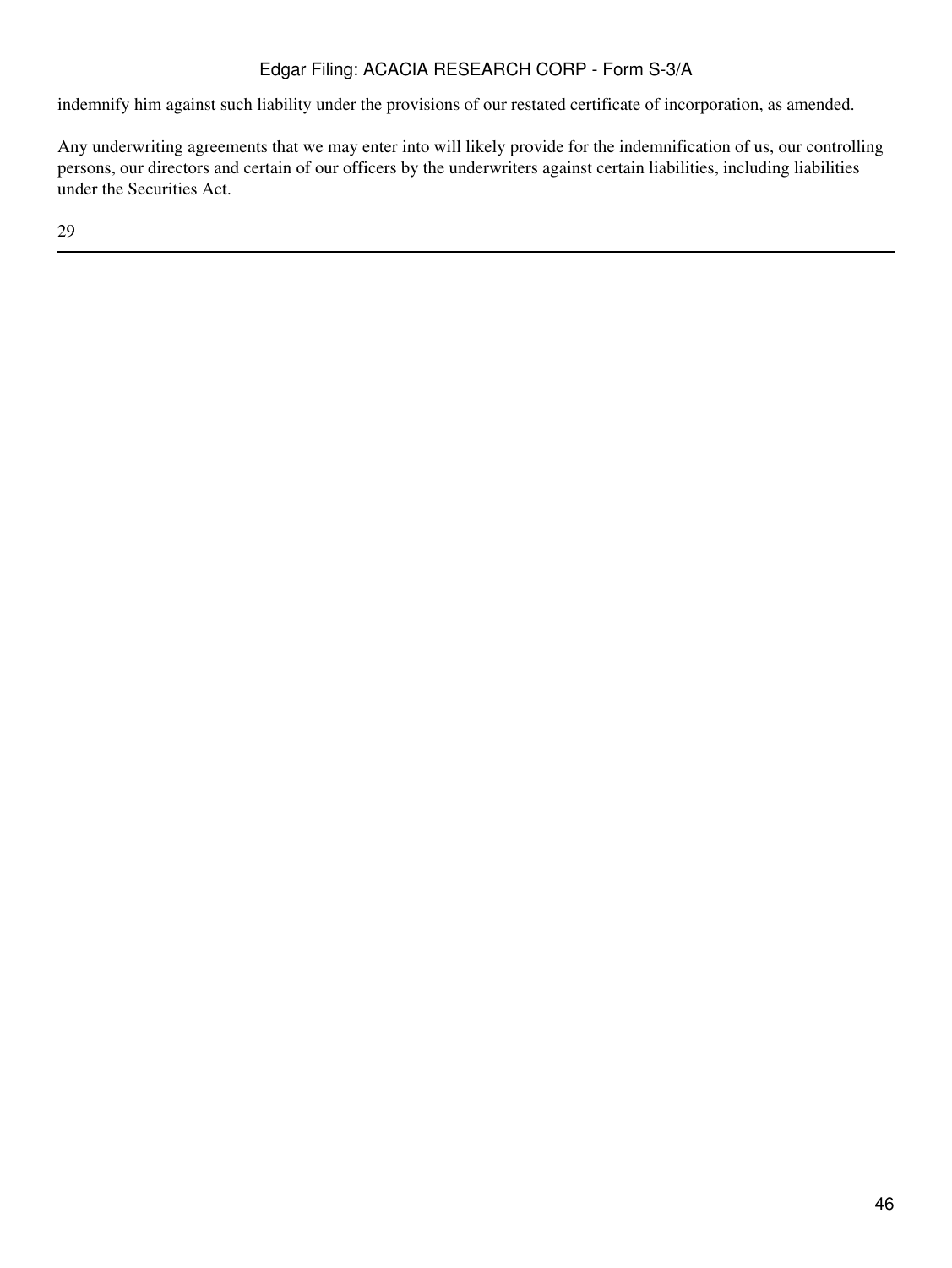indemnify him against such liability under the provisions of our restated certificate of incorporation, as amended.

Any underwriting agreements that we may enter into will likely provide for the indemnification of us, our controlling persons, our directors and certain of our officers by the underwriters against certain liabilities, including liabilities under the Securities Act.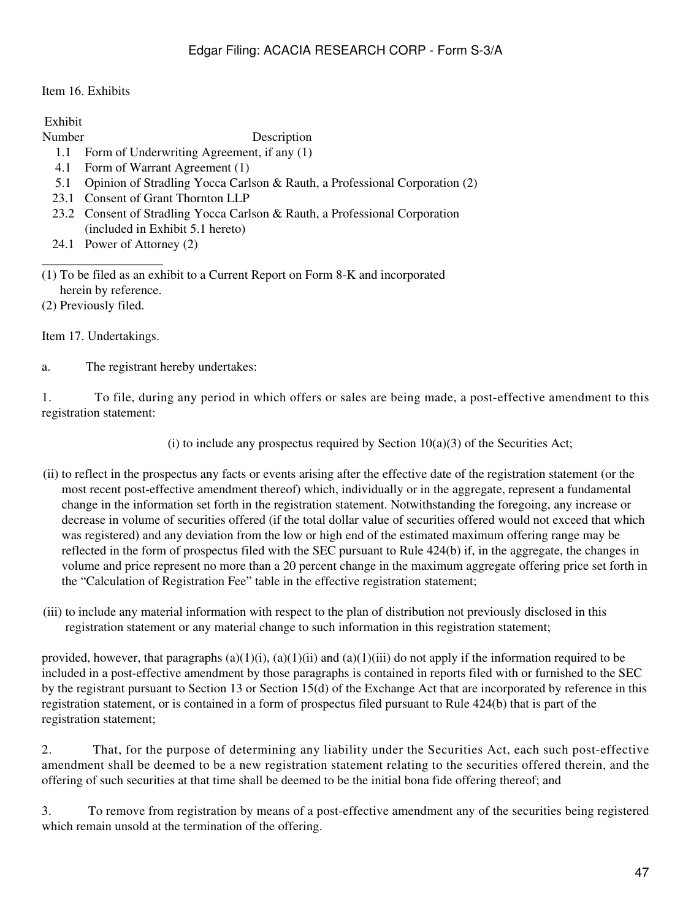Item 16. Exhibits

| Exhibit Number | Description |
|---|---|
| 1.1 | Form of Underwriting Agreement, if any (1) |
| 4.1 | Form of Warrant Agreement (1) |
| 5.1 | Opinion of Stradling Yocca Carlson & Rauth, a Professional Corporation (2) |
| 23.1 | Consent of Grant Thornton LLP |
| 23.2 | Consent of Stradling Yocca Carlson & Rauth, a Professional Corporation (included in Exhibit 5.1 hereto) |
| 24.1 | Power of Attorney (2) |

___________________

(1) To be filed as an exhibit to a Current Report on Form 8-K and incorporated herein by reference.

(2) Previously filed.

Item 17. Undertakings.

a. The registrant hereby undertakes:

1. To file, during any period in which offers or sales are being made, a post-effective amendment to this registration statement:

(i) to include any prospectus required by Section 10(a)(3) of the Securities Act;

(ii) to reflect in the prospectus any facts or events arising after the effective date of the registration statement (or the most recent post-effective amendment thereof) which, individually or in the aggregate, represent a fundamental change in the information set forth in the registration statement. Notwithstanding the foregoing, any increase or decrease in volume of securities offered (if the total dollar value of securities offered would not exceed that which was registered) and any deviation from the low or high end of the estimated maximum offering range may be reflected in the form of prospectus filed with the SEC pursuant to Rule 424(b) if, in the aggregate, the changes in volume and price represent no more than a 20 percent change in the maximum aggregate offering price set forth in the "Calculation of Registration Fee" table in the effective registration statement;

(iii) to include any material information with respect to the plan of distribution not previously disclosed in this registration statement or any material change to such information in this registration statement;

provided, however, that paragraphs (a)(1)(i), (a)(1)(ii) and (a)(1)(iii) do not apply if the information required to be included in a post-effective amendment by those paragraphs is contained in reports filed with or furnished to the SEC by the registrant pursuant to Section 13 or Section 15(d) of the Exchange Act that are incorporated by reference in this registration statement, or is contained in a form of prospectus filed pursuant to Rule 424(b) that is part of the registration statement;

2. That, for the purpose of determining any liability under the Securities Act, each such post-effective amendment shall be deemed to be a new registration statement relating to the securities offered therein, and the offering of such securities at that time shall be deemed to be the initial bona fide offering thereof; and

3. To remove from registration by means of a post-effective amendment any of the securities being registered which remain unsold at the termination of the offering.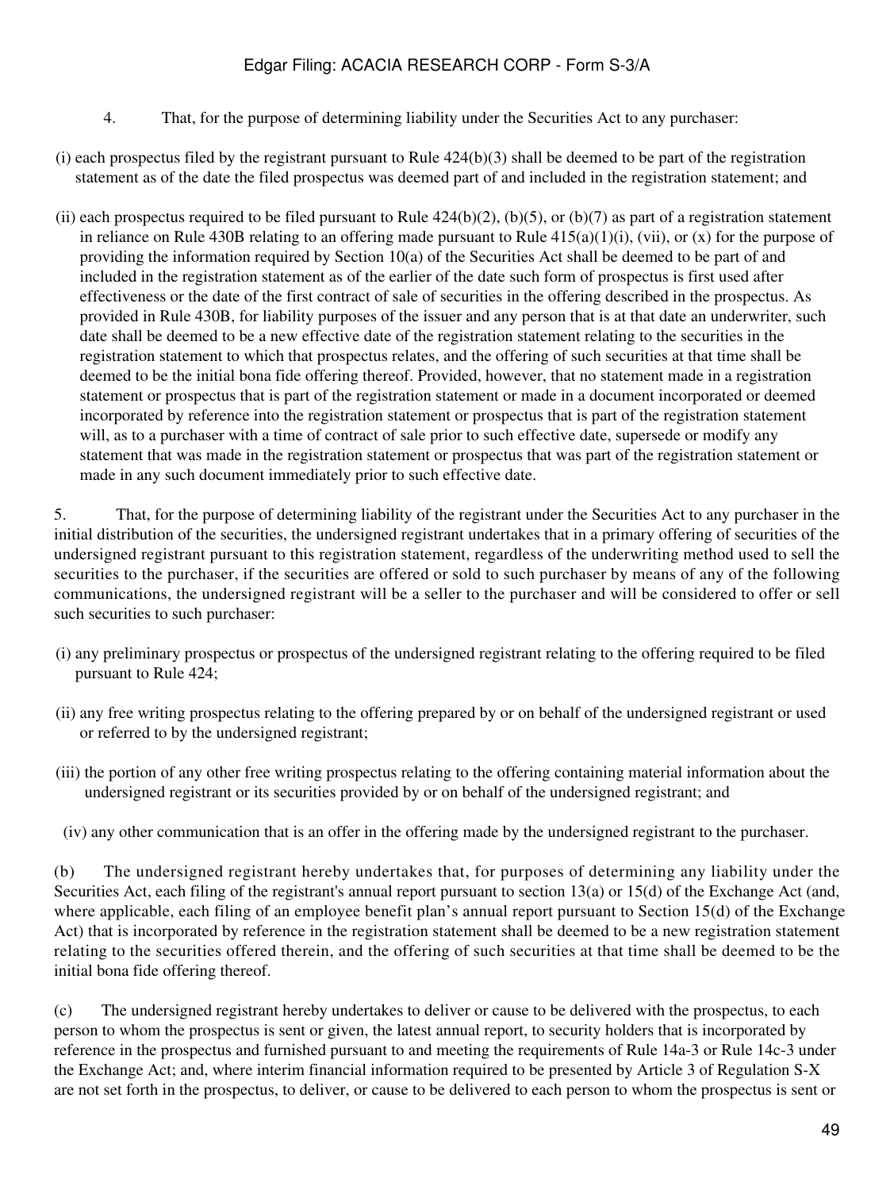4. That, for the purpose of determining liability under the Securities Act to any purchaser:

(i) each prospectus filed by the registrant pursuant to Rule 424(b)(3) shall be deemed to be part of the registration statement as of the date the filed prospectus was deemed part of and included in the registration statement; and

(ii) each prospectus required to be filed pursuant to Rule 424(b)(2), (b)(5), or (b)(7) as part of a registration statement in reliance on Rule 430B relating to an offering made pursuant to Rule 415(a)(1)(i), (vii), or (x) for the purpose of providing the information required by Section 10(a) of the Securities Act shall be deemed to be part of and included in the registration statement as of the earlier of the date such form of prospectus is first used after effectiveness or the date of the first contract of sale of securities in the offering described in the prospectus. As provided in Rule 430B, for liability purposes of the issuer and any person that is at that date an underwriter, such date shall be deemed to be a new effective date of the registration statement relating to the securities in the registration statement to which that prospectus relates, and the offering of such securities at that time shall be deemed to be the initial bona fide offering thereof. Provided, however, that no statement made in a registration statement or prospectus that is part of the registration statement or made in a document incorporated or deemed incorporated by reference into the registration statement or prospectus that is part of the registration statement will, as to a purchaser with a time of contract of sale prior to such effective date, supersede or modify any statement that was made in the registration statement or prospectus that was part of the registration statement or made in any such document immediately prior to such effective date.

5. That, for the purpose of determining liability of the registrant under the Securities Act to any purchaser in the initial distribution of the securities, the undersigned registrant undertakes that in a primary offering of securities of the undersigned registrant pursuant to this registration statement, regardless of the underwriting method used to sell the securities to the purchaser, if the securities are offered or sold to such purchaser by means of any of the following communications, the undersigned registrant will be a seller to the purchaser and will be considered to offer or sell such securities to such purchaser:

(i) any preliminary prospectus or prospectus of the undersigned registrant relating to the offering required to be filed pursuant to Rule 424;

(ii) any free writing prospectus relating to the offering prepared by or on behalf of the undersigned registrant or used or referred to by the undersigned registrant;

(iii) the portion of any other free writing prospectus relating to the offering containing material information about the undersigned registrant or its securities provided by or on behalf of the undersigned registrant; and

(iv) any other communication that is an offer in the offering made by the undersigned registrant to the purchaser.

(b) The undersigned registrant hereby undertakes that, for purposes of determining any liability under the Securities Act, each filing of the registrant's annual report pursuant to section 13(a) or 15(d) of the Exchange Act (and, where applicable, each filing of an employee benefit plan's annual report pursuant to Section 15(d) of the Exchange Act) that is incorporated by reference in the registration statement shall be deemed to be a new registration statement relating to the securities offered therein, and the offering of such securities at that time shall be deemed to be the initial bona fide offering thereof.

(c) The undersigned registrant hereby undertakes to deliver or cause to be delivered with the prospectus, to each person to whom the prospectus is sent or given, the latest annual report, to security holders that is incorporated by reference in the prospectus and furnished pursuant to and meeting the requirements of Rule 14a-3 or Rule 14c-3 under the Exchange Act; and, where interim financial information required to be presented by Article 3 of Regulation S-X are not set forth in the prospectus, to deliver, or cause to be delivered to each person to whom the prospectus is sent or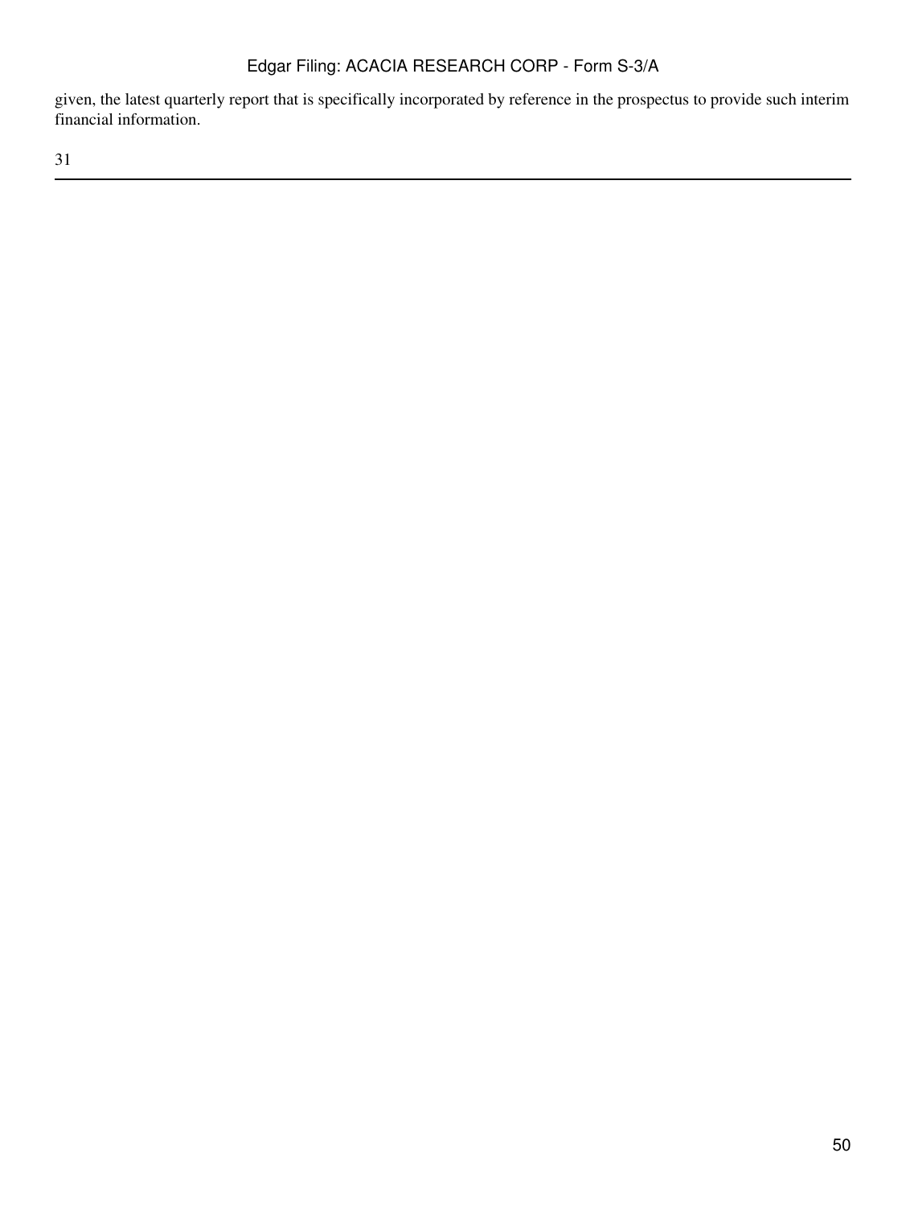given, the latest quarterly report that is specifically incorporated by reference in the prospectus to provide such interim financial information.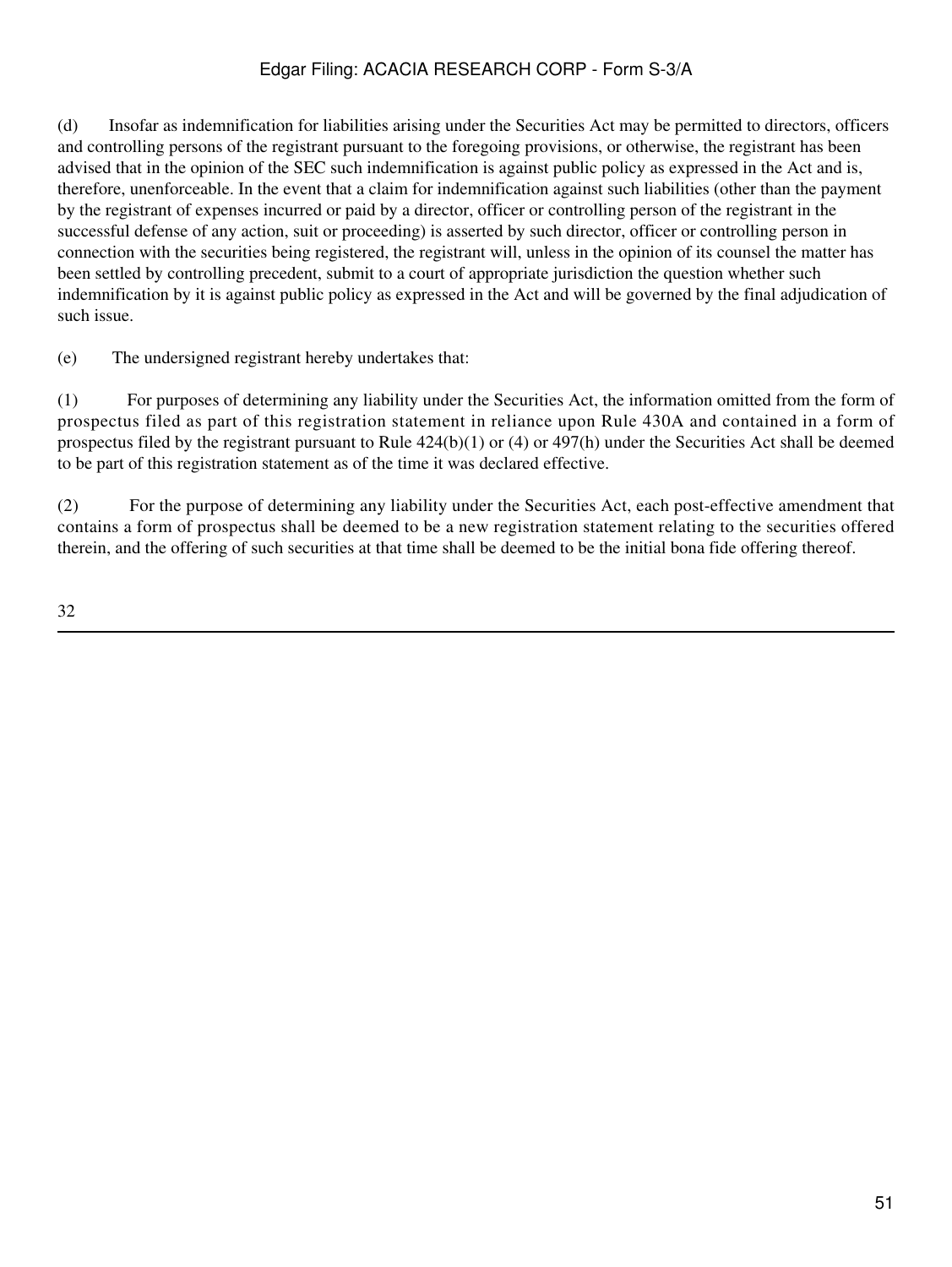(d) Insofar as indemnification for liabilities arising under the Securities Act may be permitted to directors, officers and controlling persons of the registrant pursuant to the foregoing provisions, or otherwise, the registrant has been advised that in the opinion of the SEC such indemnification is against public policy as expressed in the Act and is, therefore, unenforceable. In the event that a claim for indemnification against such liabilities (other than the payment by the registrant of expenses incurred or paid by a director, officer or controlling person of the registrant in the successful defense of any action, suit or proceeding) is asserted by such director, officer or controlling person in connection with the securities being registered, the registrant will, unless in the opinion of its counsel the matter has been settled by controlling precedent, submit to a court of appropriate jurisdiction the question whether such indemnification by it is against public policy as expressed in the Act and will be governed by the final adjudication of such issue.

(e) The undersigned registrant hereby undertakes that:

(1) For purposes of determining any liability under the Securities Act, the information omitted from the form of prospectus filed as part of this registration statement in reliance upon Rule 430A and contained in a form of prospectus filed by the registrant pursuant to Rule 424(b)(1) or (4) or 497(h) under the Securities Act shall be deemed to be part of this registration statement as of the time it was declared effective.

(2) For the purpose of determining any liability under the Securities Act, each post-effective amendment that contains a form of prospectus shall be deemed to be a new registration statement relating to the securities offered therein, and the offering of such securities at that time shall be deemed to be the initial bona fide offering thereof.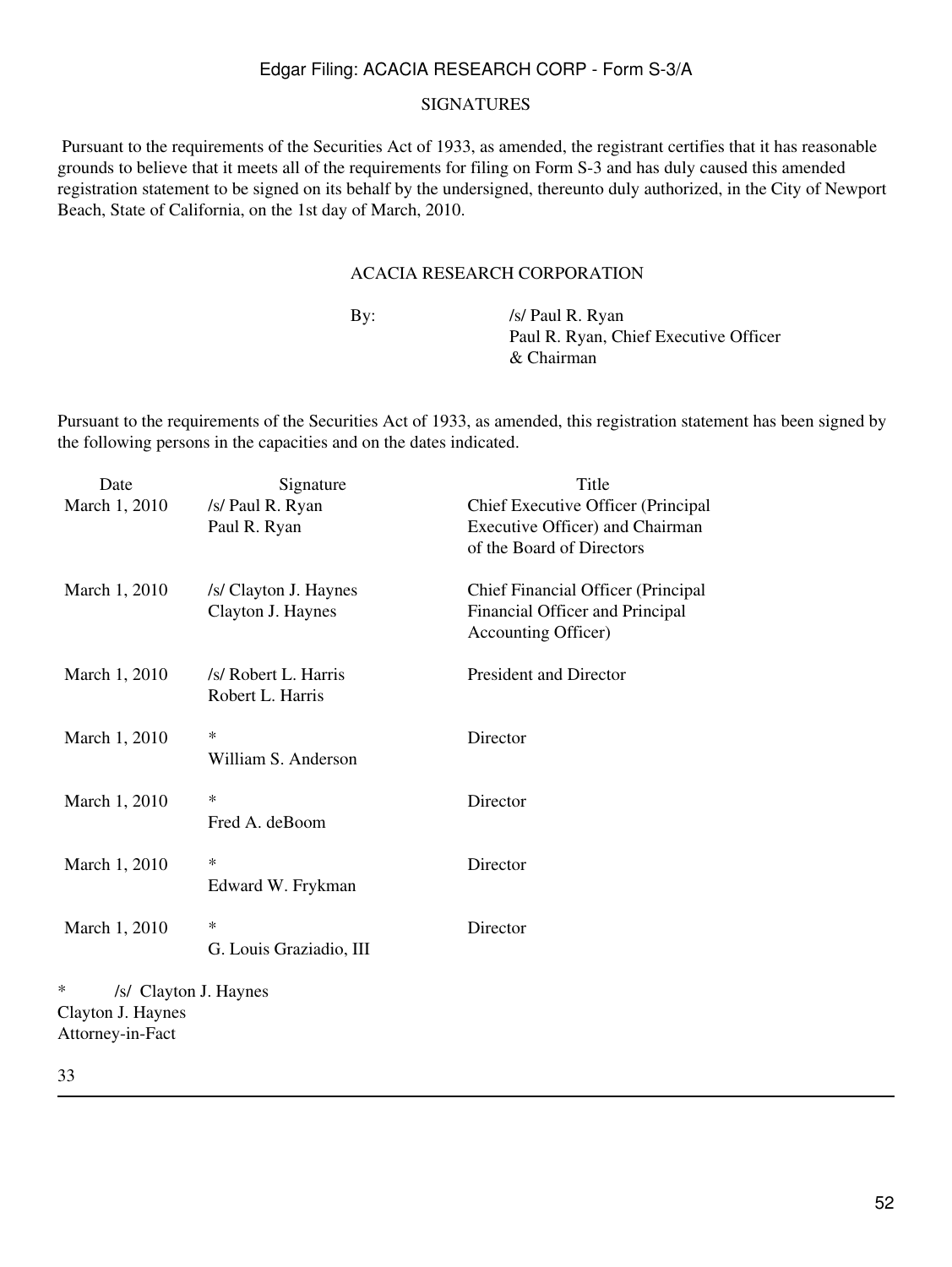SIGNATURES

Pursuant to the requirements of the Securities Act of 1933, as amended, the registrant certifies that it has reasonable grounds to believe that it meets all of the requirements for filing on Form S-3 and has duly caused this amended registration statement to be signed on its behalf by the undersigned, thereunto duly authorized, in the City of Newport Beach, State of California, on the 1st day of March, 2010.

ACACIA RESEARCH CORPORATION

By: /s/ Paul R. Ryan
Paul R. Ryan, Chief Executive Officer & Chairman

Pursuant to the requirements of the Securities Act of 1933, as amended, this registration statement has been signed by the following persons in the capacities and on the dates indicated.

| Date | Signature | Title |
|---|---|---|
| March 1, 2010 | /s/ Paul R. Ryan<br>Paul R. Ryan | Chief Executive Officer (Principal Executive Officer) and Chairman of the Board of Directors |
| March 1, 2010 | /s/ Clayton J. Haynes<br>Clayton J. Haynes | Chief Financial Officer (Principal Financial Officer and Principal Accounting Officer) |
| March 1, 2010 | /s/ Robert L. Harris<br>Robert L. Harris | President and Director |
| March 1, 2010 | *<br>William S. Anderson | Director |
| March 1, 2010 | *<br>Fred A. deBoom | Director |
| March 1, 2010 | *<br>Edward W. Frykman | Director |
| March 1, 2010 | *<br>G. Louis Graziadio, III | Director |

* /s/ Clayton J. Haynes
Clayton J. Haynes
Attorney-in-Fact

33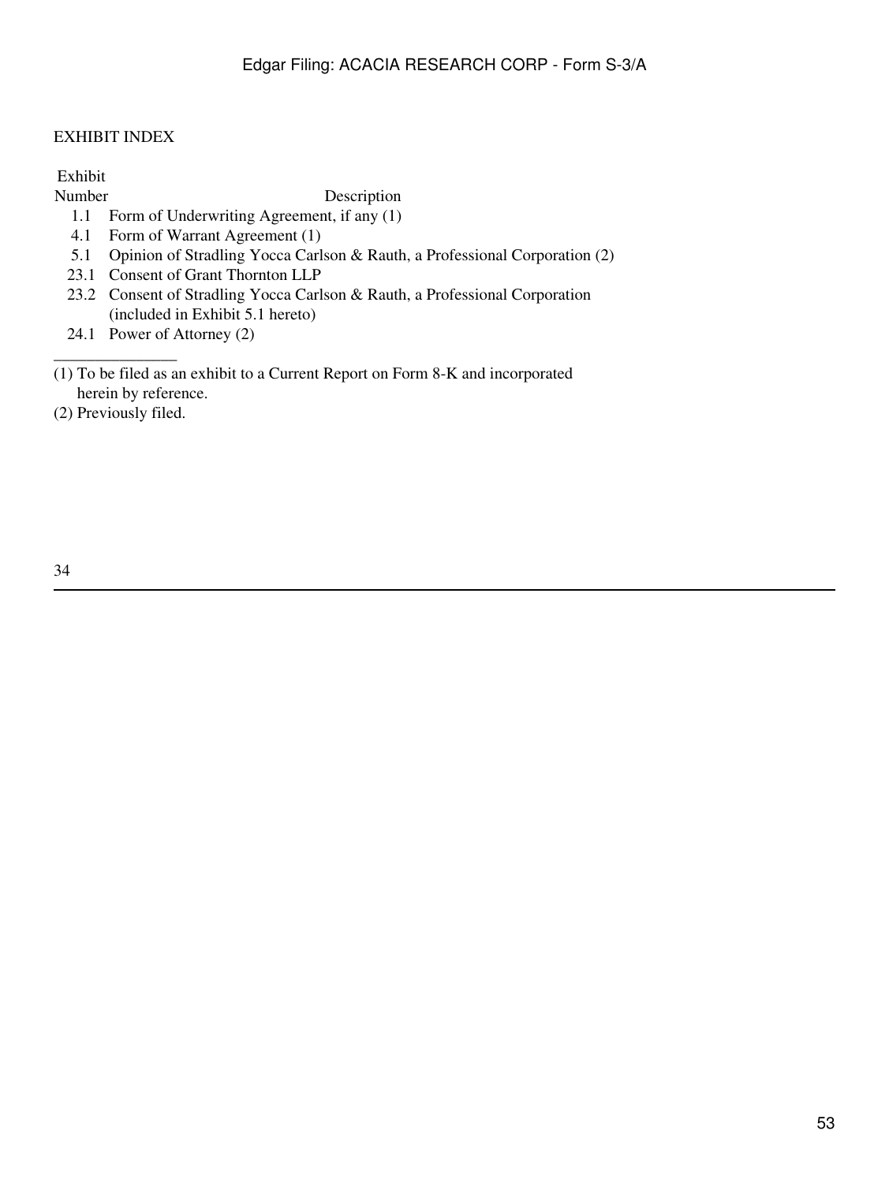EXHIBIT INDEX

| Exhibit Number | Description |
|---|---|
| 1.1 | Form of Underwriting Agreement, if any (1) |
| 4.1 | Form of Warrant Agreement (1) |
| 5.1 | Opinion of Stradling Yocca Carlson & Rauth, a Professional Corporation (2) |
| 23.1 | Consent of Grant Thornton LLP |
| 23.2 | Consent of Stradling Yocca Carlson & Rauth, a Professional Corporation (included in Exhibit 5.1 hereto) |
| 24.1 | Power of Attorney (2) |

_______________

(1) To be filed as an exhibit to a Current Report on Form 8-K and incorporated herein by reference.

(2) Previously filed.